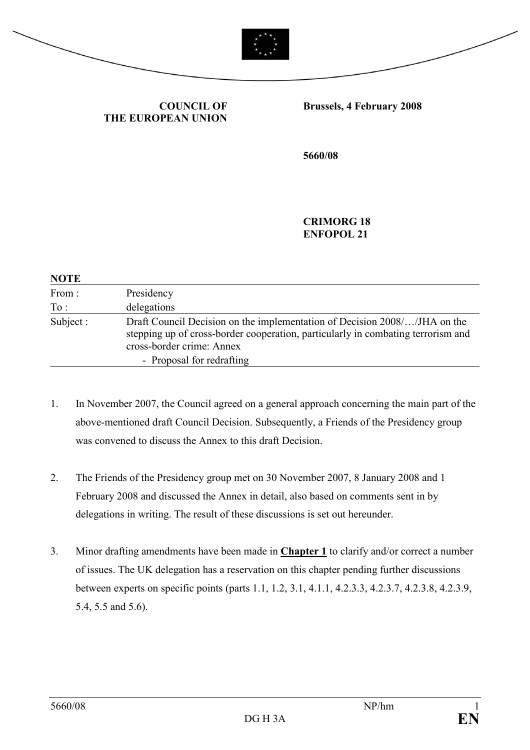**COUNCIL OF THE EUROPEAN UNION**

**Brussels, 4 February 2008**

**5660/08**

**CRIMORG 18**
**ENFOPOL 21**

**NOTE**

| | |
|---|---|
| From : | Presidency |
| To : | delegations |
| Subject : | Draft Council Decision on the implementation of Decision 2008/…/JHA on the stepping up of cross-border cooperation, particularly in combating terrorism and cross-border crime: Annex<br>- Proposal for redrafting |

1. In November 2007, the Council agreed on a general approach concerning the main part of the above-mentioned draft Council Decision. Subsequently, a Friends of the Presidency group was convened to discuss the Annex to this draft Decision.

2. The Friends of the Presidency group met on 30 November 2007, 8 January 2008 and 1 February 2008 and discussed the Annex in detail, also based on comments sent in by delegations in writing. The result of these discussions is set out hereunder.

3. Minor drafting amendments have been made in **Chapter 1** to clarify and/or correct a number of issues. The UK delegation has a reservation on this chapter pending further discussions between experts on specific points (parts 1.1, 1.2, 3.1, 4.1.1, 4.2.3.3, 4.2.3.7, 4.2.3.8, 4.2.3.9, 5.4, 5.5 and 5.6).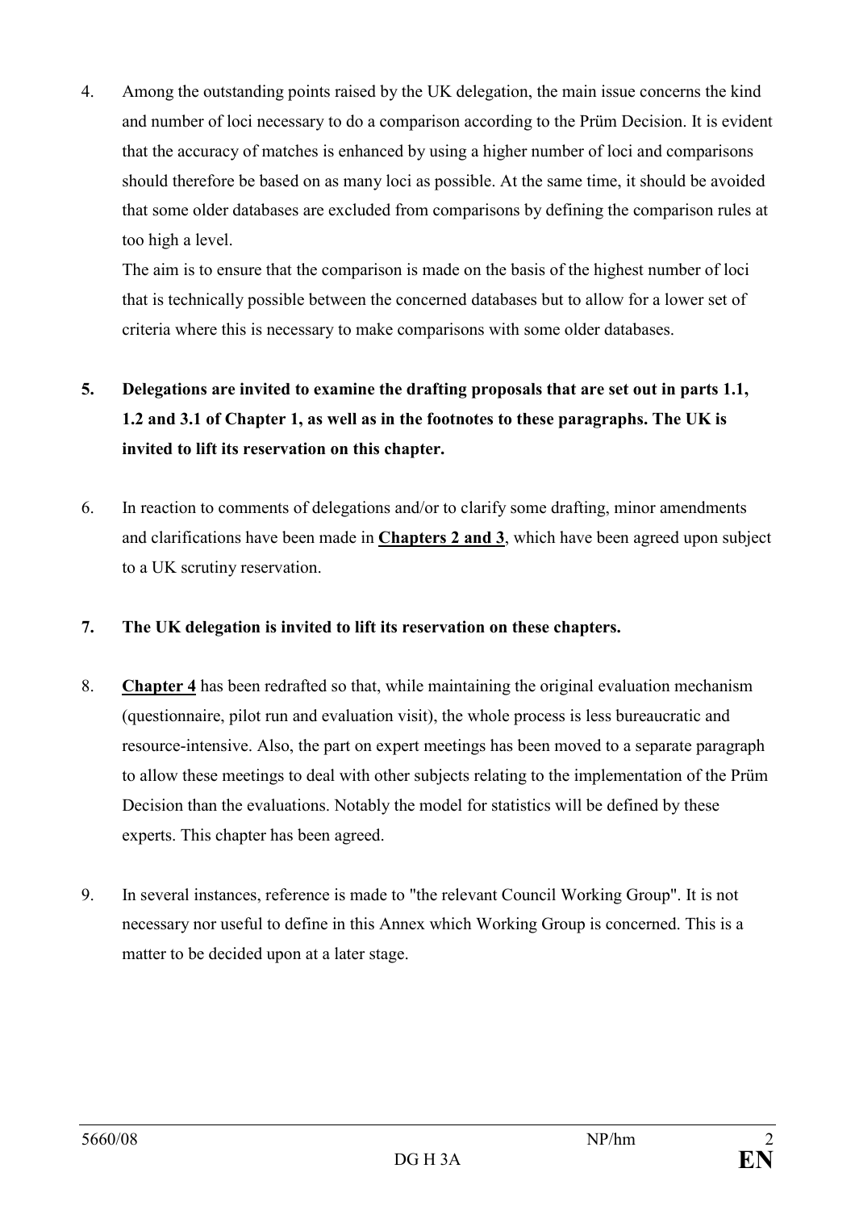4. Among the outstanding points raised by the UK delegation, the main issue concerns the kind and number of loci necessary to do a comparison according to the Prüm Decision. It is evident that the accuracy of matches is enhanced by using a higher number of loci and comparisons should therefore be based on as many loci as possible. At the same time, it should be avoided that some older databases are excluded from comparisons by defining the comparison rules at too high a level.

   The aim is to ensure that the comparison is made on the basis of the highest number of loci that is technically possible between the concerned databases but to allow for a lower set of criteria where this is necessary to make comparisons with some older databases.

**5. Delegations are invited to examine the drafting proposals that are set out in parts 1.1, 1.2 and 3.1 of Chapter 1, as well as in the footnotes to these paragraphs. The UK is invited to lift its reservation on this chapter.**

6. In reaction to comments of delegations and/or to clarify some drafting, minor amendments and clarifications have been made in **Chapters 2 and 3**, which have been agreed upon subject to a UK scrutiny reservation.

**7. The UK delegation is invited to lift its reservation on these chapters.**

8. **Chapter 4** has been redrafted so that, while maintaining the original evaluation mechanism (questionnaire, pilot run and evaluation visit), the whole process is less bureaucratic and resource-intensive. Also, the part on expert meetings has been moved to a separate paragraph to allow these meetings to deal with other subjects relating to the implementation of the Prüm Decision than the evaluations. Notably the model for statistics will be defined by these experts. This chapter has been agreed.

9. In several instances, reference is made to "the relevant Council Working Group". It is not necessary nor useful to define in this Annex which Working Group is concerned. This is a matter to be decided upon at a later stage.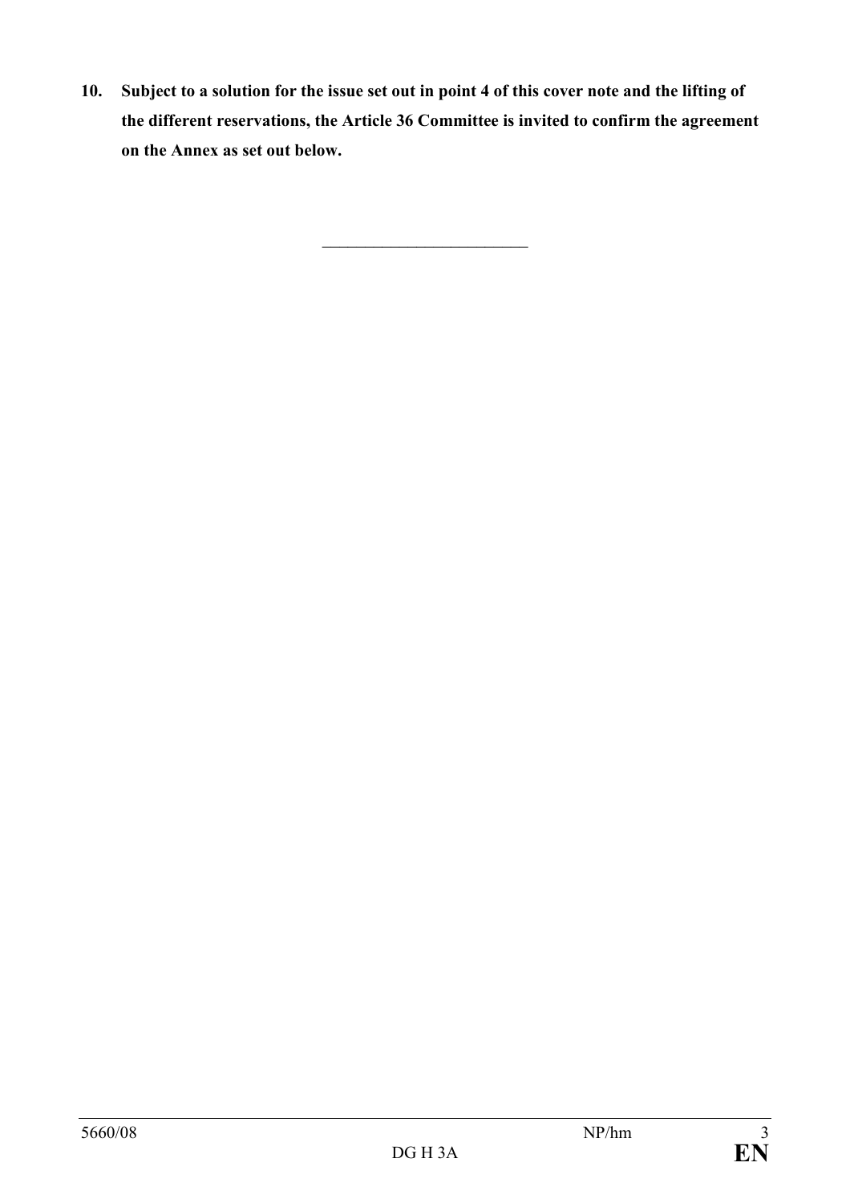**10. Subject to a solution for the issue set out in point 4 of this cover note and the lifting of the different reservations, the Article 36 Committee is invited to confirm the agreement on the Annex as set out below.**

________________________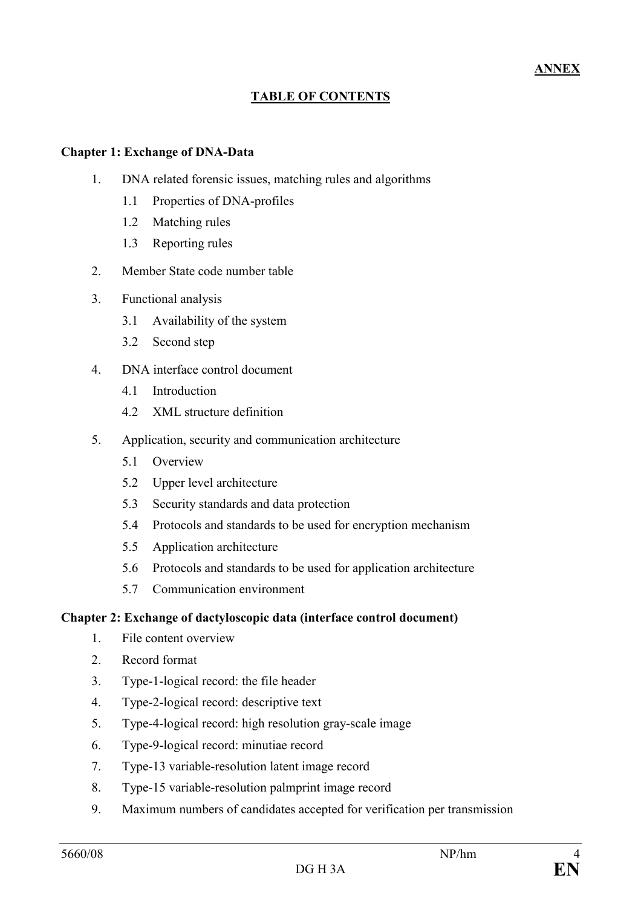**ANNEX**

# TABLE OF CONTENTS

**Chapter 1: Exchange of DNA-Data**

1. DNA related forensic issues, matching rules and algorithms
   - 1.1 Properties of DNA-profiles
   - 1.2 Matching rules
   - 1.3 Reporting rules
2. Member State code number table
3. Functional analysis
   - 3.1 Availability of the system
   - 3.2 Second step
4. DNA interface control document
   - 4.1 Introduction
   - 4.2 XML structure definition
5. Application, security and communication architecture
   - 5.1 Overview
   - 5.2 Upper level architecture
   - 5.3 Security standards and data protection
   - 5.4 Protocols and standards to be used for encryption mechanism
   - 5.5 Application architecture
   - 5.6 Protocols and standards to be used for application architecture
   - 5.7 Communication environment

**Chapter 2: Exchange of dactyloscopic data (interface control document)**

1. File content overview
2. Record format
3. Type-1-logical record: the file header
4. Type-2-logical record: descriptive text
5. Type-4-logical record: high resolution gray-scale image
6. Type-9-logical record: minutiae record
7. Type-13 variable-resolution latent image record
8. Type-15 variable-resolution palmprint image record
9. Maximum numbers of candidates accepted for verification per transmission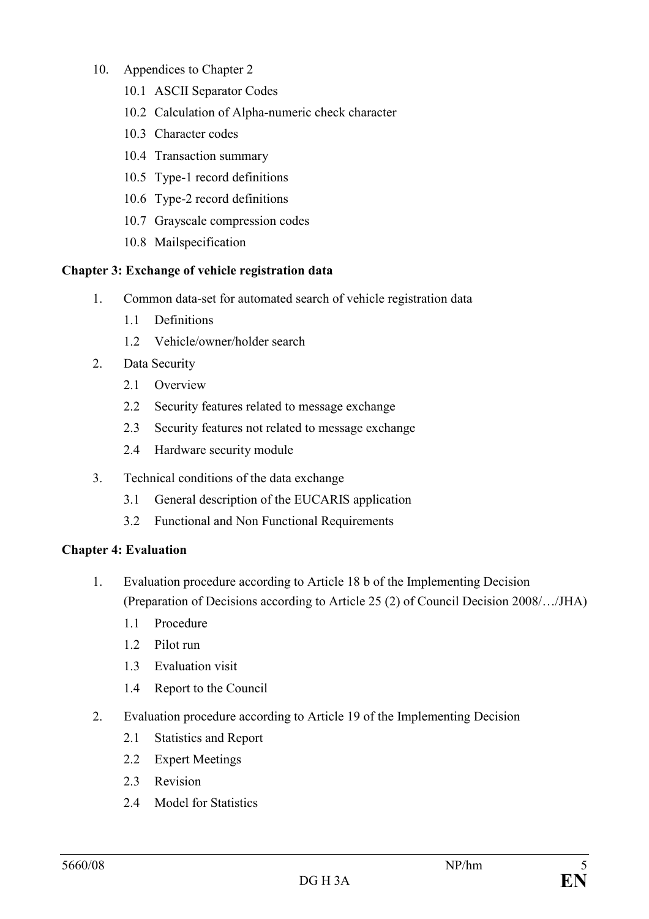10. Appendices to Chapter 2
    - 10.1 ASCII Separator Codes
    - 10.2 Calculation of Alpha-numeric check character
    - 10.3 Character codes
    - 10.4 Transaction summary
    - 10.5 Type-1 record definitions
    - 10.6 Type-2 record definitions
    - 10.7 Grayscale compression codes
    - 10.8 Mailspecification

**Chapter 3: Exchange of vehicle registration data**

1. Common data-set for automated search of vehicle registration data
    - 1.1 Definitions
    - 1.2 Vehicle/owner/holder search
2. Data Security
    - 2.1 Overview
    - 2.2 Security features related to message exchange
    - 2.3 Security features not related to message exchange
    - 2.4 Hardware security module
3. Technical conditions of the data exchange
    - 3.1 General description of the EUCARIS application
    - 3.2 Functional and Non Functional Requirements

**Chapter 4: Evaluation**

1. Evaluation procedure according to Article 18 b of the Implementing Decision (Preparation of Decisions according to Article 25 (2) of Council Decision 2008/…/JHA)
    - 1.1 Procedure
    - 1.2 Pilot run
    - 1.3 Evaluation visit
    - 1.4 Report to the Council
2. Evaluation procedure according to Article 19 of the Implementing Decision
    - 2.1 Statistics and Report
    - 2.2 Expert Meetings
    - 2.3 Revision
    - 2.4 Model for Statistics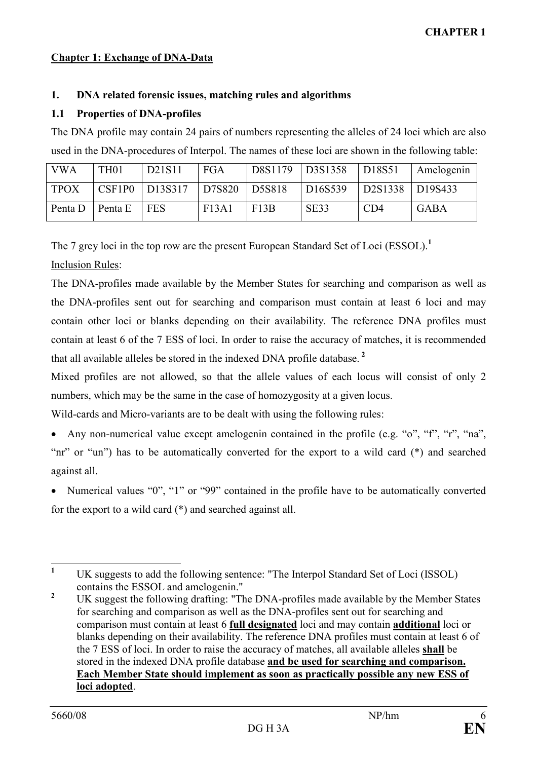## Chapter 1: Exchange of DNA-Data

### 1. DNA related forensic issues, matching rules and algorithms

### 1.1 Properties of DNA-profiles

The DNA profile may contain 24 pairs of numbers representing the alleles of 24 loci which are also used in the DNA-procedures of Interpol. The names of these loci are shown in the following table:

| VWA | TH01 | D21S11 | FGA | D8S1179 | D3S1358 | D18S51 | Amelogenin |
|---|---|---|---|---|---|---|---|
| TPOX | CSF1P0 | D13S317 | D7S820 | D5S818 | D16S539 | D2S1338 | D19S433 |
| Penta D | Penta E | FES | F13A1 | F13B | SE33 | CD4 | GABA |

The 7 grey loci in the top row are the present European Standard Set of Loci (ESSOL).[1]

Inclusion Rules:

The DNA-profiles made available by the Member States for searching and comparison as well as the DNA-profiles sent out for searching and comparison must contain at least 6 loci and may contain other loci or blanks depending on their availability. The reference DNA profiles must contain at least 6 of the 7 ESS of loci. In order to raise the accuracy of matches, it is recommended that all available alleles be stored in the indexed DNA profile database.[2]

Mixed profiles are not allowed, so that the allele values of each locus will consist of only 2 numbers, which may be the same in the case of homozygosity at a given locus.

Wild-cards and Micro-variants are to be dealt with using the following rules:

- Any non-numerical value except amelogenin contained in the profile (e.g. "o", "f", "r", "na", "nr" or "un") has to be automatically converted for the export to a wild card (*) and searched against all.
- Numerical values "0", "1" or "99" contained in the profile have to be automatically converted for the export to a wild card (*) and searched against all.

---

[1] UK suggests to add the following sentence: "The Interpol Standard Set of Loci (ISSOL) contains the ESSOL and amelogenin."

[2] UK suggest the following drafting: "The DNA-profiles made available by the Member States for searching and comparison as well as the DNA-profiles sent out for searching and comparison must contain at least 6 **full designated** loci and may contain **additional** loci or blanks depending on their availability. The reference DNA profiles must contain at least 6 of the 7 ESS of loci. In order to raise the accuracy of matches, all available alleles **shall** be stored in the indexed DNA profile database **and be used for searching and comparison. Each Member State should implement as soon as practically possible any new ESS of loci adopted**.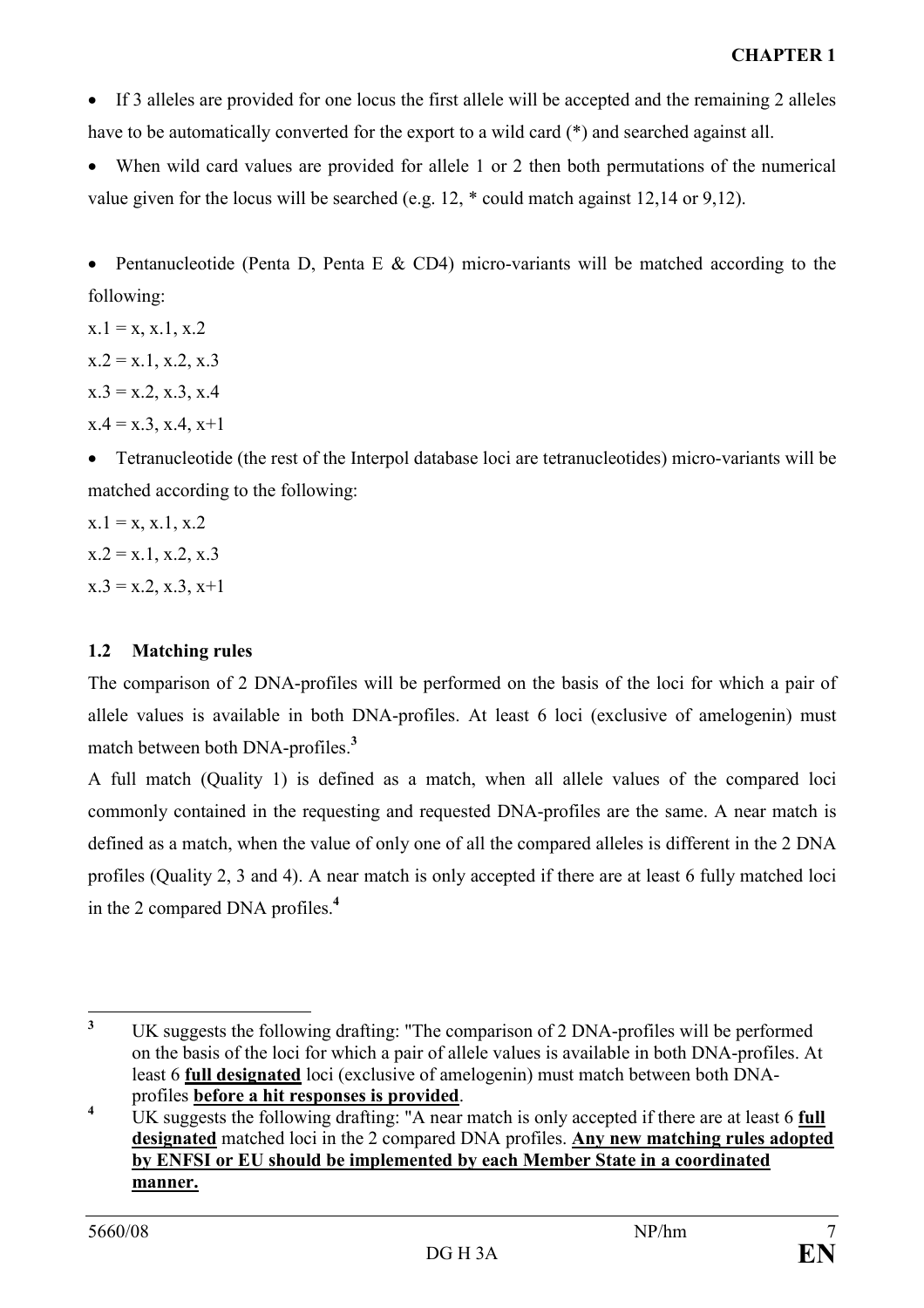**CHAPTER 1**

- If 3 alleles are provided for one locus the first allele will be accepted and the remaining 2 alleles have to be automatically converted for the export to a wild card (*) and searched against all.
- When wild card values are provided for allele 1 or 2 then both permutations of the numerical value given for the locus will be searched (e.g. 12, * could match against 12,14 or 9,12).

- Pentanucleotide (Penta D, Penta E & CD4) micro-variants will be matched according to the following:

x.1 = x, x.1, x.2

x.2 = x.1, x.2, x.3

x.3 = x.2, x.3, x.4

x.4 = x.3, x.4, x+1

- Tetranucleotide (the rest of the Interpol database loci are tetranucleotides) micro-variants will be matched according to the following:

x.1 = x, x.1, x.2

x.2 = x.1, x.2, x.3

x.3 = x.2, x.3, x+1

### 1.2 Matching rules

The comparison of 2 DNA-profiles will be performed on the basis of the loci for which a pair of allele values is available in both DNA-profiles. At least 6 loci (exclusive of amelogenin) must match between both DNA-profiles.[3]

A full match (Quality 1) is defined as a match, when all allele values of the compared loci commonly contained in the requesting and requested DNA-profiles are the same. A near match is defined as a match, when the value of only one of all the compared alleles is different in the 2 DNA profiles (Quality 2, 3 and 4). A near match is only accepted if there are at least 6 fully matched loci in the 2 compared DNA profiles.[4]

---

[3] UK suggests the following drafting: "The comparison of 2 DNA-profiles will be performed on the basis of the loci for which a pair of allele values is available in both DNA-profiles. At least 6 **full designated** loci (exclusive of amelogenin) must match between both DNA-profiles **before a hit responses is provided**.

[4] UK suggests the following drafting: "A near match is only accepted if there are at least 6 **full designated** matched loci in the 2 compared DNA profiles. **Any new matching rules adopted by ENFSI or EU should be implemented by each Member State in a coordinated manner.**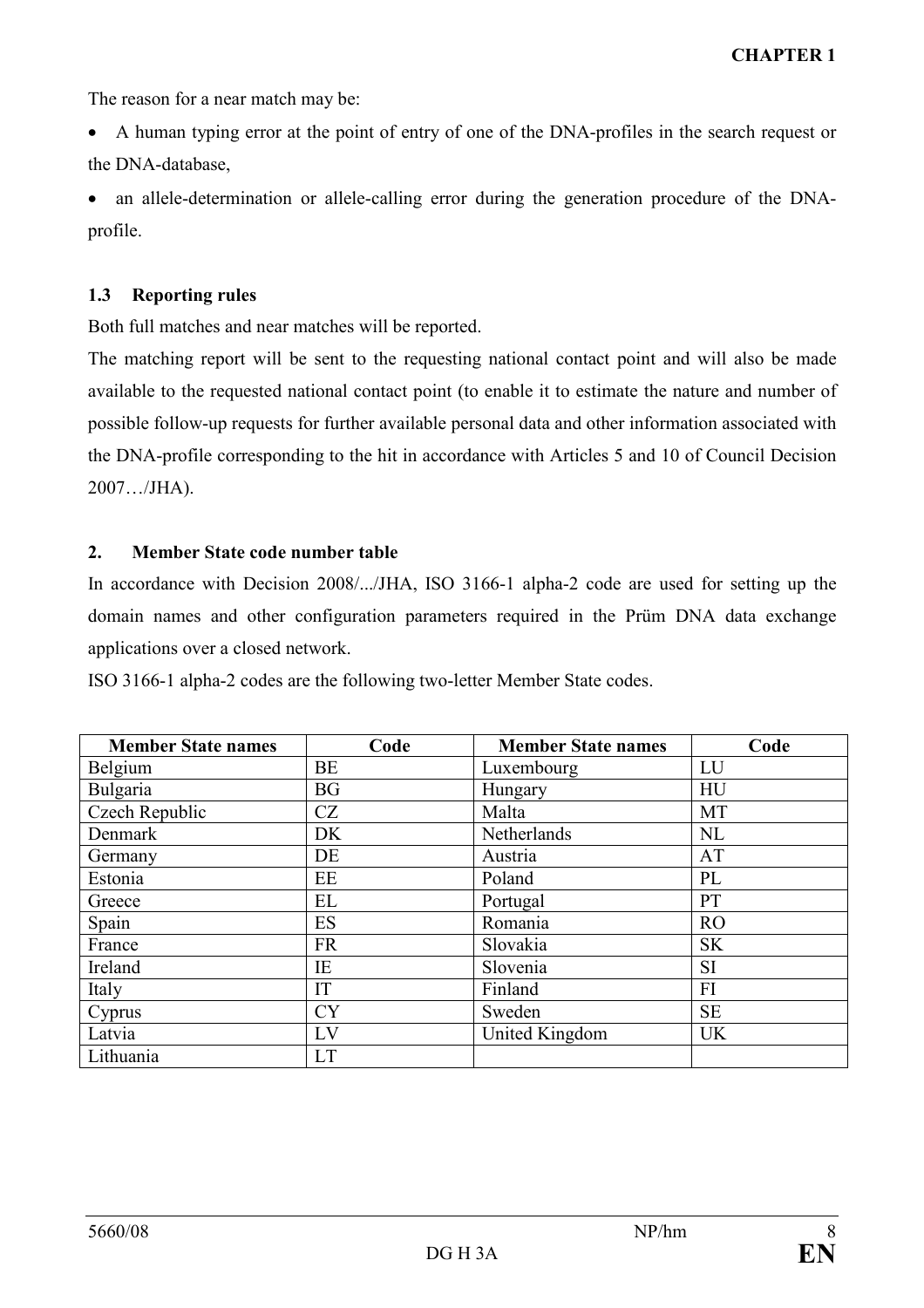The reason for a near match may be:

- A human typing error at the point of entry of one of the DNA-profiles in the search request or the DNA-database,
- an allele-determination or allele-calling error during the generation procedure of the DNA-profile.

### 1.3 Reporting rules

Both full matches and near matches will be reported.

The matching report will be sent to the requesting national contact point and will also be made available to the requested national contact point (to enable it to estimate the nature and number of possible follow-up requests for further available personal data and other information associated with the DNA-profile corresponding to the hit in accordance with Articles 5 and 10 of Council Decision 2007…/JHA).

## 2. Member State code number table

In accordance with Decision 2008/.../JHA, ISO 3166-1 alpha-2 code are used for setting up the domain names and other configuration parameters required in the Prüm DNA data exchange applications over a closed network.

ISO 3166-1 alpha-2 codes are the following two-letter Member State codes.

| Member State names | Code | Member State names | Code |
|---|---|---|---|
| Belgium | BE | Luxembourg | LU |
| Bulgaria | BG | Hungary | HU |
| Czech Republic | CZ | Malta | MT |
| Denmark | DK | Netherlands | NL |
| Germany | DE | Austria | AT |
| Estonia | EE | Poland | PL |
| Greece | EL | Portugal | PT |
| Spain | ES | Romania | RO |
| France | FR | Slovakia | SK |
| Ireland | IE | Slovenia | SI |
| Italy | IT | Finland | FI |
| Cyprus | CY | Sweden | SE |
| Latvia | LV | United Kingdom | UK |
| Lithuania | LT | | |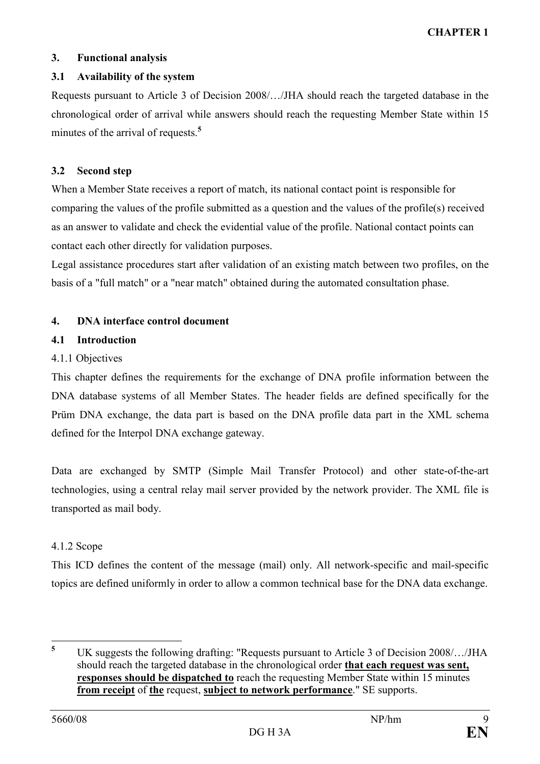## 3. Functional analysis

### 3.1 Availability of the system

Requests pursuant to Article 3 of Decision 2008/…/JHA should reach the targeted database in the chronological order of arrival while answers should reach the requesting Member State within 15 minutes of the arrival of requests.[5]

### 3.2 Second step

When a Member State receives a report of match, its national contact point is responsible for comparing the values of the profile submitted as a question and the values of the profile(s) received as an answer to validate and check the evidential value of the profile. National contact points can contact each other directly for validation purposes.

Legal assistance procedures start after validation of an existing match between two profiles, on the basis of a "full match" or a "near match" obtained during the automated consultation phase.

## 4. DNA interface control document

### 4.1 Introduction

4.1.1 Objectives

This chapter defines the requirements for the exchange of DNA profile information between the DNA database systems of all Member States. The header fields are defined specifically for the Prüm DNA exchange, the data part is based on the DNA profile data part in the XML schema defined for the Interpol DNA exchange gateway.

Data are exchanged by SMTP (Simple Mail Transfer Protocol) and other state-of-the-art technologies, using a central relay mail server provided by the network provider. The XML file is transported as mail body.

4.1.2 Scope

This ICD defines the content of the message (mail) only. All network-specific and mail-specific topics are defined uniformly in order to allow a common technical base for the DNA data exchange.

---

[5] UK suggests the following drafting: "Requests pursuant to Article 3 of Decision 2008/…/JHA should reach the targeted database in the chronological order **that each request was sent, responses should be dispatched to** reach the requesting Member State within 15 minutes **from receipt** of **the** request, **subject to network performance**." SE supports.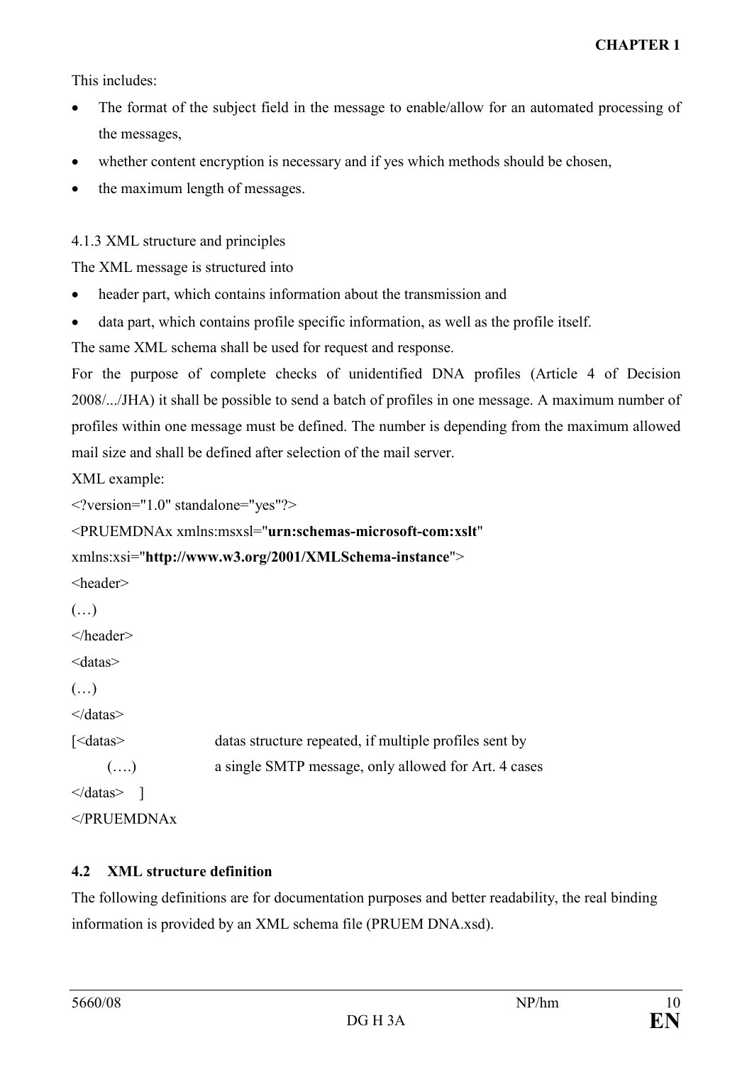This includes:

- The format of the subject field in the message to enable/allow for an automated processing of the messages,
- whether content encryption is necessary and if yes which methods should be chosen,
- the maximum length of messages.

4.1.3 XML structure and principles

The XML message is structured into

- header part, which contains information about the transmission and
- data part, which contains profile specific information, as well as the profile itself.

The same XML schema shall be used for request and response.

For the purpose of complete checks of unidentified DNA profiles (Article 4 of Decision 2008/.../JHA) it shall be possible to send a batch of profiles in one message. A maximum number of profiles within one message must be defined. The number is depending from the maximum allowed mail size and shall be defined after selection of the mail server.

XML example:

```
<?version="1.0" standalone="yes"?>
<PRUEMDNAx xmlns:msxsl="urn:schemas-microsoft-com:xslt"
xmlns:xsi="http://www.w3.org/2001/XMLSchema-instance">
<header>
(…)
</header>
<datas>
(…)
</datas>
[<datas>            datas structure repeated, if multiple profiles sent by
    (….)            a single SMTP message, only allowed for Art. 4 cases
</datas>  ]
</PRUEMDNAx
```

## 4.2 XML structure definition

The following definitions are for documentation purposes and better readability, the real binding information is provided by an XML schema file (PRUEM DNA.xsd).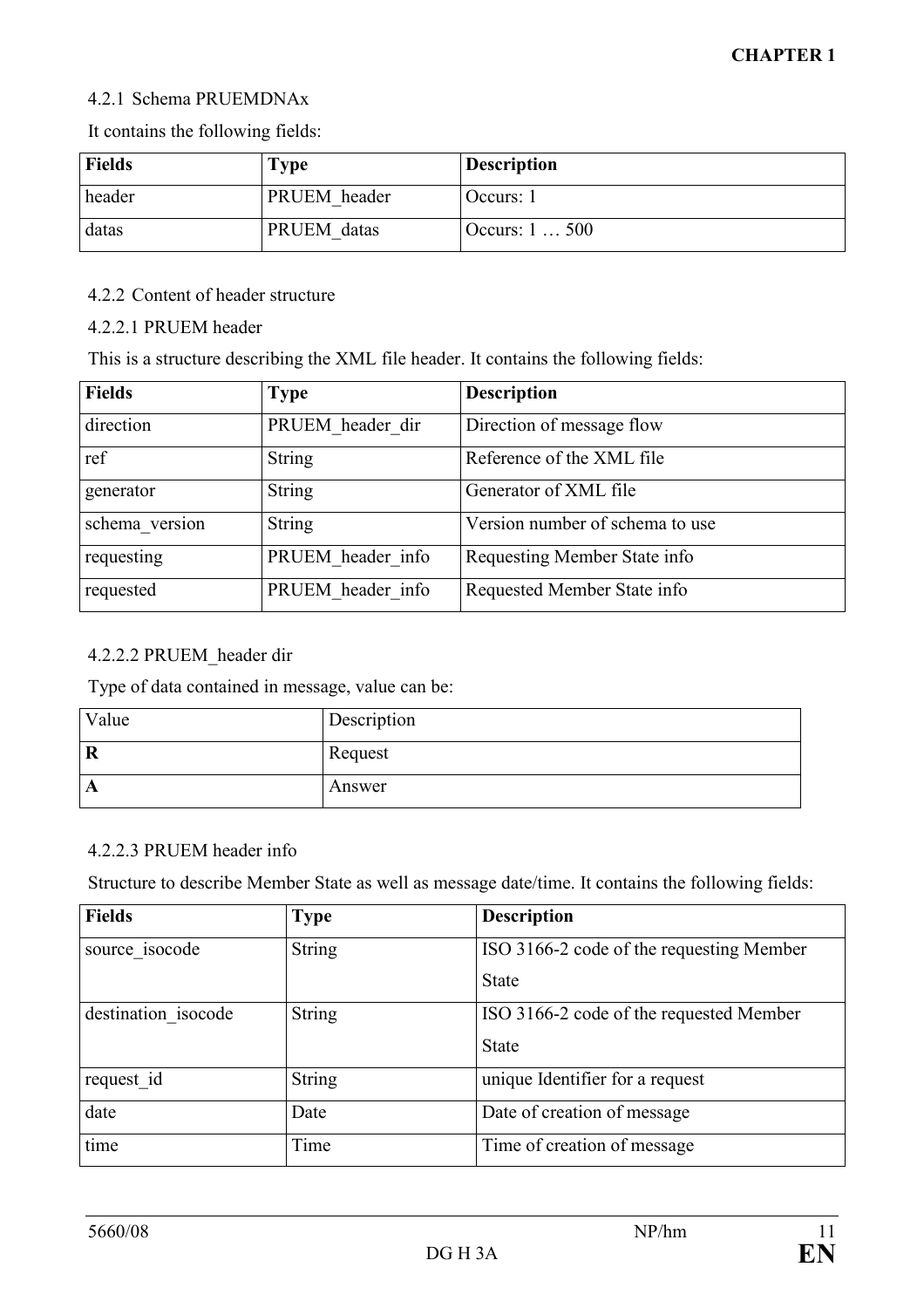#### 4.2.1 Schema PRUEMDNAx

It contains the following fields:

| **Fields** | **Type** | **Description** |
|---|---|---|
| header | PRUEM_header | Occurs: 1 |
| datas | PRUEM_datas | Occurs: 1 … 500 |

#### 4.2.2 Content of header structure

##### 4.2.2.1 PRUEM header

This is a structure describing the XML file header. It contains the following fields:

| **Fields** | **Type** | **Description** |
|---|---|---|
| direction | PRUEM_header_dir | Direction of message flow |
| ref | String | Reference of the XML file |
| generator | String | Generator of XML file |
| schema_version | String | Version number of schema to use |
| requesting | PRUEM_header_info | Requesting Member State info |
| requested | PRUEM_header_info | Requested Member State info |

##### 4.2.2.2 PRUEM_header dir

Type of data contained in message, value can be:

| Value | Description |
|---|---|
| **R** | Request |
| **A** | Answer |

##### 4.2.2.3 PRUEM header info

Structure to describe Member State as well as message date/time. It contains the following fields:

| **Fields** | **Type** | **Description** |
|---|---|---|
| source_isocode | String | ISO 3166-2 code of the requesting Member State |
| destination_isocode | String | ISO 3166-2 code of the requested Member State |
| request_id | String | unique Identifier for a request |
| date | Date | Date of creation of message |
| time | Time | Time of creation of message |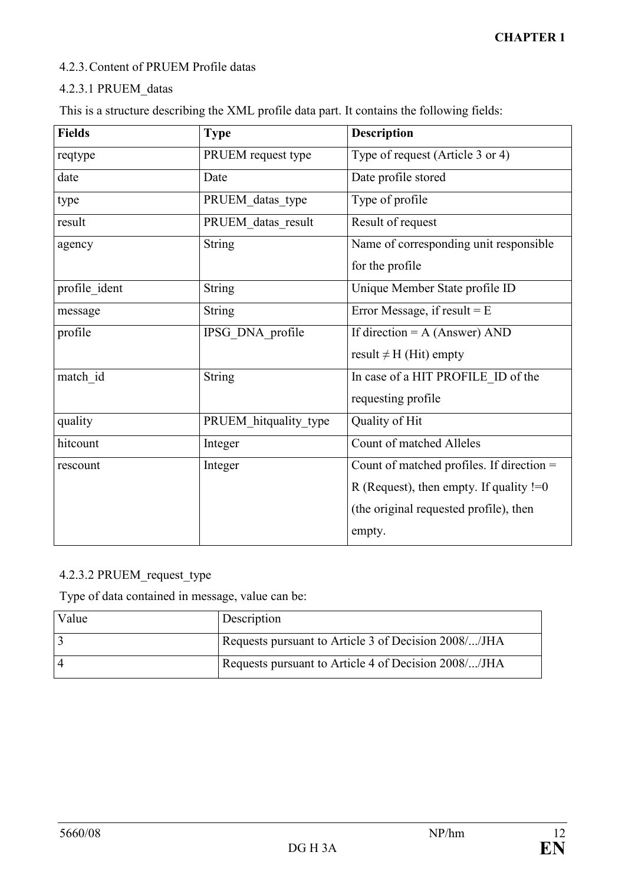4.2.3. Content of PRUEM Profile datas

4.2.3.1 PRUEM_datas

This is a structure describing the XML profile data part. It contains the following fields:

| **Fields** | **Type** | **Description** |
|---|---|---|
| reqtype | PRUEM request type | Type of request (Article 3 or 4) |
| date | Date | Date profile stored |
| type | PRUEM_datas_type | Type of profile |
| result | PRUEM_datas_result | Result of request |
| agency | String | Name of corresponding unit responsible for the profile |
| profile_ident | String | Unique Member State profile ID |
| message | String | Error Message, if result = E |
| profile | IPSG_DNA_profile | If direction = A (Answer) AND result ≠ H (Hit) empty |
| match_id | String | In case of a HIT PROFILE_ID of the requesting profile |
| quality | PRUEM_hitquality_type | Quality of Hit |
| hitcount | Integer | Count of matched Alleles |
| rescount | Integer | Count of matched profiles. If direction = R (Request), then empty. If quality !=0 (the original requested profile), then empty. |

4.2.3.2 PRUEM_request_type

Type of data contained in message, value can be:

| Value | Description |
|---|---|
| 3 | Requests pursuant to Article 3 of Decision 2008/.../JHA |
| 4 | Requests pursuant to Article 4 of Decision 2008/.../JHA |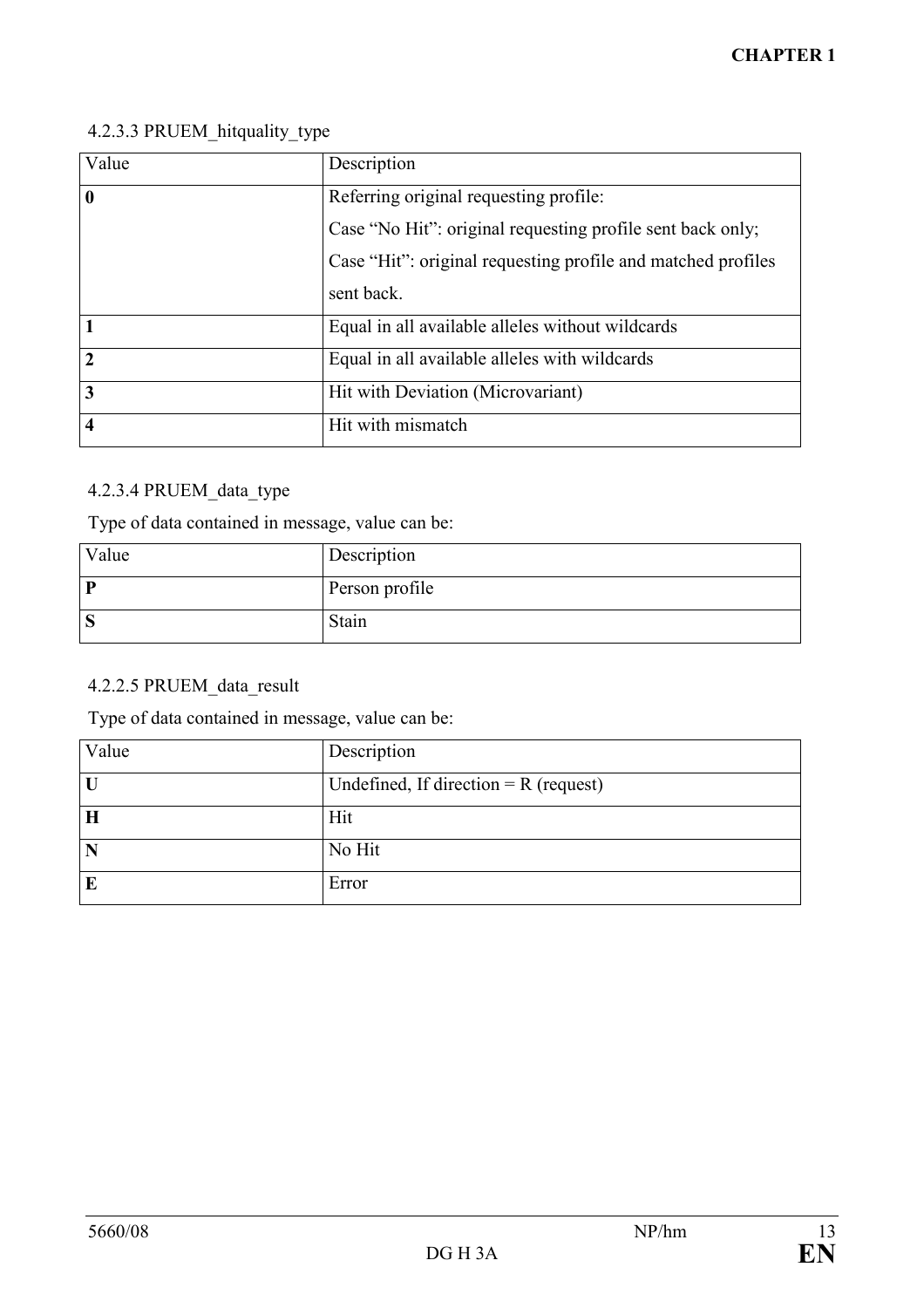4.2.3.3 PRUEM_hitquality_type

| Value | Description |
|---|---|
| **0** | Referring original requesting profile:<br>Case “No Hit”: original requesting profile sent back only;<br>Case “Hit”: original requesting profile and matched profiles sent back. |
| **1** | Equal in all available alleles without wildcards |
| **2** | Equal in all available alleles with wildcards |
| **3** | Hit with Deviation (Microvariant) |
| **4** | Hit with mismatch |

4.2.3.4 PRUEM_data_type

Type of data contained in message, value can be:

| Value | Description |
|---|---|
| **P** | Person profile |
| **S** | Stain |

4.2.2.5 PRUEM_data_result

Type of data contained in message, value can be:

| Value | Description |
|---|---|
| **U** | Undefined, If direction = R (request) |
| **H** | Hit |
| **N** | No Hit |
| **E** | Error |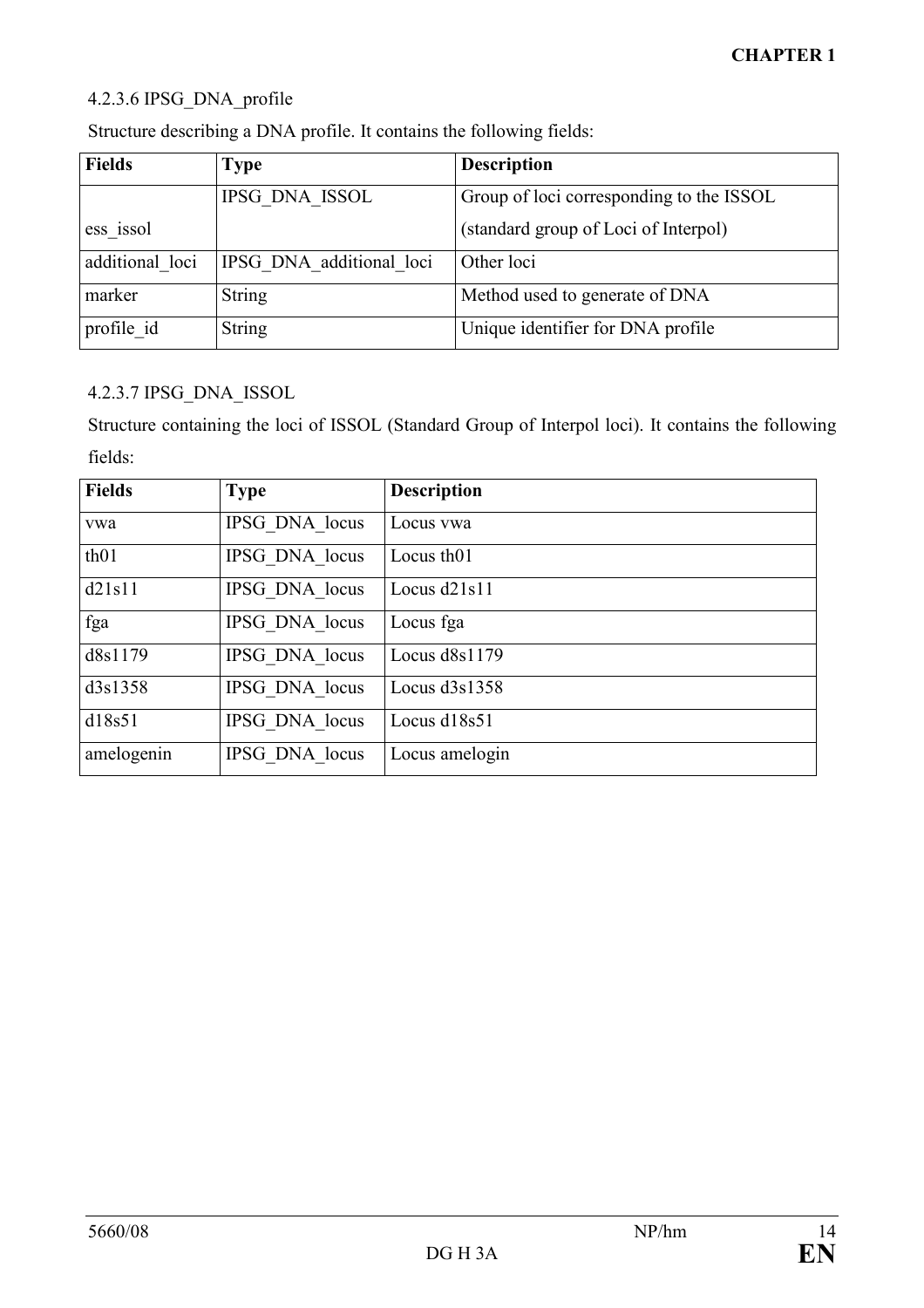#### 4.2.3.6 IPSG_DNA_profile

Structure describing a DNA profile. It contains the following fields:

| Fields | Type | Description |
|---|---|---|
| ess_issol | IPSG_DNA_ISSOL | Group of loci corresponding to the ISSOL (standard group of Loci of Interpol) |
| additional_loci | IPSG_DNA_additional_loci | Other loci |
| marker | String | Method used to generate of DNA |
| profile_id | String | Unique identifier for DNA profile |

#### 4.2.3.7 IPSG_DNA_ISSOL

Structure containing the loci of ISSOL (Standard Group of Interpol loci). It contains the following fields:

| Fields | Type | Description |
|---|---|---|
| vwa | IPSG_DNA_locus | Locus vwa |
| th01 | IPSG_DNA_locus | Locus th01 |
| d21s11 | IPSG_DNA_locus | Locus d21s11 |
| fga | IPSG_DNA_locus | Locus fga |
| d8s1179 | IPSG_DNA_locus | Locus d8s1179 |
| d3s1358 | IPSG_DNA_locus | Locus d3s1358 |
| d18s51 | IPSG_DNA_locus | Locus d18s51 |
| amelogenin | IPSG_DNA_locus | Locus amelogin |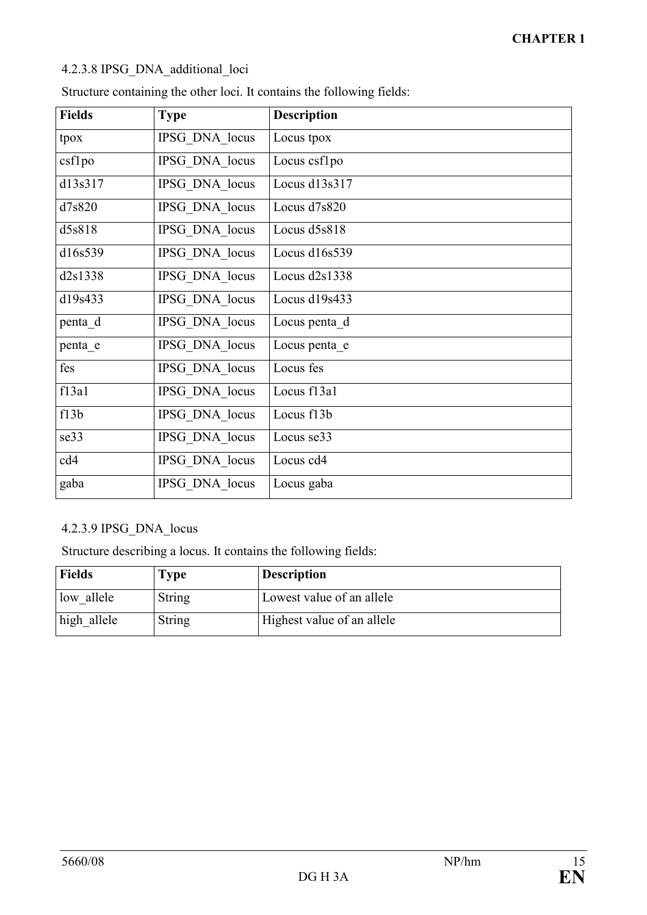4.2.3.8 IPSG_DNA_additional_loci

Structure containing the other loci. It contains the following fields:

| Fields | Type | Description |
|---|---|---|
| tpox | IPSG_DNA_locus | Locus tpox |
| csf1po | IPSG_DNA_locus | Locus csf1po |
| d13s317 | IPSG_DNA_locus | Locus d13s317 |
| d7s820 | IPSG_DNA_locus | Locus d7s820 |
| d5s818 | IPSG_DNA_locus | Locus d5s818 |
| d16s539 | IPSG_DNA_locus | Locus d16s539 |
| d2s1338 | IPSG_DNA_locus | Locus d2s1338 |
| d19s433 | IPSG_DNA_locus | Locus d19s433 |
| penta_d | IPSG_DNA_locus | Locus penta_d |
| penta_e | IPSG_DNA_locus | Locus penta_e |
| fes | IPSG_DNA_locus | Locus fes |
| f13a1 | IPSG_DNA_locus | Locus f13a1 |
| f13b | IPSG_DNA_locus | Locus f13b |
| se33 | IPSG_DNA_locus | Locus se33 |
| cd4 | IPSG_DNA_locus | Locus cd4 |
| gaba | IPSG_DNA_locus | Locus gaba |

4.2.3.9 IPSG_DNA_locus

Structure describing a locus. It contains the following fields:

| Fields | Type | Description |
|---|---|---|
| low_allele | String | Lowest value of an allele |
| high_allele | String | Highest value of an allele |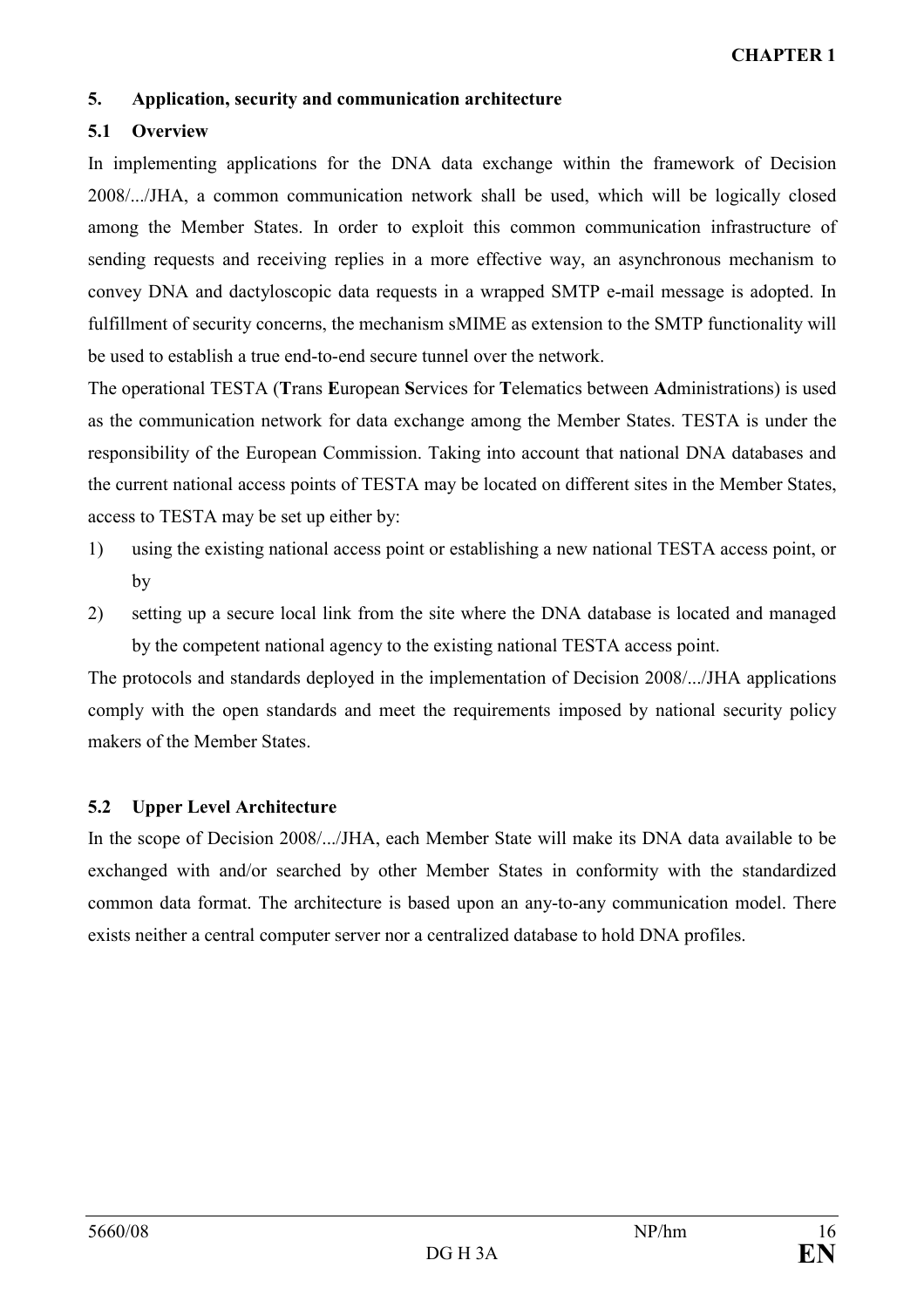## 5. Application, security and communication architecture

### 5.1 Overview

In implementing applications for the DNA data exchange within the framework of Decision 2008/.../JHA, a common communication network shall be used, which will be logically closed among the Member States. In order to exploit this common communication infrastructure of sending requests and receiving replies in a more effective way, an asynchronous mechanism to convey DNA and dactyloscopic data requests in a wrapped SMTP e-mail message is adopted. In fulfillment of security concerns, the mechanism sMIME as extension to the SMTP functionality will be used to establish a true end-to-end secure tunnel over the network.

The operational TESTA (**T**rans **E**uropean **S**ervices for **T**elematics between **A**dministrations) is used as the communication network for data exchange among the Member States. TESTA is under the responsibility of the European Commission. Taking into account that national DNA databases and the current national access points of TESTA may be located on different sites in the Member States, access to TESTA may be set up either by:

1) using the existing national access point or establishing a new national TESTA access point, or by
2) setting up a secure local link from the site where the DNA database is located and managed by the competent national agency to the existing national TESTA access point.

The protocols and standards deployed in the implementation of Decision 2008/.../JHA applications comply with the open standards and meet the requirements imposed by national security policy makers of the Member States.

### 5.2 Upper Level Architecture

In the scope of Decision 2008/.../JHA, each Member State will make its DNA data available to be exchanged with and/or searched by other Member States in conformity with the standardized common data format. The architecture is based upon an any-to-any communication model. There exists neither a central computer server nor a centralized database to hold DNA profiles.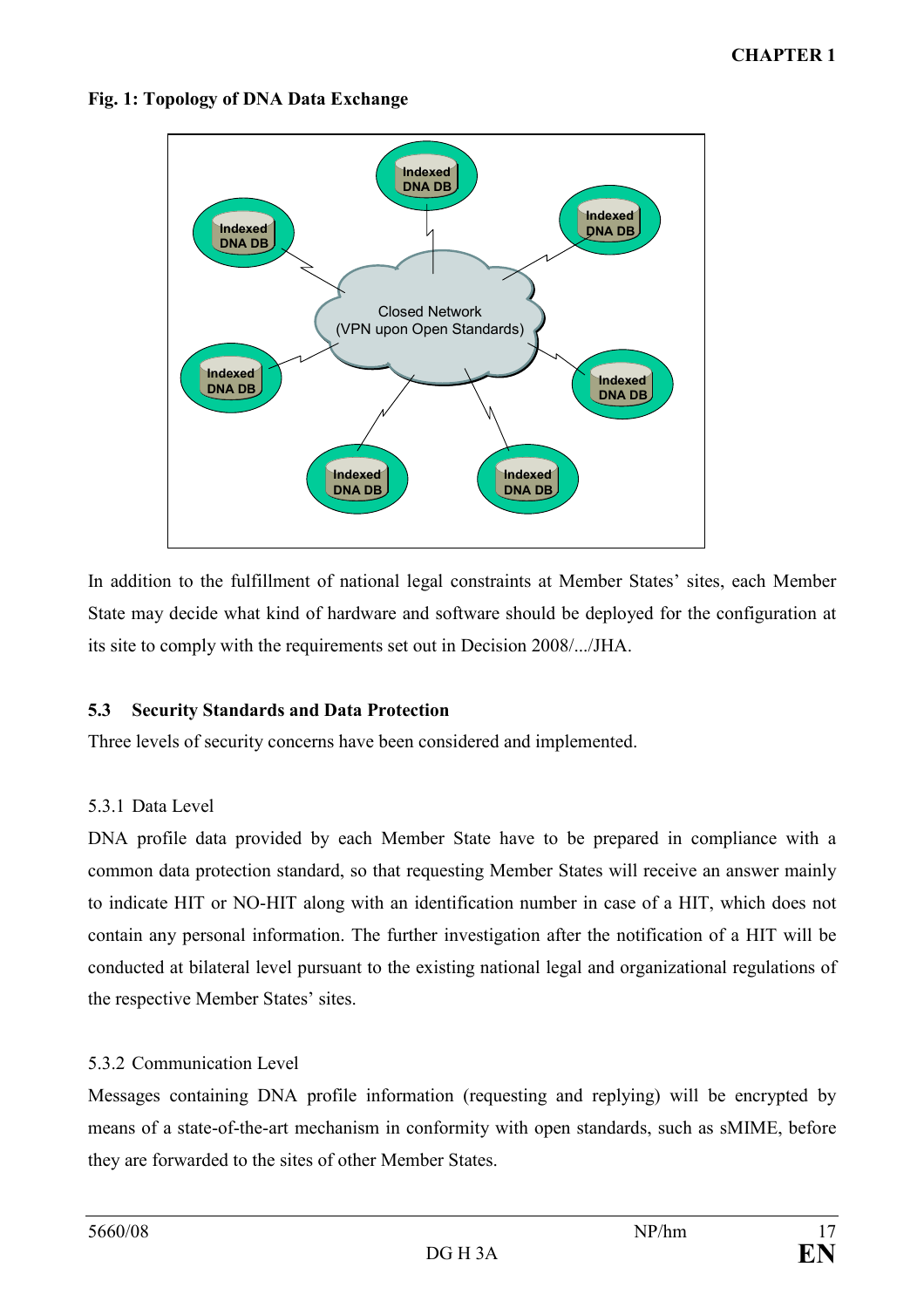**Fig. 1: Topology of DNA Data Exchange**

In addition to the fulfillment of national legal constraints at Member States' sites, each Member State may decide what kind of hardware and software should be deployed for the configuration at its site to comply with the requirements set out in Decision 2008/.../JHA.

### 5.3 Security Standards and Data Protection

Three levels of security concerns have been considered and implemented.

#### 5.3.1 Data Level

DNA profile data provided by each Member State have to be prepared in compliance with a common data protection standard, so that requesting Member States will receive an answer mainly to indicate HIT or NO-HIT along with an identification number in case of a HIT, which does not contain any personal information. The further investigation after the notification of a HIT will be conducted at bilateral level pursuant to the existing national legal and organizational regulations of the respective Member States' sites.

#### 5.3.2 Communication Level

Messages containing DNA profile information (requesting and replying) will be encrypted by means of a state-of-the-art mechanism in conformity with open standards, such as sMIME, before they are forwarded to the sites of other Member States.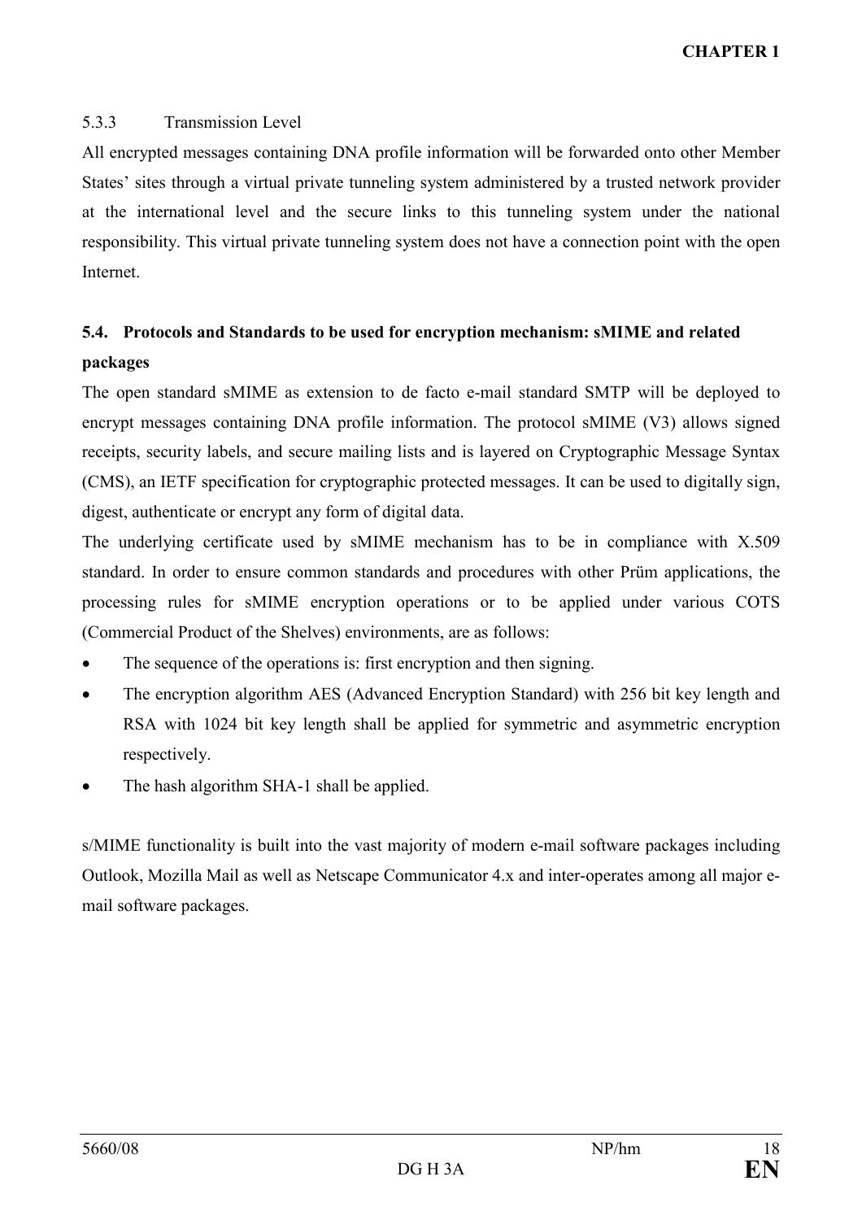#### 5.3.3 Transmission Level

All encrypted messages containing DNA profile information will be forwarded onto other Member States' sites through a virtual private tunneling system administered by a trusted network provider at the international level and the secure links to this tunneling system under the national responsibility. This virtual private tunneling system does not have a connection point with the open Internet.

### 5.4. Protocols and Standards to be used for encryption mechanism: sMIME and related packages

The open standard sMIME as extension to de facto e-mail standard SMTP will be deployed to encrypt messages containing DNA profile information. The protocol sMIME (V3) allows signed receipts, security labels, and secure mailing lists and is layered on Cryptographic Message Syntax (CMS), an IETF specification for cryptographic protected messages. It can be used to digitally sign, digest, authenticate or encrypt any form of digital data.

The underlying certificate used by sMIME mechanism has to be in compliance with X.509 standard. In order to ensure common standards and procedures with other Prüm applications, the processing rules for sMIME encryption operations or to be applied under various COTS (Commercial Product of the Shelves) environments, are as follows:

- The sequence of the operations is: first encryption and then signing.
- The encryption algorithm AES (Advanced Encryption Standard) with 256 bit key length and RSA with 1024 bit key length shall be applied for symmetric and asymmetric encryption respectively.
- The hash algorithm SHA-1 shall be applied.

s/MIME functionality is built into the vast majority of modern e-mail software packages including Outlook, Mozilla Mail as well as Netscape Communicator 4.x and inter-operates among all major e-mail software packages.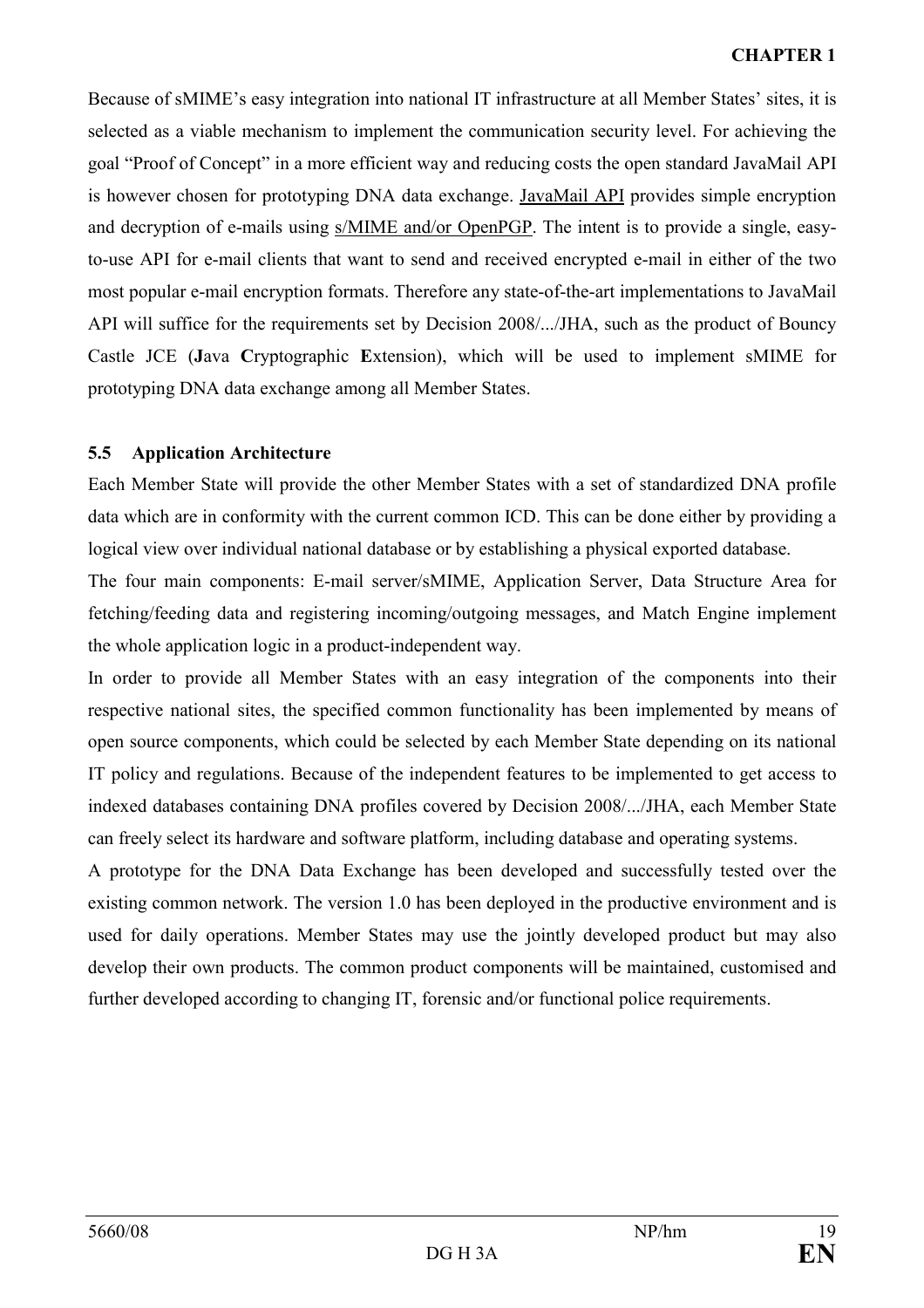Because of sMIME's easy integration into national IT infrastructure at all Member States' sites, it is selected as a viable mechanism to implement the communication security level. For achieving the goal "Proof of Concept" in a more efficient way and reducing costs the open standard JavaMail API is however chosen for prototyping DNA data exchange. JavaMail API provides simple encryption and decryption of e-mails using s/MIME and/or OpenPGP. The intent is to provide a single, easy-to-use API for e-mail clients that want to send and received encrypted e-mail in either of the two most popular e-mail encryption formats. Therefore any state-of-the-art implementations to JavaMail API will suffice for the requirements set by Decision 2008/.../JHA, such as the product of Bouncy Castle JCE (**J**ava **C**ryptographic **E**xtension), which will be used to implement sMIME for prototyping DNA data exchange among all Member States.

### 5.5 Application Architecture

Each Member State will provide the other Member States with a set of standardized DNA profile data which are in conformity with the current common ICD. This can be done either by providing a logical view over individual national database or by establishing a physical exported database.

The four main components: E-mail server/sMIME, Application Server, Data Structure Area for fetching/feeding data and registering incoming/outgoing messages, and Match Engine implement the whole application logic in a product-independent way.

In order to provide all Member States with an easy integration of the components into their respective national sites, the specified common functionality has been implemented by means of open source components, which could be selected by each Member State depending on its national IT policy and regulations. Because of the independent features to be implemented to get access to indexed databases containing DNA profiles covered by Decision 2008/.../JHA, each Member State can freely select its hardware and software platform, including database and operating systems.

A prototype for the DNA Data Exchange has been developed and successfully tested over the existing common network. The version 1.0 has been deployed in the productive environment and is used for daily operations. Member States may use the jointly developed product but may also develop their own products. The common product components will be maintained, customised and further developed according to changing IT, forensic and/or functional police requirements.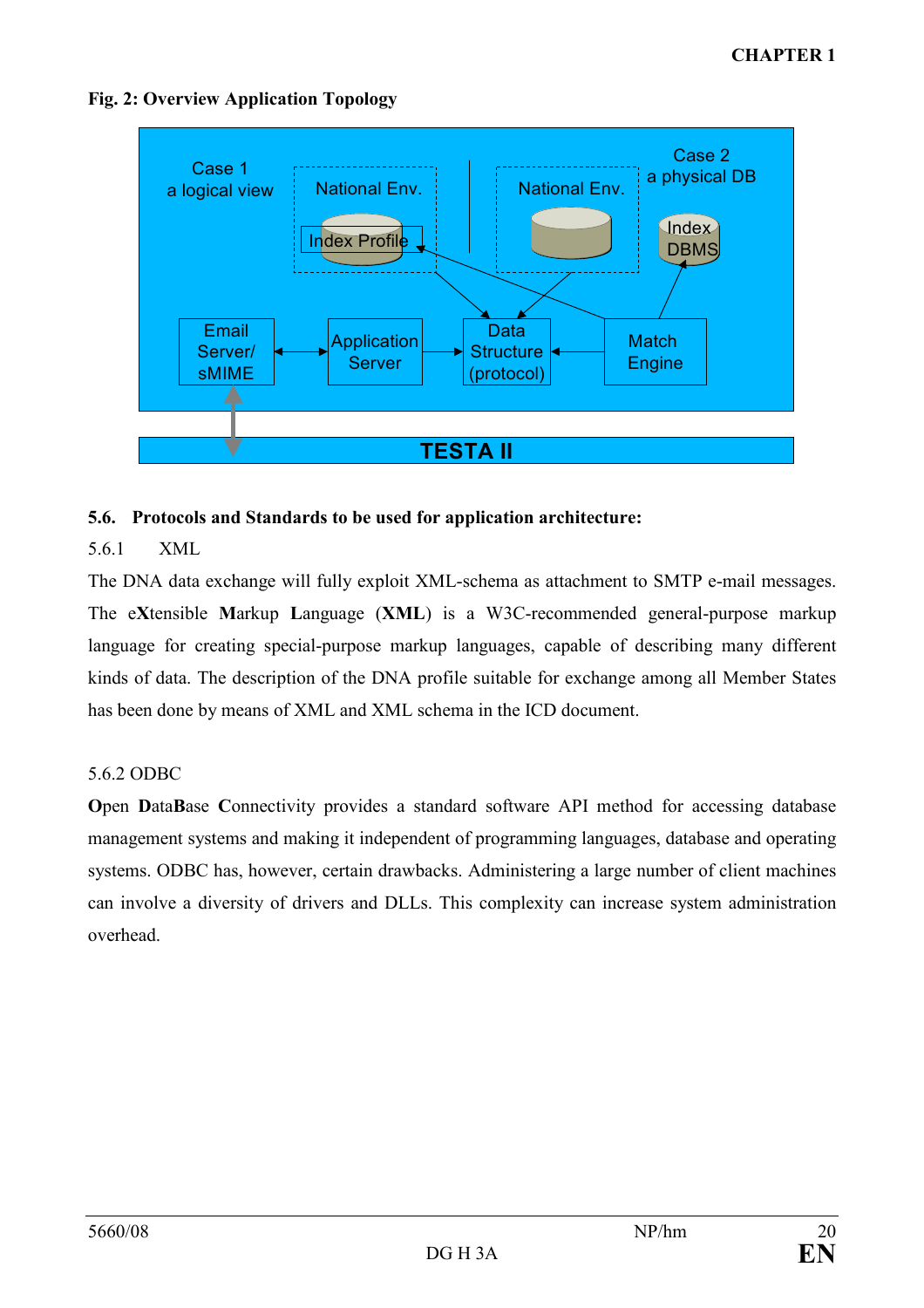**Fig. 2: Overview Application Topology**

## 5.6. Protocols and Standards to be used for application architecture:

### 5.6.1 XML

The DNA data exchange will fully exploit XML-schema as attachment to SMTP e-mail messages. The e**X**tensible **M**arkup **L**anguage (**XML**) is a W3C-recommended general-purpose markup language for creating special-purpose markup languages, capable of describing many different kinds of data. The description of the DNA profile suitable for exchange among all Member States has been done by means of XML and XML schema in the ICD document.

### 5.6.2 ODBC

**O**pen **D**ata**B**ase **C**onnectivity provides a standard software API method for accessing database management systems and making it independent of programming languages, database and operating systems. ODBC has, however, certain drawbacks. Administering a large number of client machines can involve a diversity of drivers and DLLs. This complexity can increase system administration overhead.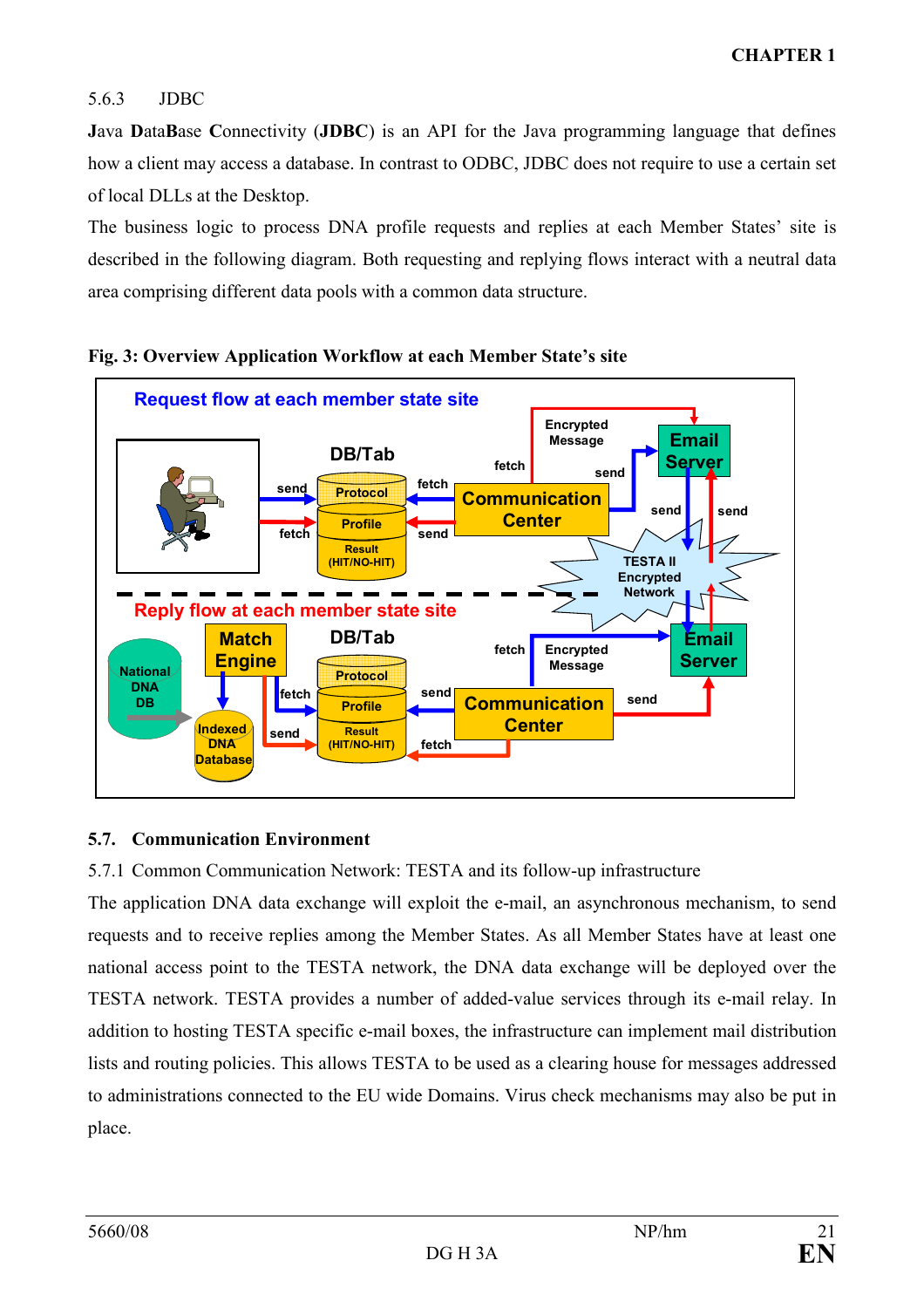5.6.3 JDBC

**J**ava **D**ata**B**ase **C**onnectivity (**JDBC**) is an API for the Java programming language that defines how a client may access a database. In contrast to ODBC, JDBC does not require to use a certain set of local DLLs at the Desktop.

The business logic to process DNA profile requests and replies at each Member States' site is described in the following diagram. Both requesting and replying flows interact with a neutral data area comprising different data pools with a common data structure.

**Fig. 3: Overview Application Workflow at each Member State's site**

## 5.7. Communication Environment

5.7.1 Common Communication Network: TESTA and its follow-up infrastructure

The application DNA data exchange will exploit the e-mail, an asynchronous mechanism, to send requests and to receive replies among the Member States. As all Member States have at least one national access point to the TESTA network, the DNA data exchange will be deployed over the TESTA network. TESTA provides a number of added-value services through its e-mail relay. In addition to hosting TESTA specific e-mail boxes, the infrastructure can implement mail distribution lists and routing policies. This allows TESTA to be used as a clearing house for messages addressed to administrations connected to the EU wide Domains. Virus check mechanisms may also be put in place.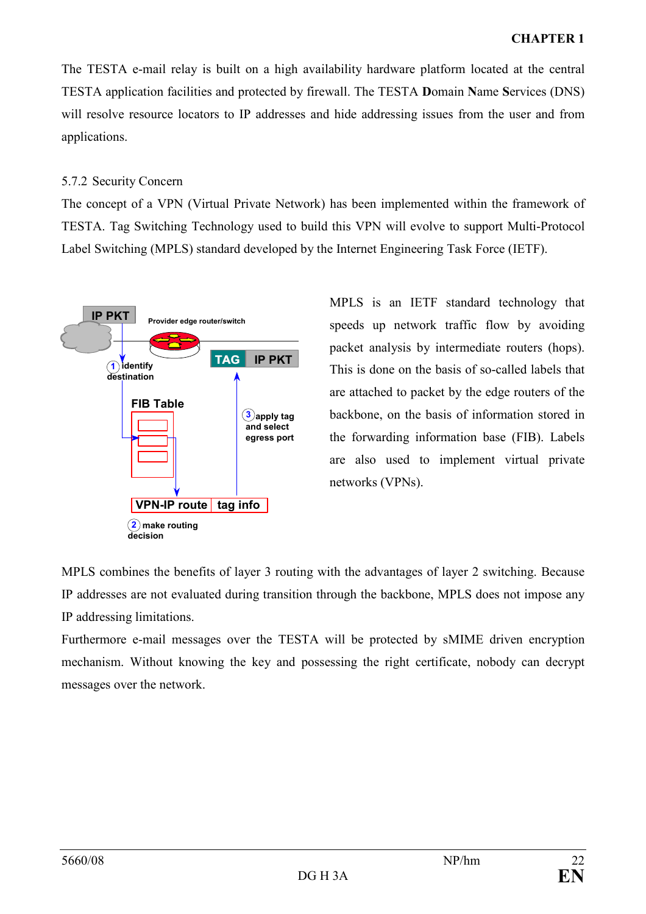The TESTA e-mail relay is built on a high availability hardware platform located at the central TESTA application facilities and protected by firewall. The TESTA **D**omain **N**ame **S**ervices (DNS) will resolve resource locators to IP addresses and hide addressing issues from the user and from applications.

5.7.2 Security Concern

The concept of a VPN (Virtual Private Network) has been implemented within the framework of TESTA. Tag Switching Technology used to build this VPN will evolve to support Multi-Protocol Label Switching (MPLS) standard developed by the Internet Engineering Task Force (IETF).

MPLS is an IETF standard technology that speeds up network traffic flow by avoiding packet analysis by intermediate routers (hops). This is done on the basis of so-called labels that are attached to packet by the edge routers of the backbone, on the basis of information stored in the forwarding information base (FIB). Labels are also used to implement virtual private networks (VPNs).

MPLS combines the benefits of layer 3 routing with the advantages of layer 2 switching. Because IP addresses are not evaluated during transition through the backbone, MPLS does not impose any IP addressing limitations.

Furthermore e-mail messages over the TESTA will be protected by sMIME driven encryption mechanism. Without knowing the key and possessing the right certificate, nobody can decrypt messages over the network.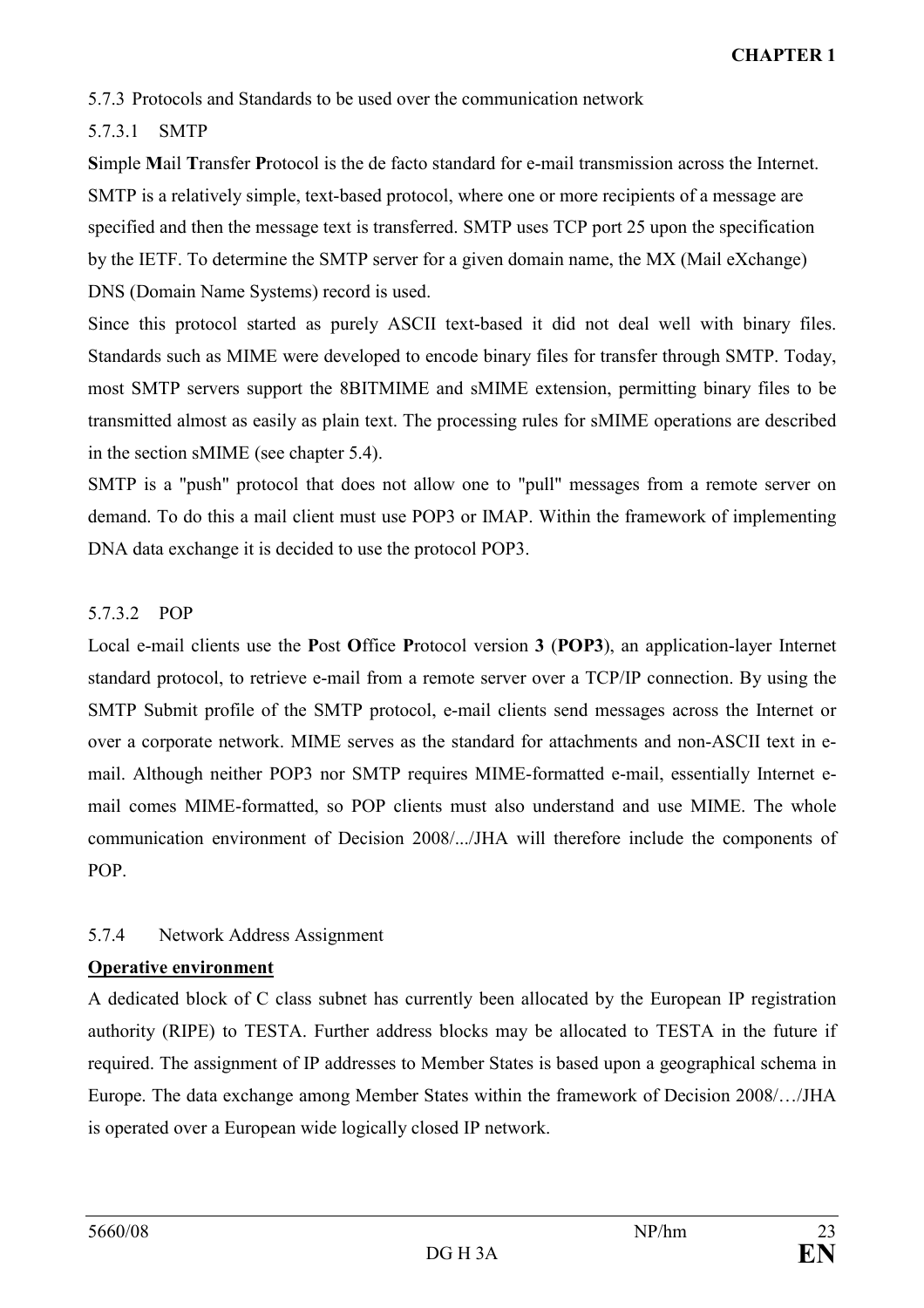5.7.3 Protocols and Standards to be used over the communication network

5.7.3.1 SMTP

**S**imple **M**ail **T**ransfer **P**rotocol is the de facto standard for e-mail transmission across the Internet. SMTP is a relatively simple, text-based protocol, where one or more recipients of a message are specified and then the message text is transferred. SMTP uses TCP port 25 upon the specification by the IETF. To determine the SMTP server for a given domain name, the MX (Mail eXchange) DNS (Domain Name Systems) record is used.

Since this protocol started as purely ASCII text-based it did not deal well with binary files. Standards such as MIME were developed to encode binary files for transfer through SMTP. Today, most SMTP servers support the 8BITMIME and sMIME extension, permitting binary files to be transmitted almost as easily as plain text. The processing rules for sMIME operations are described in the section sMIME (see chapter 5.4).

SMTP is a "push" protocol that does not allow one to "pull" messages from a remote server on demand. To do this a mail client must use POP3 or IMAP. Within the framework of implementing DNA data exchange it is decided to use the protocol POP3.

5.7.3.2 POP

Local e-mail clients use the **P**ost **O**ffice **P**rotocol version **3** (**POP3**), an application-layer Internet standard protocol, to retrieve e-mail from a remote server over a TCP/IP connection. By using the SMTP Submit profile of the SMTP protocol, e-mail clients send messages across the Internet or over a corporate network. MIME serves as the standard for attachments and non-ASCII text in e-mail. Although neither POP3 nor SMTP requires MIME-formatted e-mail, essentially Internet e-mail comes MIME-formatted, so POP clients must also understand and use MIME. The whole communication environment of Decision 2008/.../JHA will therefore include the components of POP.

5.7.4 Network Address Assignment

**Operative environment**

A dedicated block of C class subnet has currently been allocated by the European IP registration authority (RIPE) to TESTA. Further address blocks may be allocated to TESTA in the future if required. The assignment of IP addresses to Member States is based upon a geographical schema in Europe. The data exchange among Member States within the framework of Decision 2008/…/JHA is operated over a European wide logically closed IP network.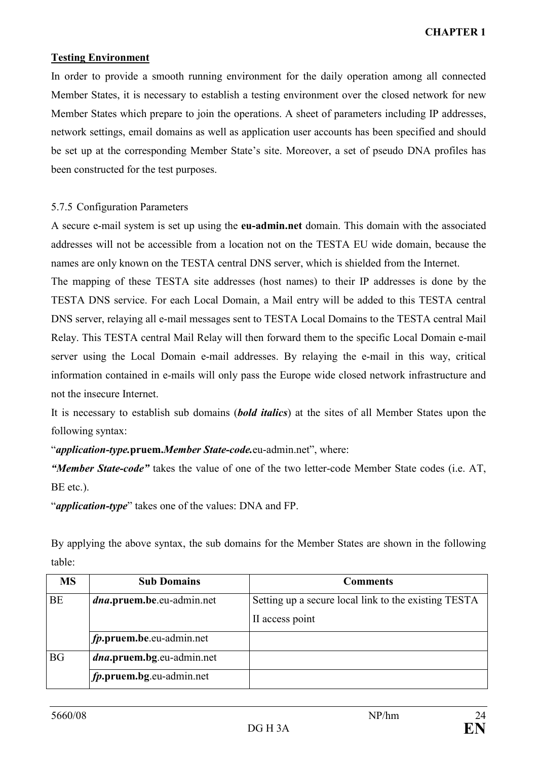**Testing Environment**

In order to provide a smooth running environment for the daily operation among all connected Member States, it is necessary to establish a testing environment over the closed network for new Member States which prepare to join the operations. A sheet of parameters including IP addresses, network settings, email domains as well as application user accounts has been specified and should be set up at the corresponding Member State's site. Moreover, a set of pseudo DNA profiles has been constructed for the test purposes.

5.7.5 Configuration Parameters

A secure e-mail system is set up using the **eu-admin.net** domain. This domain with the associated addresses will not be accessible from a location not on the TESTA EU wide domain, because the names are only known on the TESTA central DNS server, which is shielded from the Internet.

The mapping of these TESTA site addresses (host names) to their IP addresses is done by the TESTA DNS service. For each Local Domain, a Mail entry will be added to this TESTA central DNS server, relaying all e-mail messages sent to TESTA Local Domains to the TESTA central Mail Relay. This TESTA central Mail Relay will then forward them to the specific Local Domain e-mail server using the Local Domain e-mail addresses. By relaying the e-mail in this way, critical information contained in e-mails will only pass the Europe wide closed network infrastructure and not the insecure Internet.

It is necessary to establish sub domains (***bold italics***) at the sites of all Member States upon the following syntax:

"***application-type.*****pruem.*****Member State-code.***eu-admin.net", where:

***"Member State-code"*** takes the value of one of the two letter-code Member State codes (i.e. AT, BE etc.).

"***application-type***" takes one of the values: DNA and FP.

By applying the above syntax, the sub domains for the Member States are shown in the following table:

| MS | Sub Domains | Comments |
|---|---|---|
| BE | ***dna*****.pruem.be**.eu-admin.net | Setting up a secure local link to the existing TESTA II access point |
| | ***fp*****.pruem.be**.eu-admin.net | |
| BG | ***dna*****.pruem.bg**.eu-admin.net | |
| | ***fp*****.pruem.bg**.eu-admin.net | |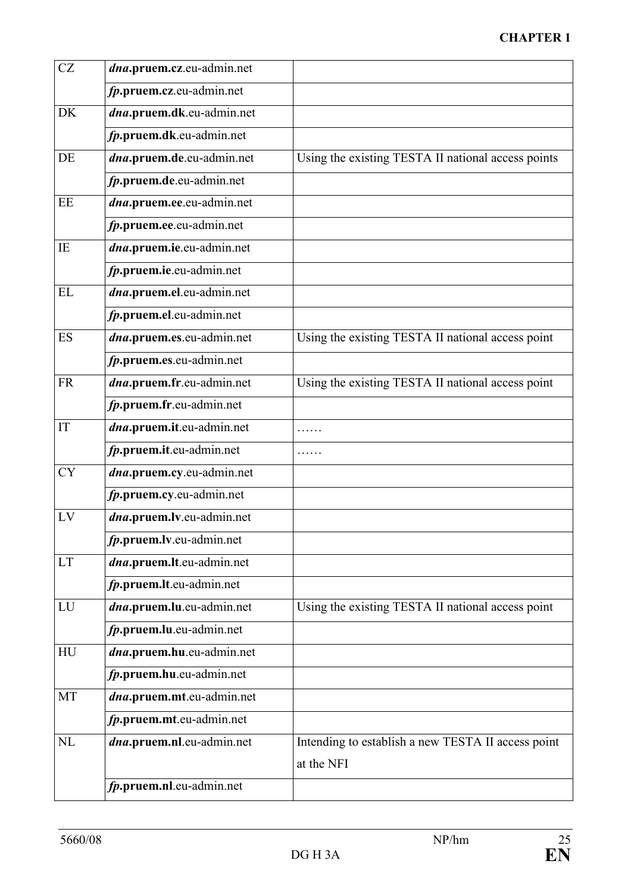| | | |
|---|---|---|
| CZ | ***dna*.pruem.cz**.eu-admin.net | |
| | ***fp*.pruem.cz**.eu-admin.net | |
| DK | ***dna*.pruem.dk**.eu-admin.net | |
| | ***fp*.pruem.dk**.eu-admin.net | |
| DE | ***dna*.pruem.de**.eu-admin.net | Using the existing TESTA II national access points |
| | ***fp*.pruem.de**.eu-admin.net | |
| EE | ***dna*.pruem.ee**.eu-admin.net | |
| | ***fp*.pruem.ee**.eu-admin.net | |
| IE | ***dna*.pruem.ie**.eu-admin.net | |
| | ***fp*.pruem.ie**.eu-admin.net | |
| EL | ***dna*.pruem.el**.eu-admin.net | |
| | ***fp*.pruem.el**.eu-admin.net | |
| ES | ***dna*.pruem.es**.eu-admin.net | Using the existing TESTA II national access point |
| | ***fp*.pruem.es**.eu-admin.net | |
| FR | ***dna*.pruem.fr**.eu-admin.net | Using the existing TESTA II national access point |
| | ***fp*.pruem.fr**.eu-admin.net | |
| IT | ***dna*.pruem.it**.eu-admin.net | …… |
| | ***fp*.pruem.it**.eu-admin.net | …… |
| CY | ***dna*.pruem.cy**.eu-admin.net | |
| | ***fp*.pruem.cy**.eu-admin.net | |
| LV | ***dna*.pruem.lv**.eu-admin.net | |
| | ***fp*.pruem.lv**.eu-admin.net | |
| LT | ***dna*.pruem.lt**.eu-admin.net | |
| | ***fp*.pruem.lt**.eu-admin.net | |
| LU | ***dna*.pruem.lu**.eu-admin.net | Using the existing TESTA II national access point |
| | ***fp*.pruem.lu**.eu-admin.net | |
| HU | ***dna*.pruem.hu**.eu-admin.net | |
| | ***fp*.pruem.hu**.eu-admin.net | |
| MT | ***dna*.pruem.mt**.eu-admin.net | |
| | ***fp*.pruem.mt**.eu-admin.net | |
| NL | ***dna*.pruem.nl**.eu-admin.net | Intending to establish a new TESTA II access point at the NFI |
| | ***fp*.pruem.nl**.eu-admin.net | |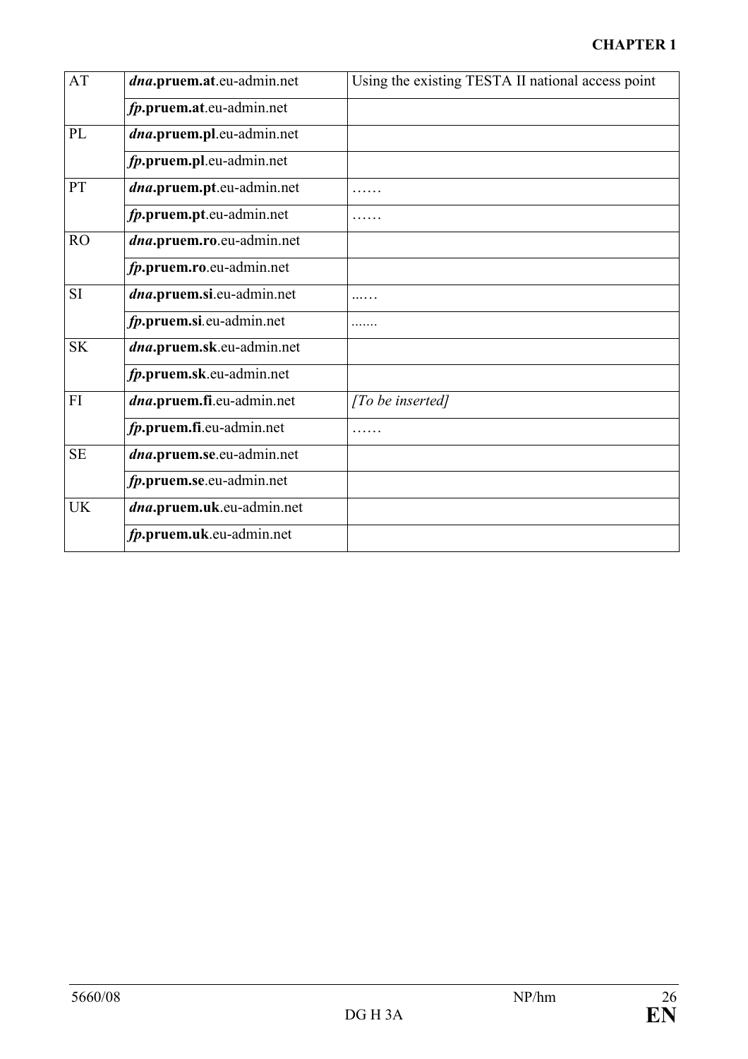| AT | ***dna*.pruem.at**.eu-admin.net | Using the existing TESTA II national access point |
|---|---|---|
| | ***fp*.pruem.at**.eu-admin.net | |
| PL | ***dna*.pruem.pl**.eu-admin.net | |
| | ***fp*.pruem.pl**.eu-admin.net | |
| PT | ***dna*.pruem.pt**.eu-admin.net | …… |
| | ***fp*.pruem.pt**.eu-admin.net | …… |
| RO | ***dna*.pruem.ro**.eu-admin.net | |
| | ***fp*.pruem.ro**.eu-admin.net | |
| SI | ***dna*.pruem.si**.eu-admin.net | ...… |
| | ***fp*.pruem.si**.eu-admin.net | ....... |
| SK | ***dna*.pruem.sk**.eu-admin.net | |
| | ***fp*.pruem.sk**.eu-admin.net | |
| FI | ***dna*.pruem.fi**.eu-admin.net | *[To be inserted]* |
| | ***fp*.pruem.fi**.eu-admin.net | …… |
| SE | ***dna*.pruem.se**.eu-admin.net | |
| | ***fp*.pruem.se**.eu-admin.net | |
| UK | ***dna*.pruem.uk**.eu-admin.net | |
| | ***fp*.pruem.uk**.eu-admin.net | |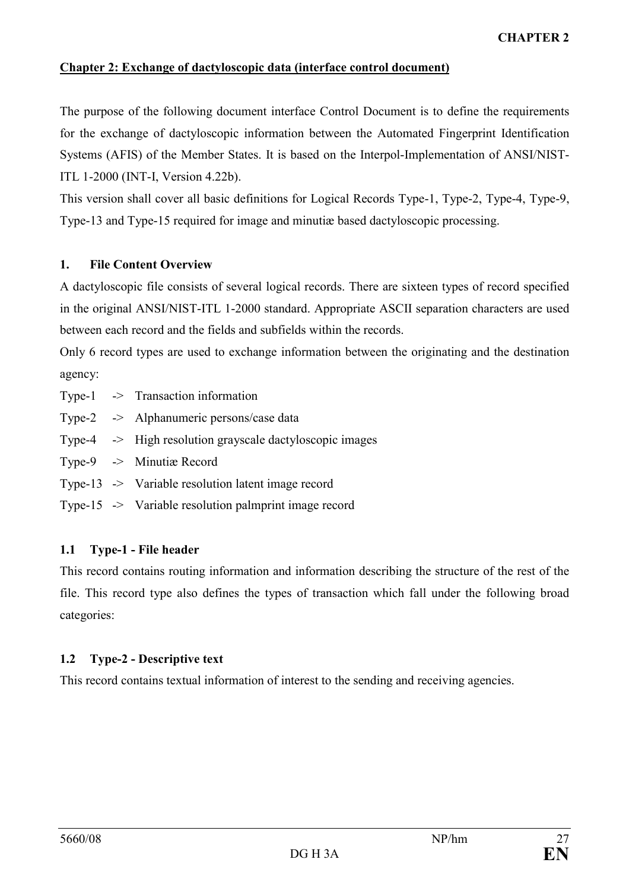## Chapter 2: Exchange of dactyloscopic data (interface control document)

The purpose of the following document interface Control Document is to define the requirements for the exchange of dactyloscopic information between the Automated Fingerprint Identification Systems (AFIS) of the Member States. It is based on the Interpol-Implementation of ANSI/NIST-ITL 1-2000 (INT-I, Version 4.22b).

This version shall cover all basic definitions for Logical Records Type-1, Type-2, Type-4, Type-9, Type-13 and Type-15 required for image and minutiæ based dactyloscopic processing.

### 1. File Content Overview

A dactyloscopic file consists of several logical records. There are sixteen types of record specified in the original ANSI/NIST-ITL 1-2000 standard. Appropriate ASCII separation characters are used between each record and the fields and subfields within the records.

Only 6 record types are used to exchange information between the originating and the destination agency:

Type-1 -> Transaction information
Type-2 -> Alphanumeric persons/case data
Type-4 -> High resolution grayscale dactyloscopic images
Type-9 -> Minutiæ Record
Type-13 -> Variable resolution latent image record
Type-15 -> Variable resolution palmprint image record

### 1.1 Type-1 - File header

This record contains routing information and information describing the structure of the rest of the file. This record type also defines the types of transaction which fall under the following broad categories:

### 1.2 Type-2 - Descriptive text

This record contains textual information of interest to the sending and receiving agencies.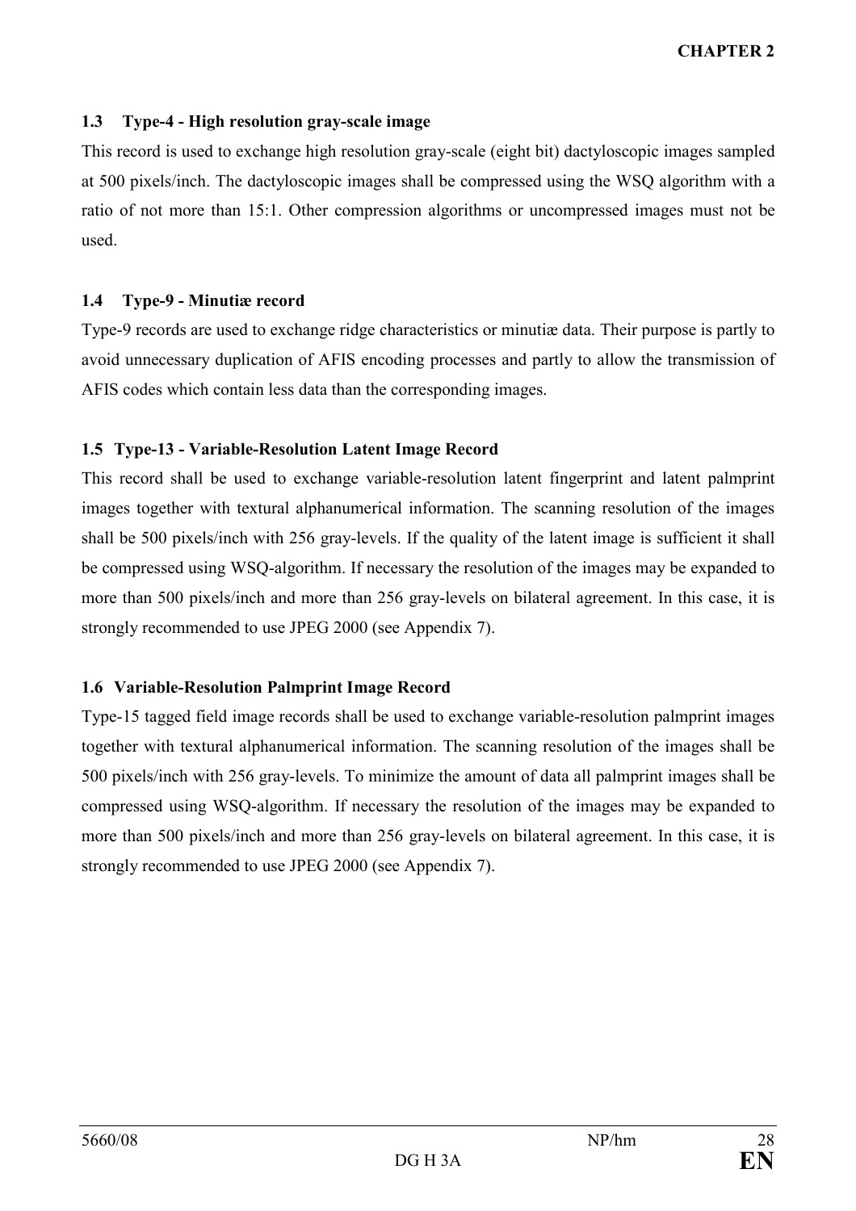### 1.3 Type-4 - High resolution gray-scale image

This record is used to exchange high resolution gray-scale (eight bit) dactyloscopic images sampled at 500 pixels/inch. The dactyloscopic images shall be compressed using the WSQ algorithm with a ratio of not more than 15:1. Other compression algorithms or uncompressed images must not be used.

### 1.4 Type-9 - Minutiæ record

Type-9 records are used to exchange ridge characteristics or minutiæ data. Their purpose is partly to avoid unnecessary duplication of AFIS encoding processes and partly to allow the transmission of AFIS codes which contain less data than the corresponding images.

### 1.5 Type-13 - Variable-Resolution Latent Image Record

This record shall be used to exchange variable-resolution latent fingerprint and latent palmprint images together with textural alphanumerical information. The scanning resolution of the images shall be 500 pixels/inch with 256 gray-levels. If the quality of the latent image is sufficient it shall be compressed using WSQ-algorithm. If necessary the resolution of the images may be expanded to more than 500 pixels/inch and more than 256 gray-levels on bilateral agreement. In this case, it is strongly recommended to use JPEG 2000 (see Appendix 7).

### 1.6 Variable-Resolution Palmprint Image Record

Type-15 tagged field image records shall be used to exchange variable-resolution palmprint images together with textural alphanumerical information. The scanning resolution of the images shall be 500 pixels/inch with 256 gray-levels. To minimize the amount of data all palmprint images shall be compressed using WSQ-algorithm. If necessary the resolution of the images may be expanded to more than 500 pixels/inch and more than 256 gray-levels on bilateral agreement. In this case, it is strongly recommended to use JPEG 2000 (see Appendix 7).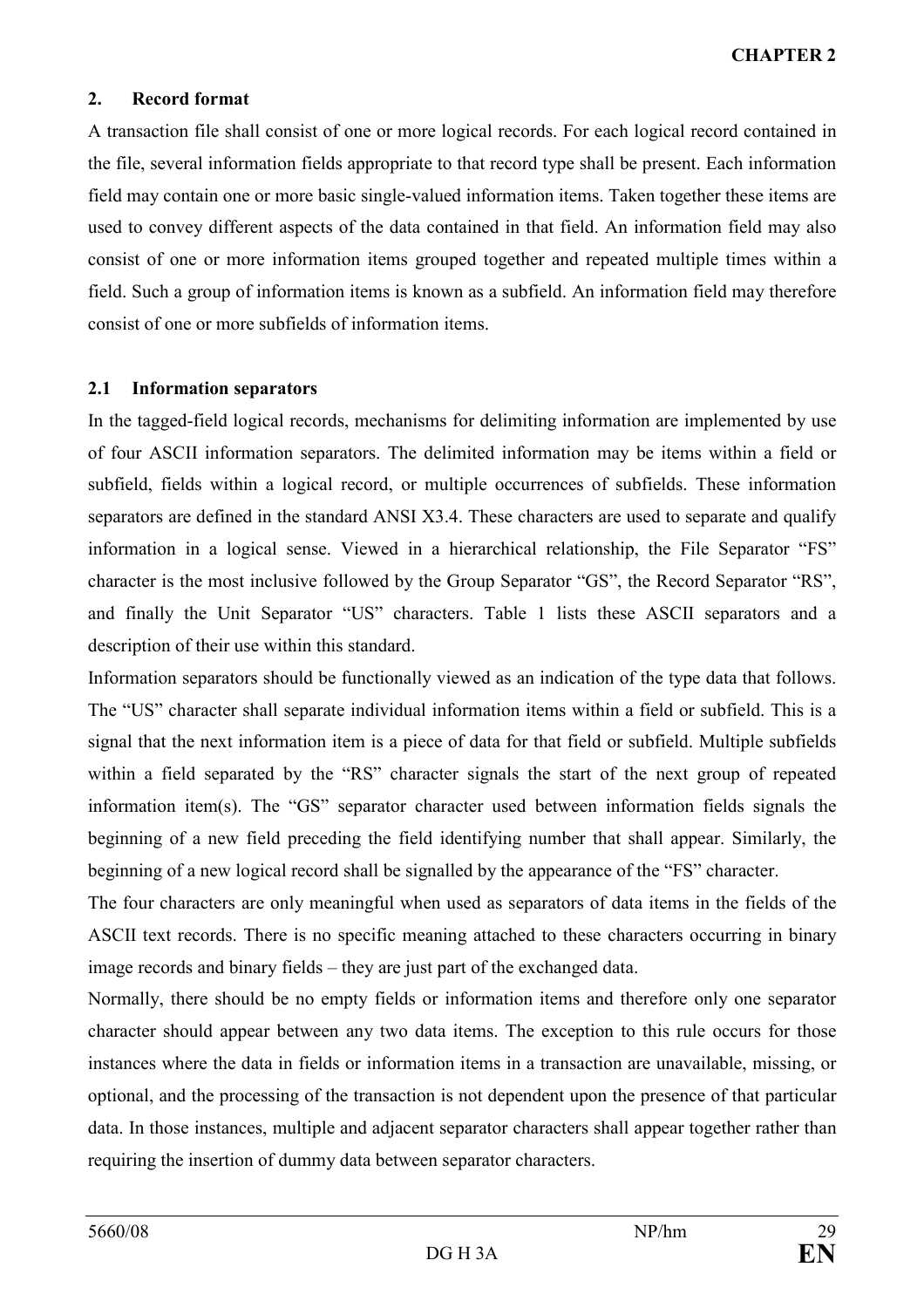## 2. Record format

A transaction file shall consist of one or more logical records. For each logical record contained in the file, several information fields appropriate to that record type shall be present. Each information field may contain one or more basic single-valued information items. Taken together these items are used to convey different aspects of the data contained in that field. An information field may also consist of one or more information items grouped together and repeated multiple times within a field. Such a group of information items is known as a subfield. An information field may therefore consist of one or more subfields of information items.

### 2.1 Information separators

In the tagged-field logical records, mechanisms for delimiting information are implemented by use of four ASCII information separators. The delimited information may be items within a field or subfield, fields within a logical record, or multiple occurrences of subfields. These information separators are defined in the standard ANSI X3.4. These characters are used to separate and qualify information in a logical sense. Viewed in a hierarchical relationship, the File Separator "FS" character is the most inclusive followed by the Group Separator "GS", the Record Separator "RS", and finally the Unit Separator "US" characters. Table 1 lists these ASCII separators and a description of their use within this standard.

Information separators should be functionally viewed as an indication of the type data that follows. The "US" character shall separate individual information items within a field or subfield. This is a signal that the next information item is a piece of data for that field or subfield. Multiple subfields within a field separated by the "RS" character signals the start of the next group of repeated information item(s). The "GS" separator character used between information fields signals the beginning of a new field preceding the field identifying number that shall appear. Similarly, the beginning of a new logical record shall be signalled by the appearance of the "FS" character.

The four characters are only meaningful when used as separators of data items in the fields of the ASCII text records. There is no specific meaning attached to these characters occurring in binary image records and binary fields – they are just part of the exchanged data.

Normally, there should be no empty fields or information items and therefore only one separator character should appear between any two data items. The exception to this rule occurs for those instances where the data in fields or information items in a transaction are unavailable, missing, or optional, and the processing of the transaction is not dependent upon the presence of that particular data. In those instances, multiple and adjacent separator characters shall appear together rather than requiring the insertion of dummy data between separator characters.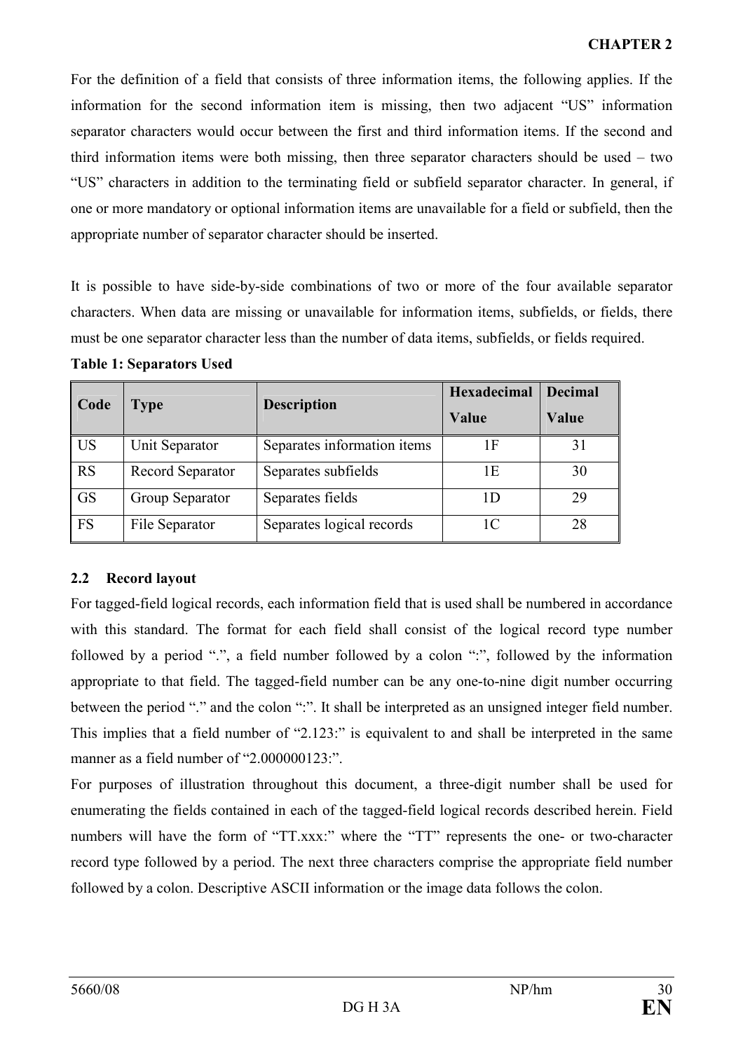For the definition of a field that consists of three information items, the following applies. If the information for the second information item is missing, then two adjacent "US" information separator characters would occur between the first and third information items. If the second and third information items were both missing, then three separator characters should be used – two "US" characters in addition to the terminating field or subfield separator character. In general, if one or more mandatory or optional information items are unavailable for a field or subfield, then the appropriate number of separator character should be inserted.

It is possible to have side-by-side combinations of two or more of the four available separator characters. When data are missing or unavailable for information items, subfields, or fields, there must be one separator character less than the number of data items, subfields, or fields required.

**Table 1: Separators Used**

| Code | Type | Description | Hexadecimal Value | Decimal Value |
|---|---|---|---|---|
| US | Unit Separator | Separates information items | 1F | 31 |
| RS | Record Separator | Separates subfields | 1E | 30 |
| GS | Group Separator | Separates fields | 1D | 29 |
| FS | File Separator | Separates logical records | 1C | 28 |

### 2.2 Record layout

For tagged-field logical records, each information field that is used shall be numbered in accordance with this standard. The format for each field shall consist of the logical record type number followed by a period ".", a field number followed by a colon ":", followed by the information appropriate to that field. The tagged-field number can be any one-to-nine digit number occurring between the period "." and the colon ":". It shall be interpreted as an unsigned integer field number. This implies that a field number of "2.123:" is equivalent to and shall be interpreted in the same manner as a field number of "2.000000123:".

For purposes of illustration throughout this document, a three-digit number shall be used for enumerating the fields contained in each of the tagged-field logical records described herein. Field numbers will have the form of "TT.xxx:" where the "TT" represents the one- or two-character record type followed by a period. The next three characters comprise the appropriate field number followed by a colon. Descriptive ASCII information or the image data follows the colon.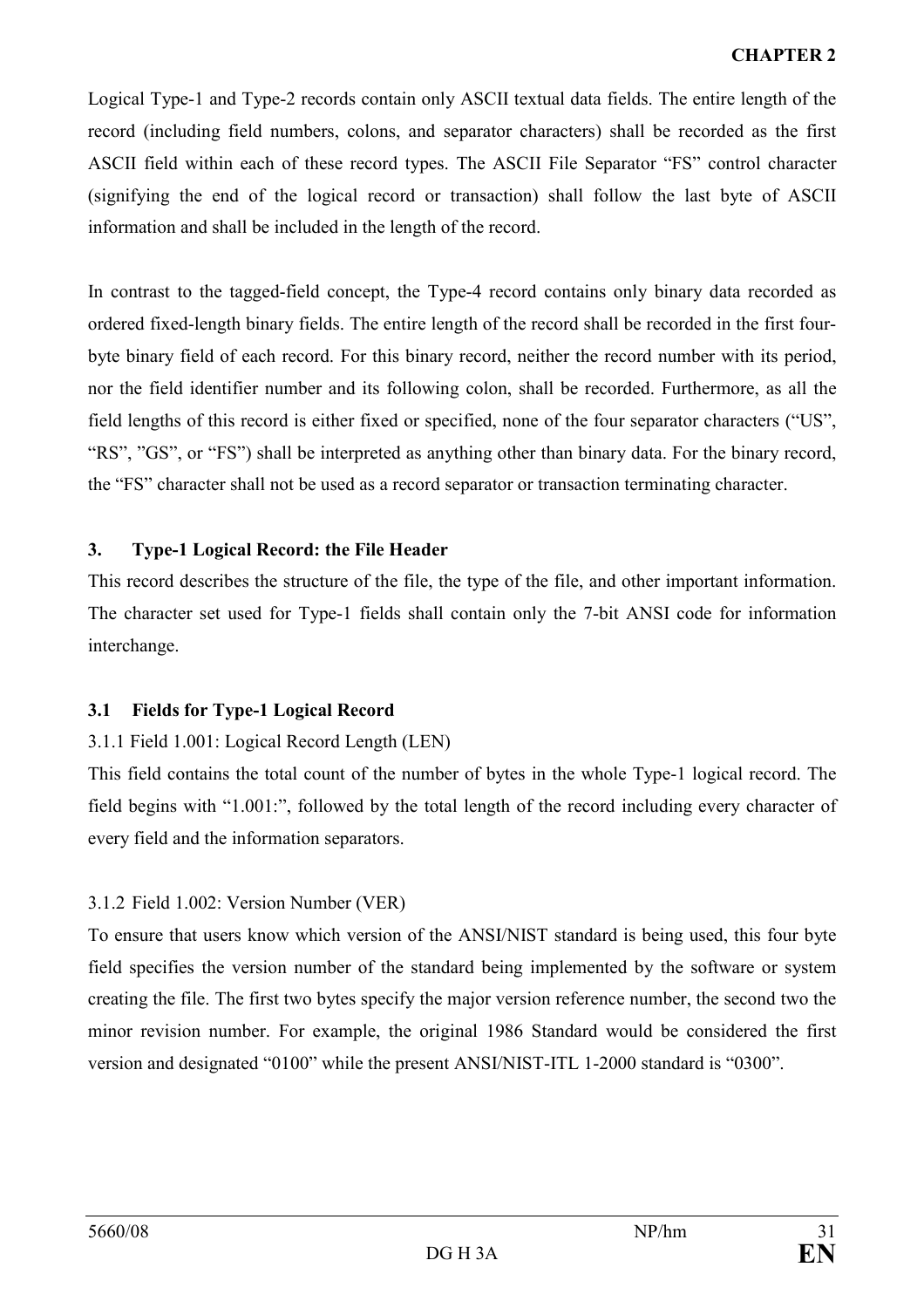Logical Type-1 and Type-2 records contain only ASCII textual data fields. The entire length of the record (including field numbers, colons, and separator characters) shall be recorded as the first ASCII field within each of these record types. The ASCII File Separator "FS" control character (signifying the end of the logical record or transaction) shall follow the last byte of ASCII information and shall be included in the length of the record.

In contrast to the tagged-field concept, the Type-4 record contains only binary data recorded as ordered fixed-length binary fields. The entire length of the record shall be recorded in the first four-byte binary field of each record. For this binary record, neither the record number with its period, nor the field identifier number and its following colon, shall be recorded. Furthermore, as all the field lengths of this record is either fixed or specified, none of the four separator characters ("US", "RS", "GS", or "FS") shall be interpreted as anything other than binary data. For the binary record, the "FS" character shall not be used as a record separator or transaction terminating character.

## 3. Type-1 Logical Record: the File Header

This record describes the structure of the file, the type of the file, and other important information. The character set used for Type-1 fields shall contain only the 7-bit ANSI code for information interchange.

### 3.1 Fields for Type-1 Logical Record

3.1.1 Field 1.001: Logical Record Length (LEN)

This field contains the total count of the number of bytes in the whole Type-1 logical record. The field begins with "1.001:", followed by the total length of the record including every character of every field and the information separators.

3.1.2 Field 1.002: Version Number (VER)

To ensure that users know which version of the ANSI/NIST standard is being used, this four byte field specifies the version number of the standard being implemented by the software or system creating the file. The first two bytes specify the major version reference number, the second two the minor revision number. For example, the original 1986 Standard would be considered the first version and designated "0100" while the present ANSI/NIST-ITL 1-2000 standard is "0300".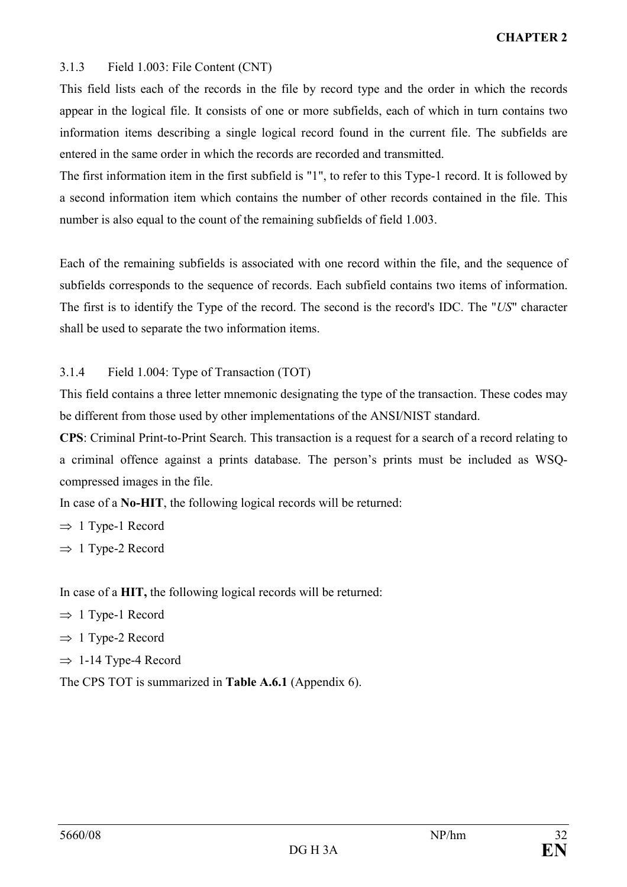### 3.1.3 Field 1.003: File Content (CNT)

This field lists each of the records in the file by record type and the order in which the records appear in the logical file. It consists of one or more subfields, each of which in turn contains two information items describing a single logical record found in the current file. The subfields are entered in the same order in which the records are recorded and transmitted.

The first information item in the first subfield is "1", to refer to this Type-1 record. It is followed by a second information item which contains the number of other records contained in the file. This number is also equal to the count of the remaining subfields of field 1.003.

Each of the remaining subfields is associated with one record within the file, and the sequence of subfields corresponds to the sequence of records. Each subfield contains two items of information. The first is to identify the Type of the record. The second is the record's IDC. The "*US*" character shall be used to separate the two information items.

### 3.1.4 Field 1.004: Type of Transaction (TOT)

This field contains a three letter mnemonic designating the type of the transaction. These codes may be different from those used by other implementations of the ANSI/NIST standard.

**CPS**: Criminal Print-to-Print Search. This transaction is a request for a search of a record relating to a criminal offence against a prints database. The person's prints must be included as WSQ-compressed images in the file.

In case of a **No-HIT**, the following logical records will be returned:

⇒ 1 Type-1 Record

⇒ 1 Type-2 Record

In case of a **HIT,** the following logical records will be returned:

⇒ 1 Type-1 Record

⇒ 1 Type-2 Record

⇒ 1-14 Type-4 Record

The CPS TOT is summarized in **Table A.6.1** (Appendix 6).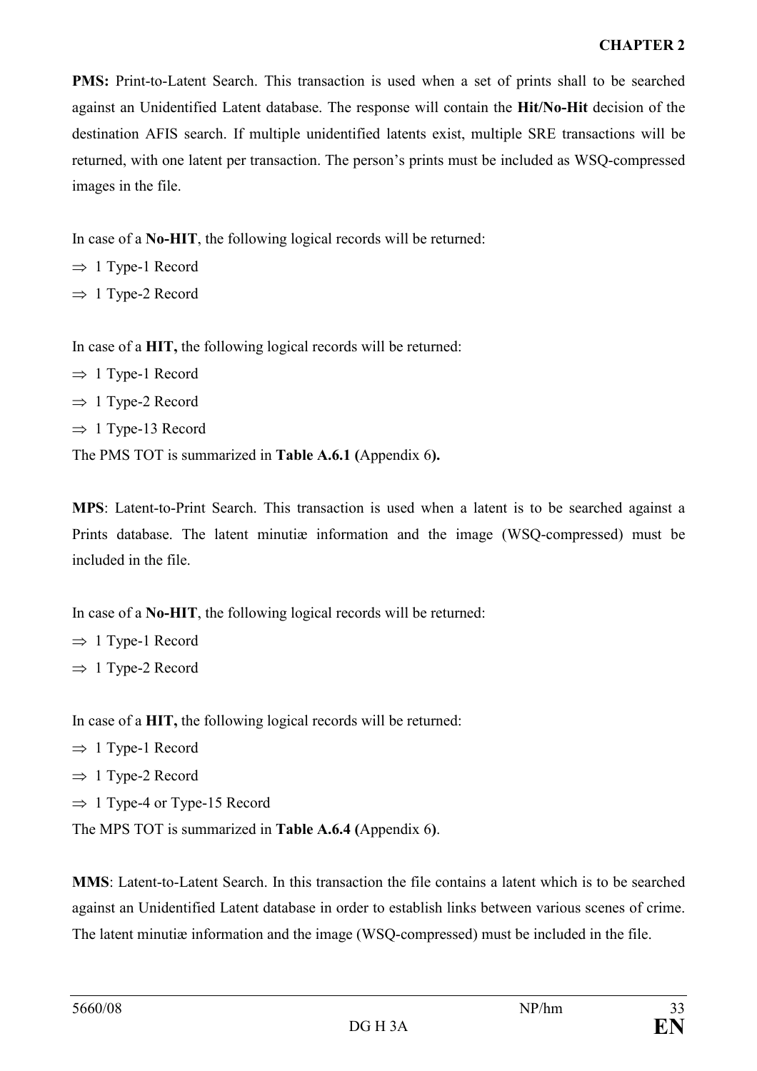**PMS:** Print-to-Latent Search. This transaction is used when a set of prints shall to be searched against an Unidentified Latent database. The response will contain the **Hit/No-Hit** decision of the destination AFIS search. If multiple unidentified latents exist, multiple SRE transactions will be returned, with one latent per transaction. The person's prints must be included as WSQ-compressed images in the file.

In case of a **No-HIT**, the following logical records will be returned:

⇒ 1 Type-1 Record

⇒ 1 Type-2 Record

In case of a **HIT,** the following logical records will be returned:

⇒ 1 Type-1 Record

⇒ 1 Type-2 Record

⇒ 1 Type-13 Record

The PMS TOT is summarized in **Table A.6.1 (**Appendix 6**).**

**MPS**: Latent-to-Print Search. This transaction is used when a latent is to be searched against a Prints database. The latent minutiæ information and the image (WSQ-compressed) must be included in the file.

In case of a **No-HIT**, the following logical records will be returned:

⇒ 1 Type-1 Record

⇒ 1 Type-2 Record

In case of a **HIT,** the following logical records will be returned:

⇒ 1 Type-1 Record

⇒ 1 Type-2 Record

⇒ 1 Type-4 or Type-15 Record

The MPS TOT is summarized in **Table A.6.4 (**Appendix 6**)**.

**MMS**: Latent-to-Latent Search. In this transaction the file contains a latent which is to be searched against an Unidentified Latent database in order to establish links between various scenes of crime. The latent minutiæ information and the image (WSQ-compressed) must be included in the file.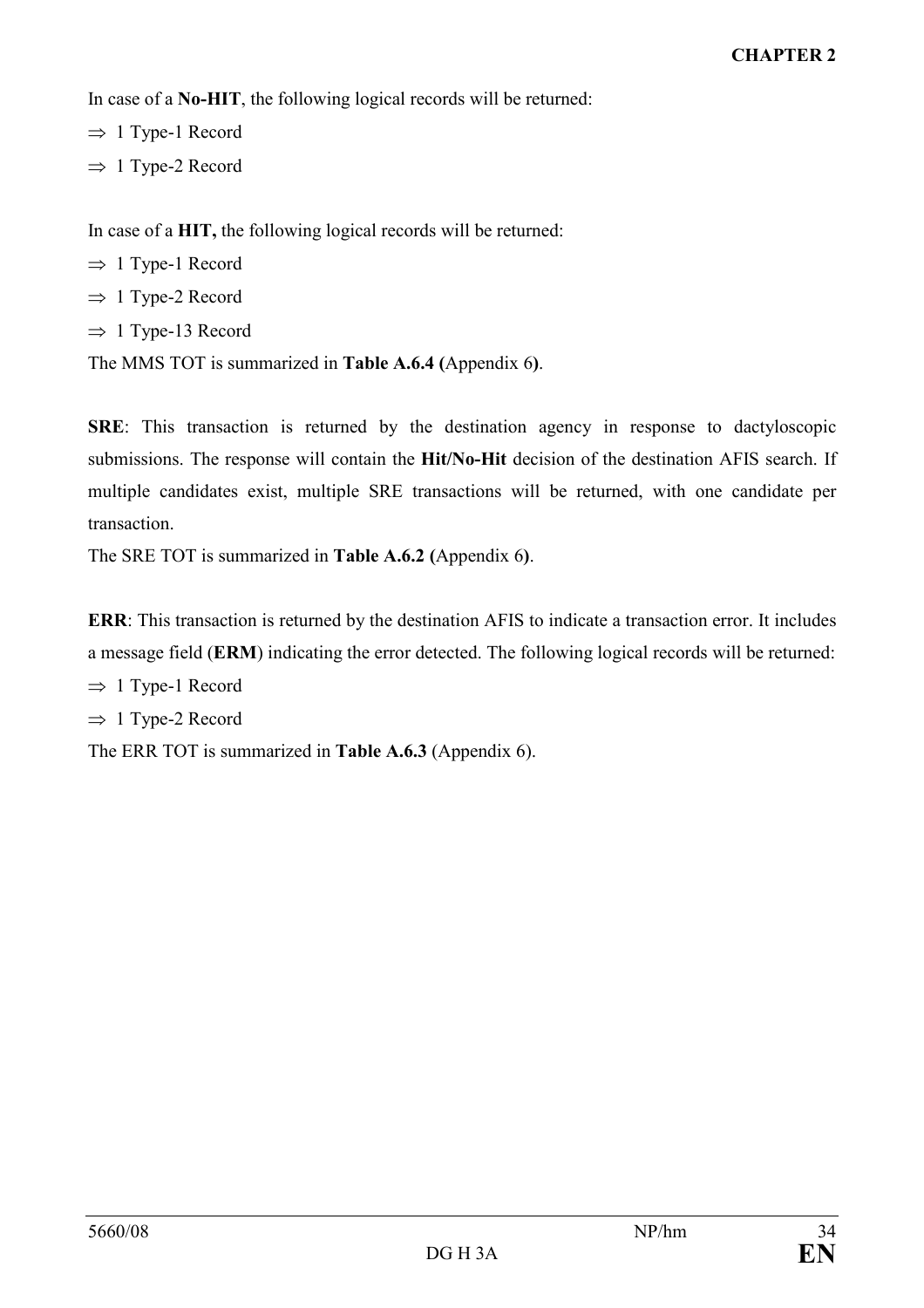In case of a **No-HIT**, the following logical records will be returned:

⇒ 1 Type-1 Record

⇒ 1 Type-2 Record

In case of a **HIT,** the following logical records will be returned:

⇒ 1 Type-1 Record

⇒ 1 Type-2 Record

⇒ 1 Type-13 Record

The MMS TOT is summarized in **Table A.6.4 (**Appendix 6**)**.

**SRE**: This transaction is returned by the destination agency in response to dactyloscopic submissions. The response will contain the **Hit/No-Hit** decision of the destination AFIS search. If multiple candidates exist, multiple SRE transactions will be returned, with one candidate per transaction.

The SRE TOT is summarized in **Table A.6.2 (**Appendix 6**)**.

**ERR**: This transaction is returned by the destination AFIS to indicate a transaction error. It includes a message field (**ERM**) indicating the error detected. The following logical records will be returned:

⇒ 1 Type-1 Record

⇒ 1 Type-2 Record

The ERR TOT is summarized in **Table A.6.3** (Appendix 6).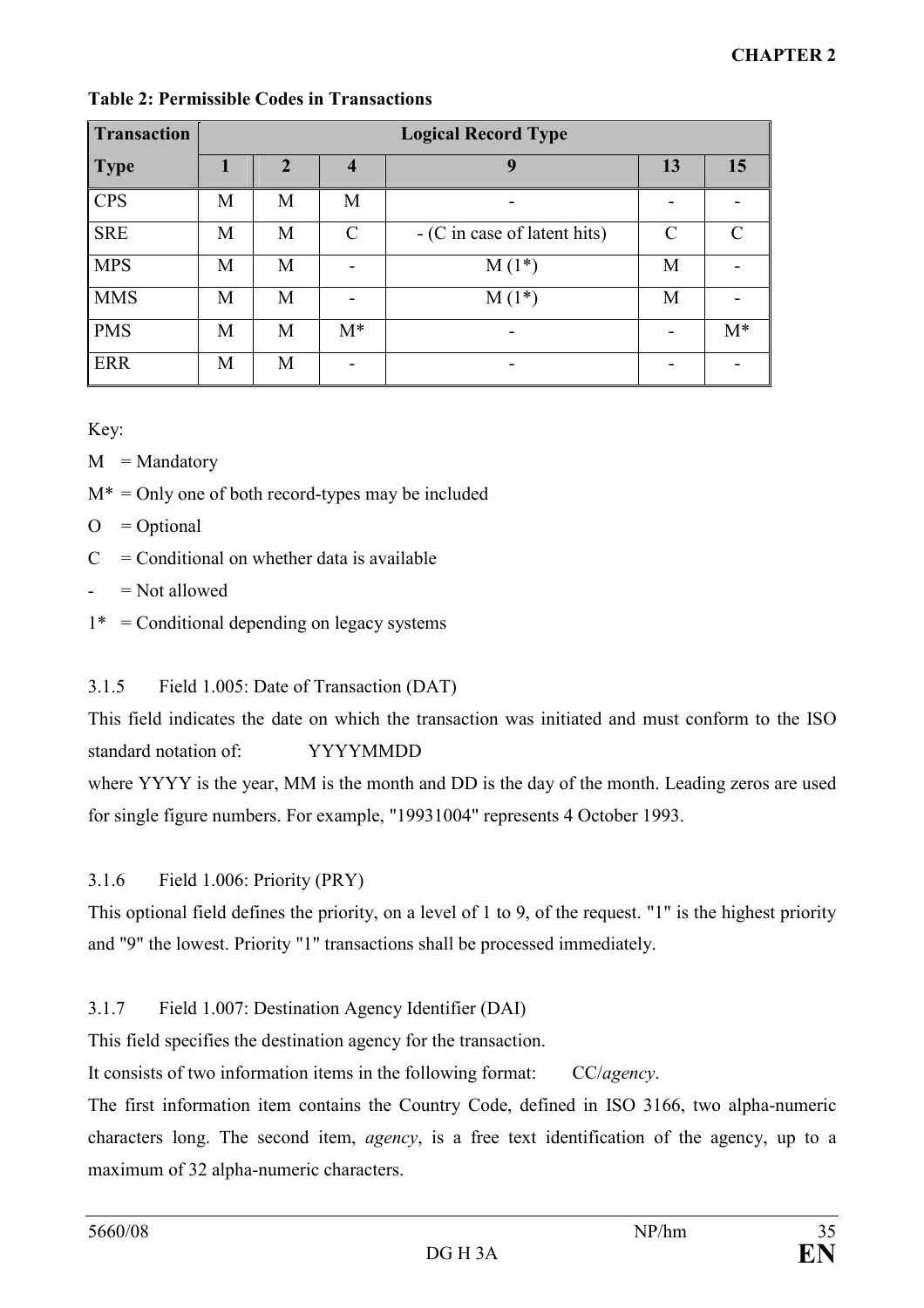**Table 2: Permissible Codes in Transactions**

| Transaction Type | Logical Record Type | | | | | |
|---|---|---|---|---|---|---|
| | 1 | 2 | 4 | 9 | 13 | 15 |
| CPS | M | M | M | - | - | - |
| SRE | M | M | C | - (C in case of latent hits) | C | C |
| MPS | M | M | - | M (1*) | M | - |
| MMS | M | M | - | M (1*) | M | - |
| PMS | M | M | M* | - | - | M* |
| ERR | M | M | - | - | - | - |

Key:

M = Mandatory

M* = Only one of both record-types may be included

O = Optional

C = Conditional on whether data is available

- = Not allowed

1* = Conditional depending on legacy systems

3.1.5 Field 1.005: Date of Transaction (DAT)

This field indicates the date on which the transaction was initiated and must conform to the ISO standard notation of: YYYYMMDD

where YYYY is the year, MM is the month and DD is the day of the month. Leading zeros are used for single figure numbers. For example, "19931004" represents 4 October 1993.

3.1.6 Field 1.006: Priority (PRY)

This optional field defines the priority, on a level of 1 to 9, of the request. "1" is the highest priority and "9" the lowest. Priority "1" transactions shall be processed immediately.

3.1.7 Field 1.007: Destination Agency Identifier (DAI)

This field specifies the destination agency for the transaction.

It consists of two information items in the following format: CC/*agency*.

The first information item contains the Country Code, defined in ISO 3166, two alpha-numeric characters long. The second item, *agency*, is a free text identification of the agency, up to a maximum of 32 alpha-numeric characters.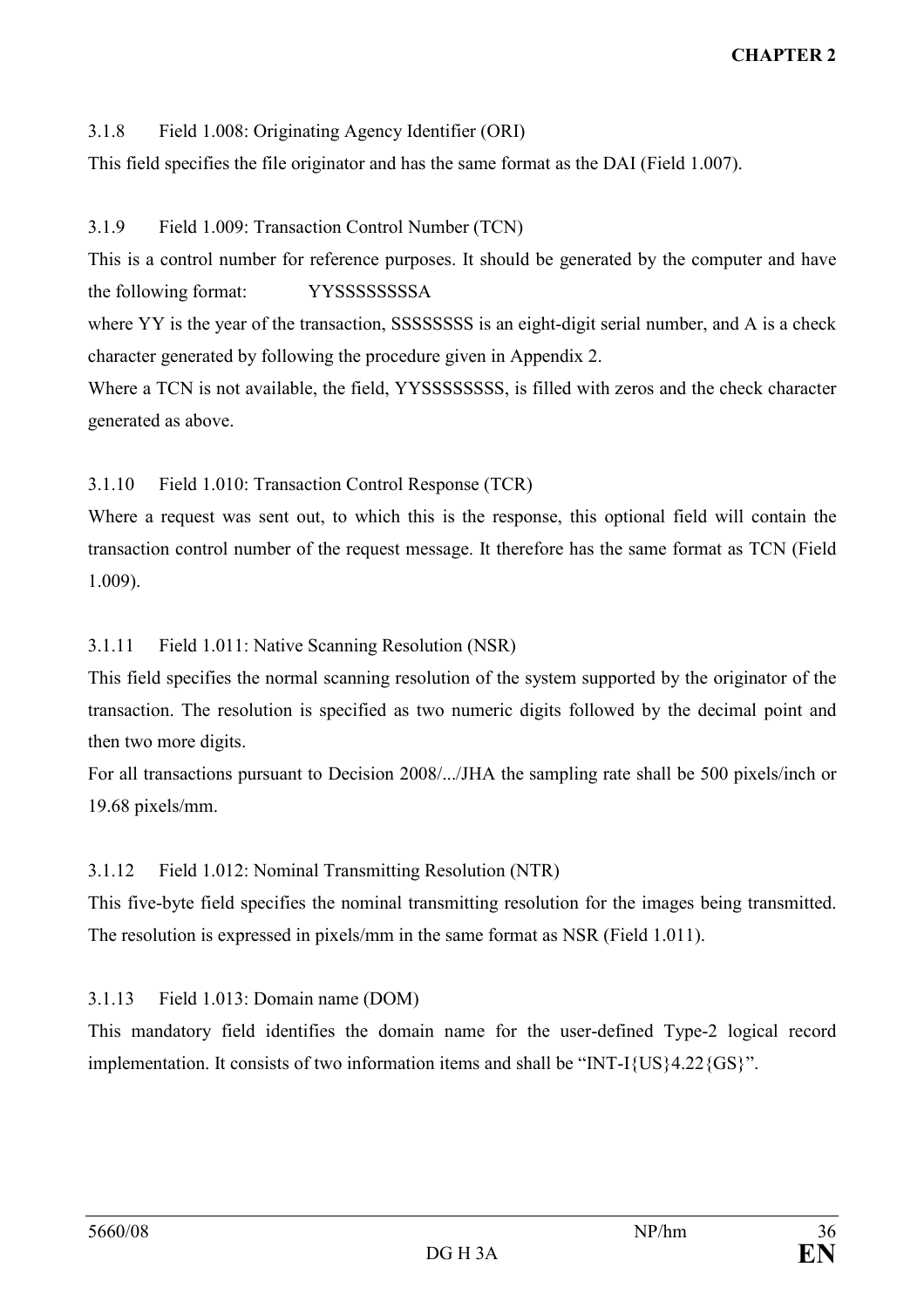### 3.1.8 Field 1.008: Originating Agency Identifier (ORI)

This field specifies the file originator and has the same format as the DAI (Field 1.007).

### 3.1.9 Field 1.009: Transaction Control Number (TCN)

This is a control number for reference purposes. It should be generated by the computer and have the following format: YYSSSSSSSSA

where YY is the year of the transaction, SSSSSSSS is an eight-digit serial number, and A is a check character generated by following the procedure given in Appendix 2.

Where a TCN is not available, the field, YYSSSSSSSS, is filled with zeros and the check character generated as above.

### 3.1.10 Field 1.010: Transaction Control Response (TCR)

Where a request was sent out, to which this is the response, this optional field will contain the transaction control number of the request message. It therefore has the same format as TCN (Field 1.009).

### 3.1.11 Field 1.011: Native Scanning Resolution (NSR)

This field specifies the normal scanning resolution of the system supported by the originator of the transaction. The resolution is specified as two numeric digits followed by the decimal point and then two more digits.

For all transactions pursuant to Decision 2008/.../JHA the sampling rate shall be 500 pixels/inch or 19.68 pixels/mm.

### 3.1.12 Field 1.012: Nominal Transmitting Resolution (NTR)

This five-byte field specifies the nominal transmitting resolution for the images being transmitted. The resolution is expressed in pixels/mm in the same format as NSR (Field 1.011).

### 3.1.13 Field 1.013: Domain name (DOM)

This mandatory field identifies the domain name for the user-defined Type-2 logical record implementation. It consists of two information items and shall be "INT-I{US}4.22{GS}".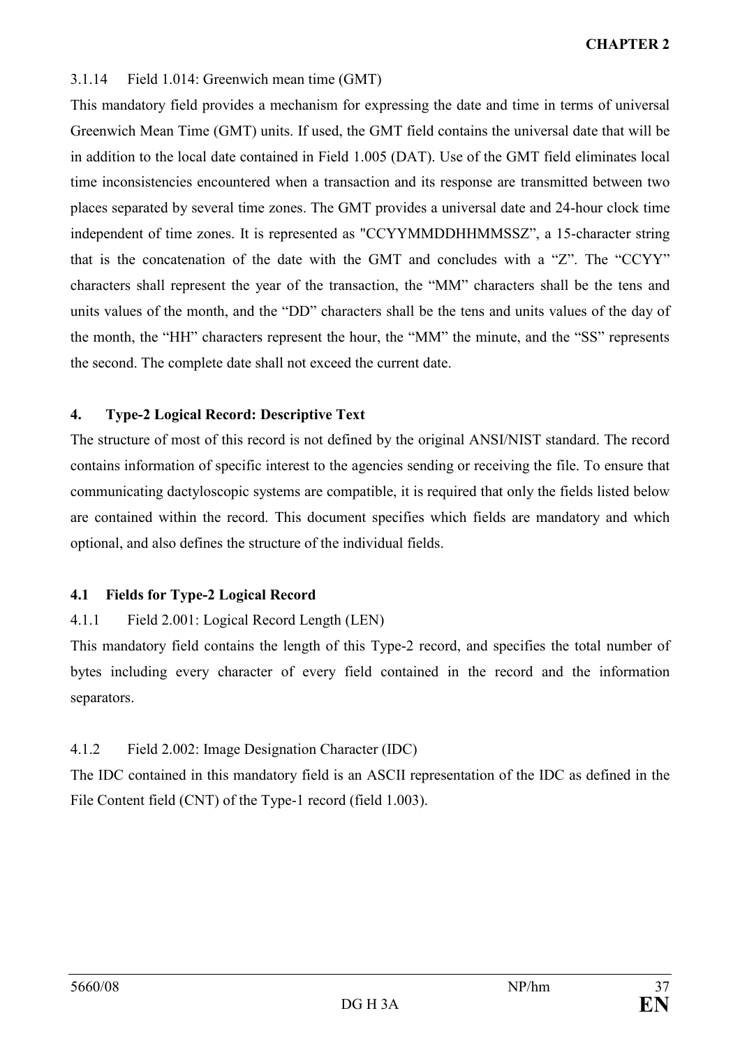3.1.14 Field 1.014: Greenwich mean time (GMT)

This mandatory field provides a mechanism for expressing the date and time in terms of universal Greenwich Mean Time (GMT) units. If used, the GMT field contains the universal date that will be in addition to the local date contained in Field 1.005 (DAT). Use of the GMT field eliminates local time inconsistencies encountered when a transaction and its response are transmitted between two places separated by several time zones. The GMT provides a universal date and 24-hour clock time independent of time zones. It is represented as "CCYYMMDDHHMMSSZ", a 15-character string that is the concatenation of the date with the GMT and concludes with a "Z". The "CCYY" characters shall represent the year of the transaction, the "MM" characters shall be the tens and units values of the month, and the "DD" characters shall be the tens and units values of the day of the month, the "HH" characters represent the hour, the "MM" the minute, and the "SS" represents the second. The complete date shall not exceed the current date.

## 4. Type-2 Logical Record: Descriptive Text

The structure of most of this record is not defined by the original ANSI/NIST standard. The record contains information of specific interest to the agencies sending or receiving the file. To ensure that communicating dactyloscopic systems are compatible, it is required that only the fields listed below are contained within the record. This document specifies which fields are mandatory and which optional, and also defines the structure of the individual fields.

### 4.1 Fields for Type-2 Logical Record

4.1.1 Field 2.001: Logical Record Length (LEN)

This mandatory field contains the length of this Type-2 record, and specifies the total number of bytes including every character of every field contained in the record and the information separators.

4.1.2 Field 2.002: Image Designation Character (IDC)

The IDC contained in this mandatory field is an ASCII representation of the IDC as defined in the File Content field (CNT) of the Type-1 record (field 1.003).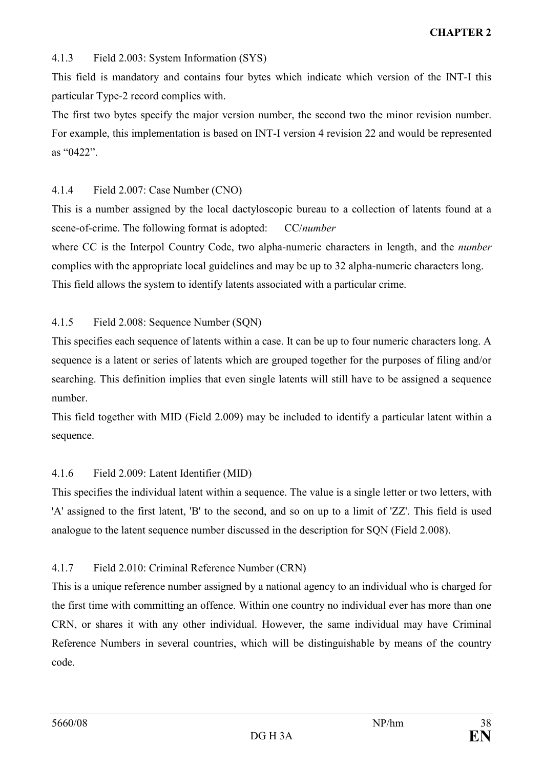#### 4.1.3 Field 2.003: System Information (SYS)

This field is mandatory and contains four bytes which indicate which version of the INT-I this particular Type-2 record complies with.

The first two bytes specify the major version number, the second two the minor revision number. For example, this implementation is based on INT-I version 4 revision 22 and would be represented as “0422”.

#### 4.1.4 Field 2.007: Case Number (CNO)

This is a number assigned by the local dactyloscopic bureau to a collection of latents found at a scene-of-crime. The following format is adopted: CC/*number*

where CC is the Interpol Country Code, two alpha-numeric characters in length, and the *number* complies with the appropriate local guidelines and may be up to 32 alpha-numeric characters long. This field allows the system to identify latents associated with a particular crime.

#### 4.1.5 Field 2.008: Sequence Number (SQN)

This specifies each sequence of latents within a case. It can be up to four numeric characters long. A sequence is a latent or series of latents which are grouped together for the purposes of filing and/or searching. This definition implies that even single latents will still have to be assigned a sequence number.

This field together with MID (Field 2.009) may be included to identify a particular latent within a sequence.

#### 4.1.6 Field 2.009: Latent Identifier (MID)

This specifies the individual latent within a sequence. The value is a single letter or two letters, with 'A' assigned to the first latent, 'B' to the second, and so on up to a limit of 'ZZ'. This field is used analogue to the latent sequence number discussed in the description for SQN (Field 2.008).

#### 4.1.7 Field 2.010: Criminal Reference Number (CRN)

This is a unique reference number assigned by a national agency to an individual who is charged for the first time with committing an offence. Within one country no individual ever has more than one CRN, or shares it with any other individual. However, the same individual may have Criminal Reference Numbers in several countries, which will be distinguishable by means of the country code.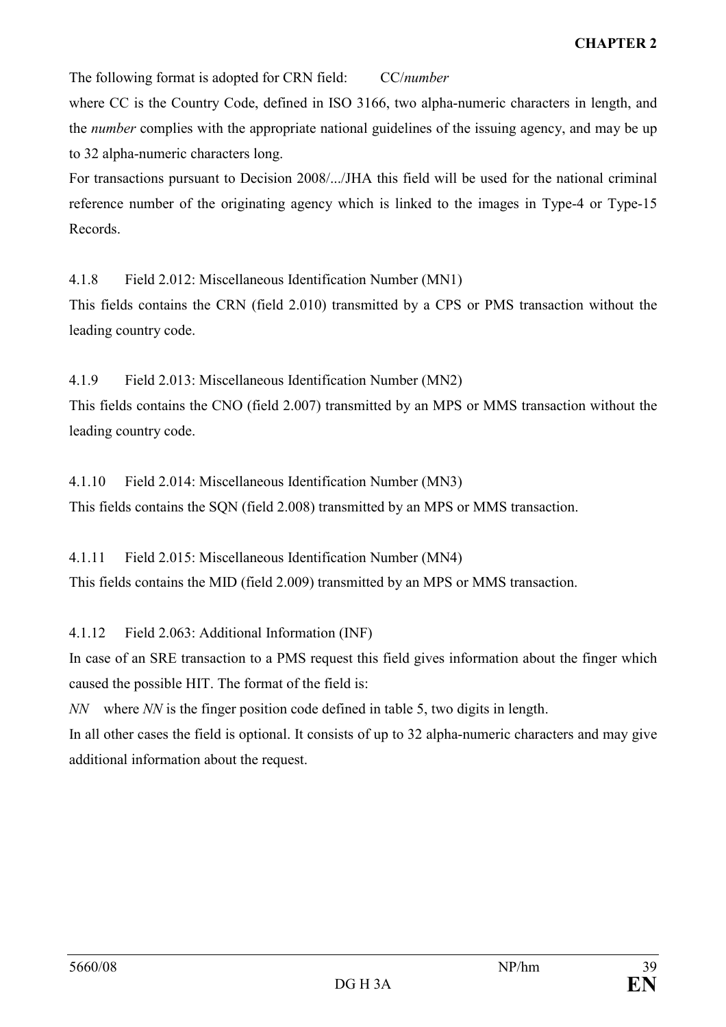The following format is adopted for CRN field: CC/*number*

where CC is the Country Code, defined in ISO 3166, two alpha-numeric characters in length, and the *number* complies with the appropriate national guidelines of the issuing agency, and may be up to 32 alpha-numeric characters long.

For transactions pursuant to Decision 2008/.../JHA this field will be used for the national criminal reference number of the originating agency which is linked to the images in Type-4 or Type-15 Records.

4.1.8 Field 2.012: Miscellaneous Identification Number (MN1)

This fields contains the CRN (field 2.010) transmitted by a CPS or PMS transaction without the leading country code.

4.1.9 Field 2.013: Miscellaneous Identification Number (MN2)

This fields contains the CNO (field 2.007) transmitted by an MPS or MMS transaction without the leading country code.

4.1.10 Field 2.014: Miscellaneous Identification Number (MN3)

This fields contains the SQN (field 2.008) transmitted by an MPS or MMS transaction.

4.1.11 Field 2.015: Miscellaneous Identification Number (MN4)

This fields contains the MID (field 2.009) transmitted by an MPS or MMS transaction.

4.1.12 Field 2.063: Additional Information (INF)

In case of an SRE transaction to a PMS request this field gives information about the finger which caused the possible HIT. The format of the field is:

*NN* where *NN* is the finger position code defined in table 5, two digits in length.

In all other cases the field is optional. It consists of up to 32 alpha-numeric characters and may give additional information about the request.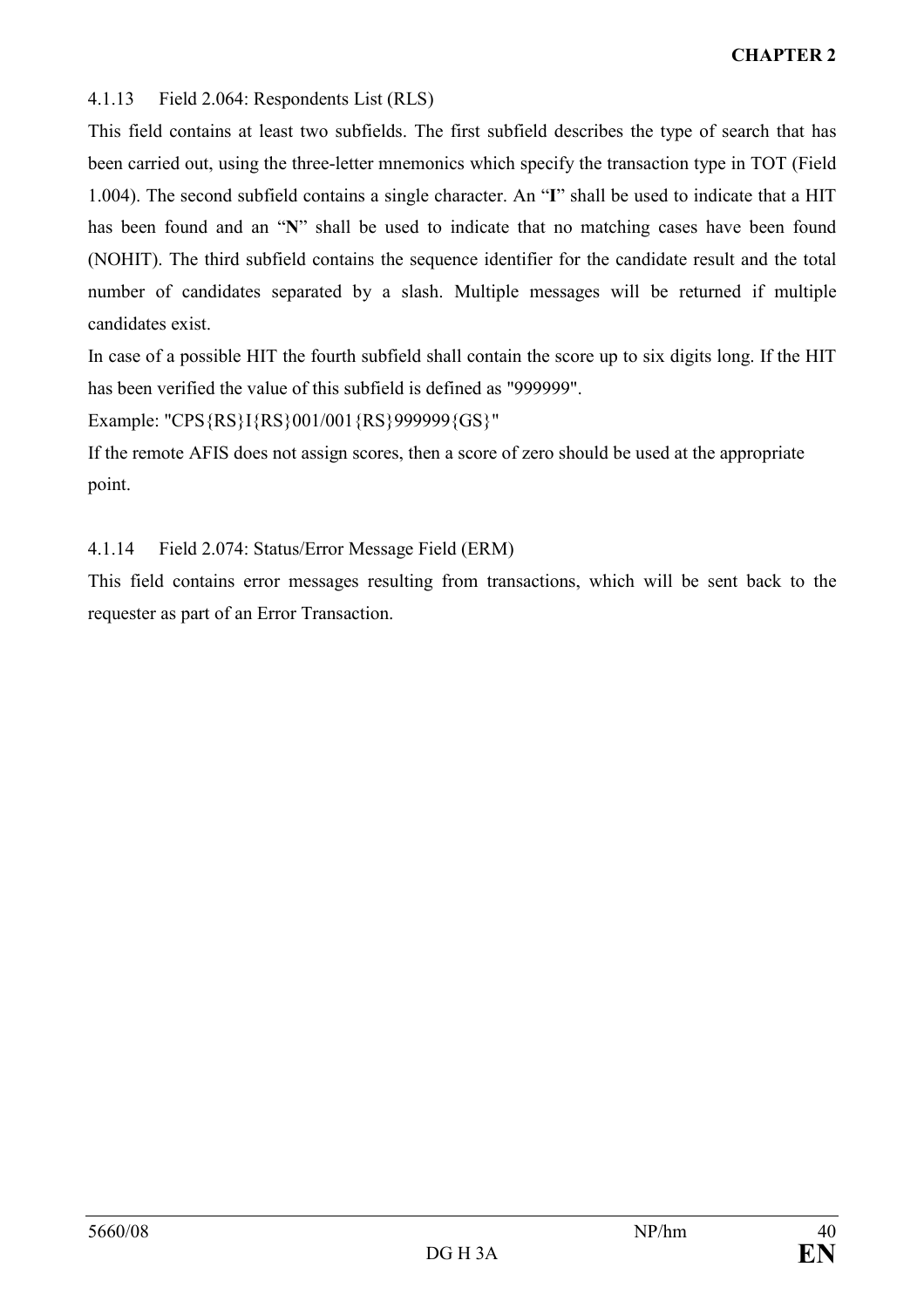#### 4.1.13 Field 2.064: Respondents List (RLS)

This field contains at least two subfields. The first subfield describes the type of search that has been carried out, using the three-letter mnemonics which specify the transaction type in TOT (Field 1.004). The second subfield contains a single character. An "**I**" shall be used to indicate that a HIT has been found and an "**N**" shall be used to indicate that no matching cases have been found (NOHIT). The third subfield contains the sequence identifier for the candidate result and the total number of candidates separated by a slash. Multiple messages will be returned if multiple candidates exist.

In case of a possible HIT the fourth subfield shall contain the score up to six digits long. If the HIT has been verified the value of this subfield is defined as "999999".

Example: "CPS{RS}I{RS}001/001{RS}999999{GS}"

If the remote AFIS does not assign scores, then a score of zero should be used at the appropriate point.

#### 4.1.14 Field 2.074: Status/Error Message Field (ERM)

This field contains error messages resulting from transactions, which will be sent back to the requester as part of an Error Transaction.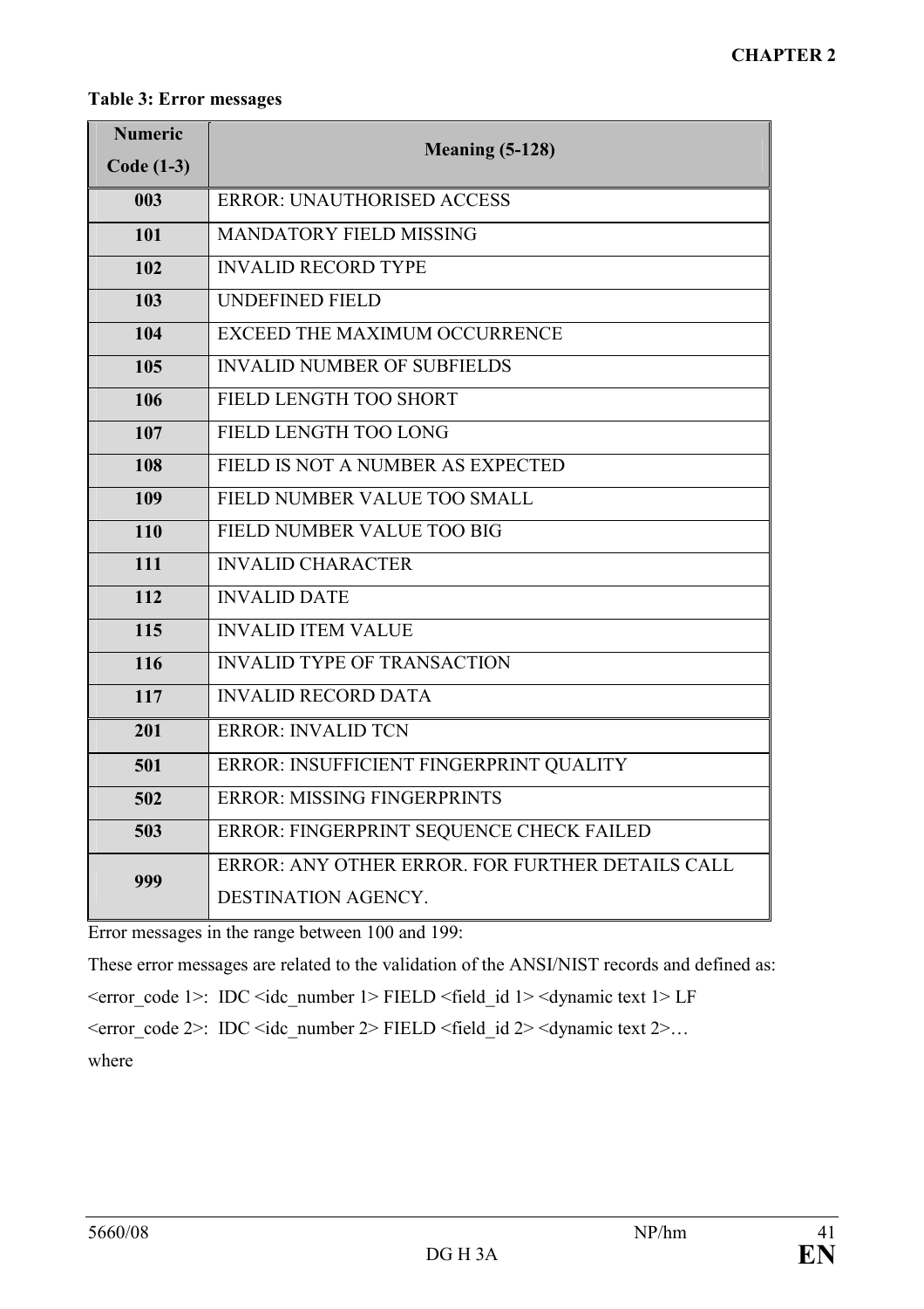**Table 3: Error messages**

| Numeric Code (1-3) | Meaning (5-128) |
|---|---|
| **003** | ERROR: UNAUTHORISED ACCESS |
| **101** | MANDATORY FIELD MISSING |
| **102** | INVALID RECORD TYPE |
| **103** | UNDEFINED FIELD |
| **104** | EXCEED THE MAXIMUM OCCURRENCE |
| **105** | INVALID NUMBER OF SUBFIELDS |
| **106** | FIELD LENGTH TOO SHORT |
| **107** | FIELD LENGTH TOO LONG |
| **108** | FIELD IS NOT A NUMBER AS EXPECTED |
| **109** | FIELD NUMBER VALUE TOO SMALL |
| **110** | FIELD NUMBER VALUE TOO BIG |
| **111** | INVALID CHARACTER |
| **112** | INVALID DATE |
| **115** | INVALID ITEM VALUE |
| **116** | INVALID TYPE OF TRANSACTION |
| **117** | INVALID RECORD DATA |
| **201** | ERROR: INVALID TCN |
| **501** | ERROR: INSUFFICIENT FINGERPRINT QUALITY |
| **502** | ERROR: MISSING FINGERPRINTS |
| **503** | ERROR: FINGERPRINT SEQUENCE CHECK FAILED |
| **999** | ERROR: ANY OTHER ERROR. FOR FURTHER DETAILS CALL DESTINATION AGENCY. |

Error messages in the range between 100 and 199:

These error messages are related to the validation of the ANSI/NIST records and defined as:

<error_code 1>: IDC <idc_number 1> FIELD <field_id 1> <dynamic text 1> LF

<error_code 2>: IDC <idc_number 2> FIELD <field_id 2> <dynamic text 2>…

where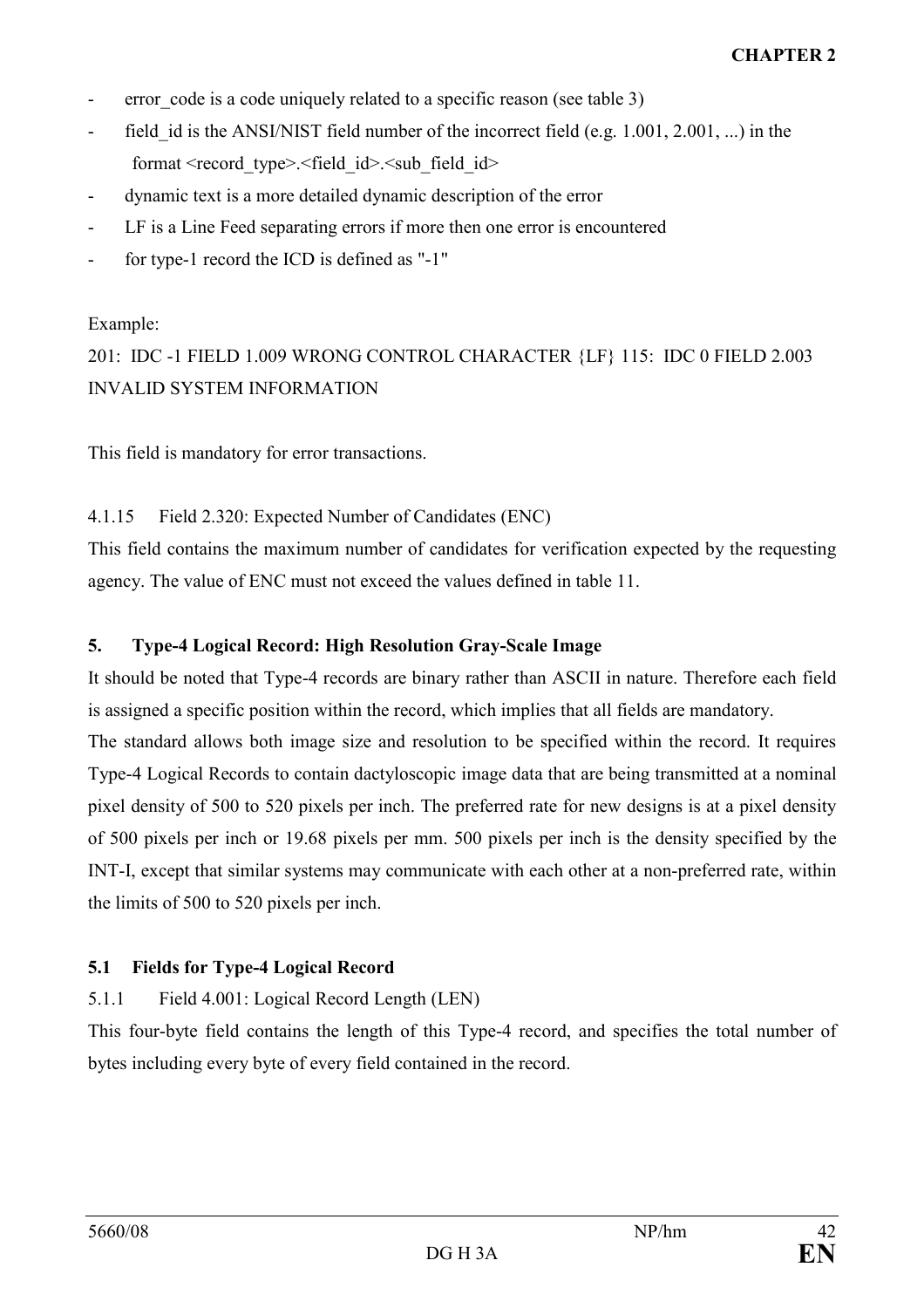- error_code is a code uniquely related to a specific reason (see table 3)
- field_id is the ANSI/NIST field number of the incorrect field (e.g. 1.001, 2.001, ...) in the format <record_type>.<field_id>.<sub_field_id>
- dynamic text is a more detailed dynamic description of the error
- LF is a Line Feed separating errors if more then one error is encountered
- for type-1 record the ICD is defined as "-1"

Example:

201: IDC -1 FIELD 1.009 WRONG CONTROL CHARACTER {LF} 115: IDC 0 FIELD 2.003 INVALID SYSTEM INFORMATION

This field is mandatory for error transactions.

4.1.15 Field 2.320: Expected Number of Candidates (ENC)

This field contains the maximum number of candidates for verification expected by the requesting agency. The value of ENC must not exceed the values defined in table 11.

## 5. Type-4 Logical Record: High Resolution Gray-Scale Image

It should be noted that Type-4 records are binary rather than ASCII in nature. Therefore each field is assigned a specific position within the record, which implies that all fields are mandatory.

The standard allows both image size and resolution to be specified within the record. It requires Type-4 Logical Records to contain dactyloscopic image data that are being transmitted at a nominal pixel density of 500 to 520 pixels per inch. The preferred rate for new designs is at a pixel density of 500 pixels per inch or 19.68 pixels per mm. 500 pixels per inch is the density specified by the INT-I, except that similar systems may communicate with each other at a non-preferred rate, within the limits of 500 to 520 pixels per inch.

### 5.1 Fields for Type-4 Logical Record

5.1.1 Field 4.001: Logical Record Length (LEN)

This four-byte field contains the length of this Type-4 record, and specifies the total number of bytes including every byte of every field contained in the record.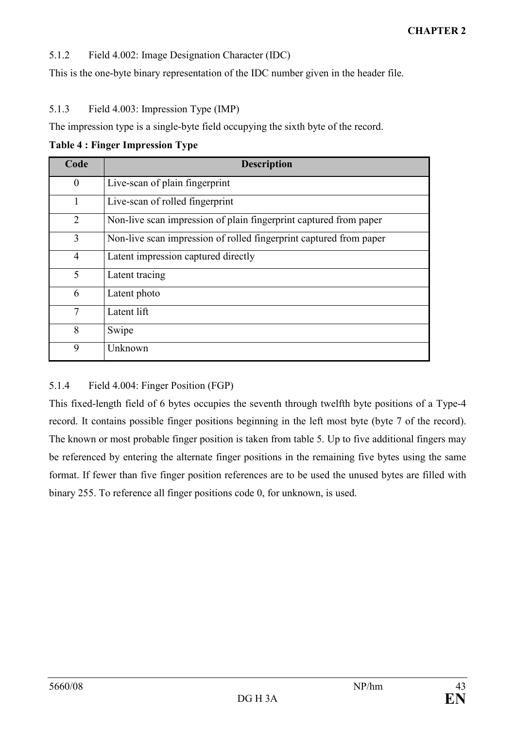#### 5.1.2 Field 4.002: Image Designation Character (IDC)

This is the one-byte binary representation of the IDC number given in the header file.

#### 5.1.3 Field 4.003: Impression Type (IMP)

The impression type is a single-byte field occupying the sixth byte of the record.

**Table 4 : Finger Impression Type**

| Code | Description |
|---|---|
| 0 | Live-scan of plain fingerprint |
| 1 | Live-scan of rolled fingerprint |
| 2 | Non-live scan impression of plain fingerprint captured from paper |
| 3 | Non-live scan impression of rolled fingerprint captured from paper |
| 4 | Latent impression captured directly |
| 5 | Latent tracing |
| 6 | Latent photo |
| 7 | Latent lift |
| 8 | Swipe |
| 9 | Unknown |

#### 5.1.4 Field 4.004: Finger Position (FGP)

This fixed-length field of 6 bytes occupies the seventh through twelfth byte positions of a Type-4 record. It contains possible finger positions beginning in the left most byte (byte 7 of the record). The known or most probable finger position is taken from table 5. Up to five additional fingers may be referenced by entering the alternate finger positions in the remaining five bytes using the same format. If fewer than five finger position references are to be used the unused bytes are filled with binary 255. To reference all finger positions code 0, for unknown, is used.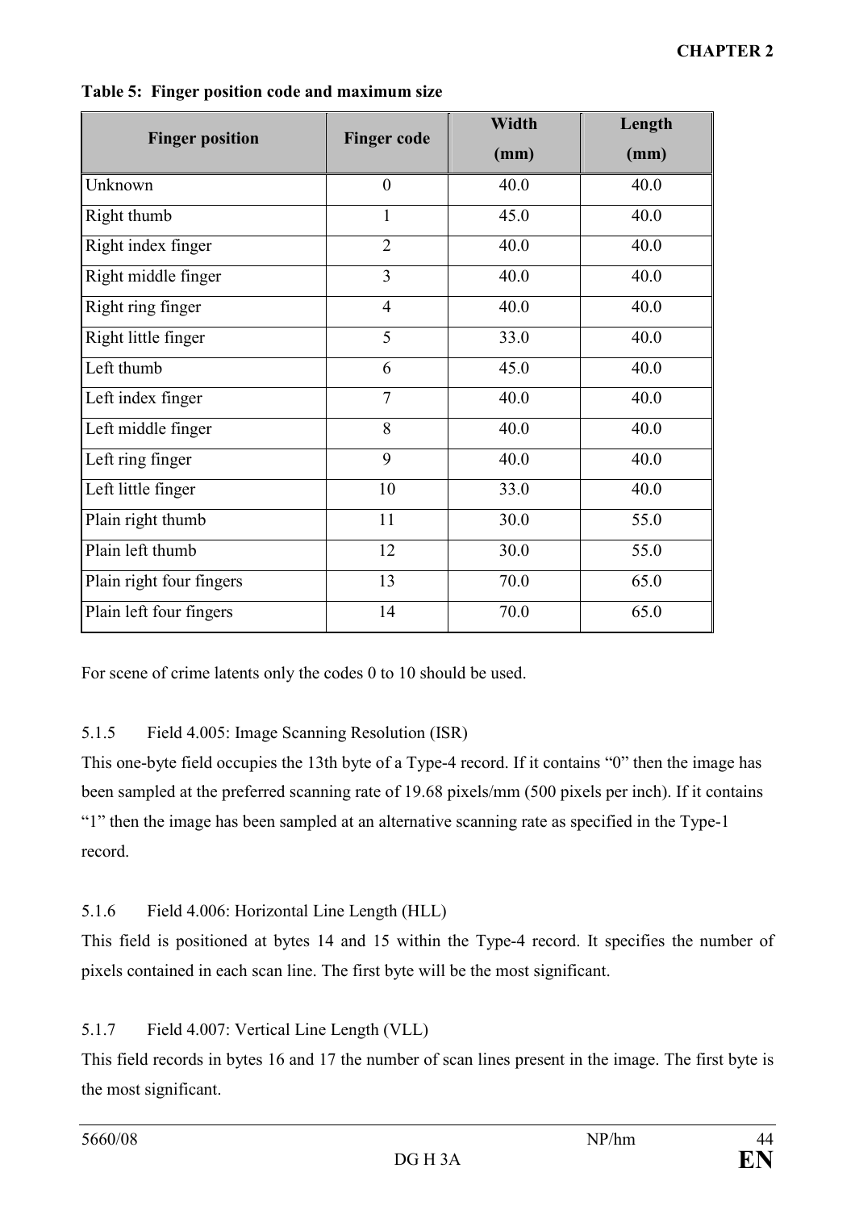**Table 5: Finger position code and maximum size**

| Finger position | Finger code | Width (mm) | Length (mm) |
|---|---|---|---|
| Unknown | 0 | 40.0 | 40.0 |
| Right thumb | 1 | 45.0 | 40.0 |
| Right index finger | 2 | 40.0 | 40.0 |
| Right middle finger | 3 | 40.0 | 40.0 |
| Right ring finger | 4 | 40.0 | 40.0 |
| Right little finger | 5 | 33.0 | 40.0 |
| Left thumb | 6 | 45.0 | 40.0 |
| Left index finger | 7 | 40.0 | 40.0 |
| Left middle finger | 8 | 40.0 | 40.0 |
| Left ring finger | 9 | 40.0 | 40.0 |
| Left little finger | 10 | 33.0 | 40.0 |
| Plain right thumb | 11 | 30.0 | 55.0 |
| Plain left thumb | 12 | 30.0 | 55.0 |
| Plain right four fingers | 13 | 70.0 | 65.0 |
| Plain left four fingers | 14 | 70.0 | 65.0 |

For scene of crime latents only the codes 0 to 10 should be used.

### 5.1.5 Field 4.005: Image Scanning Resolution (ISR)

This one-byte field occupies the 13th byte of a Type-4 record. If it contains "0" then the image has been sampled at the preferred scanning rate of 19.68 pixels/mm (500 pixels per inch). If it contains "1" then the image has been sampled at an alternative scanning rate as specified in the Type-1 record.

### 5.1.6 Field 4.006: Horizontal Line Length (HLL)

This field is positioned at bytes 14 and 15 within the Type-4 record. It specifies the number of pixels contained in each scan line. The first byte will be the most significant.

### 5.1.7 Field 4.007: Vertical Line Length (VLL)

This field records in bytes 16 and 17 the number of scan lines present in the image. The first byte is the most significant.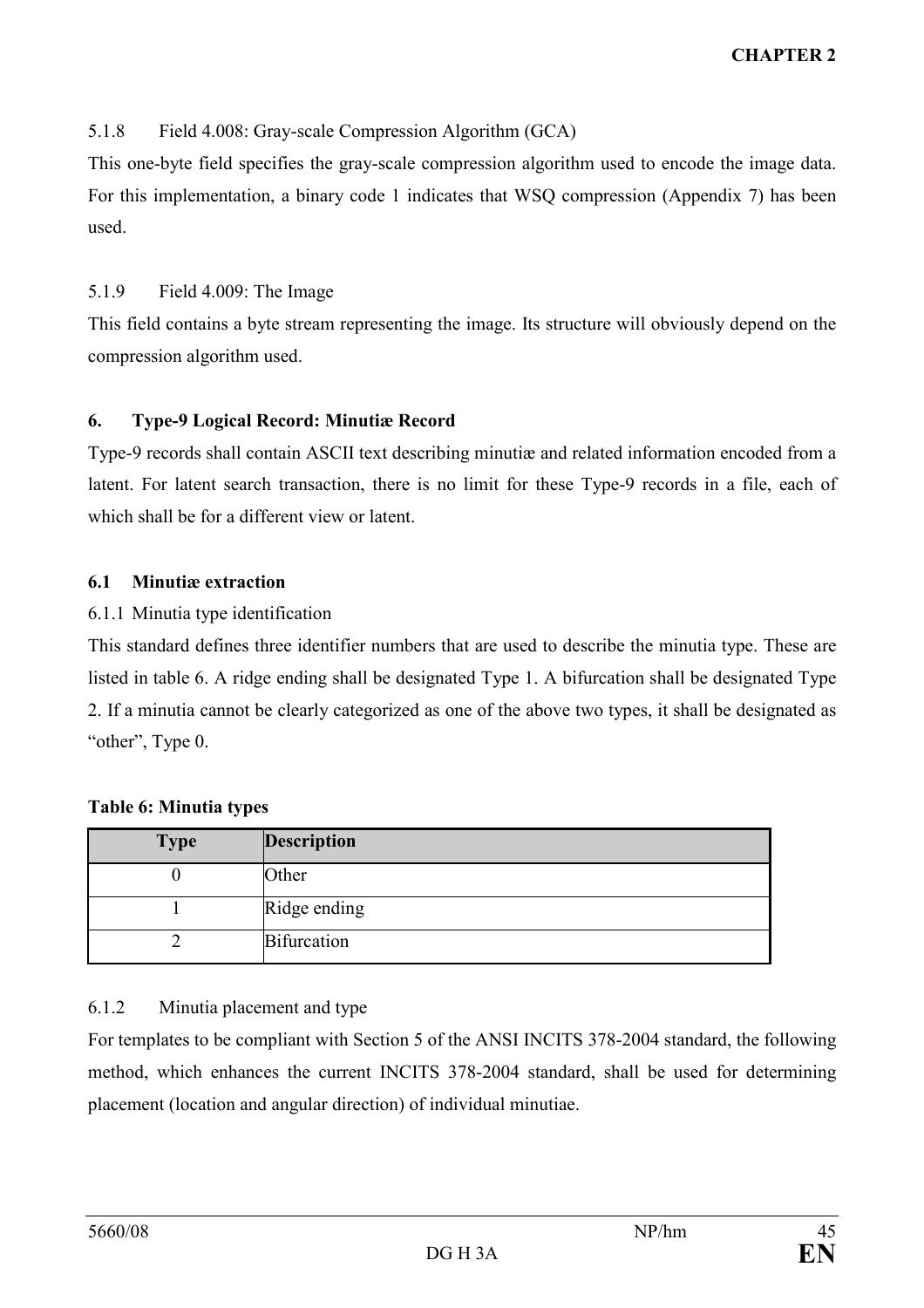#### 5.1.8 Field 4.008: Gray-scale Compression Algorithm (GCA)

This one-byte field specifies the gray-scale compression algorithm used to encode the image data. For this implementation, a binary code 1 indicates that WSQ compression (Appendix 7) has been used.

#### 5.1.9 Field 4.009: The Image

This field contains a byte stream representing the image. Its structure will obviously depend on the compression algorithm used.

## 6. Type-9 Logical Record: Minutiæ Record

Type-9 records shall contain ASCII text describing minutiæ and related information encoded from a latent. For latent search transaction, there is no limit for these Type-9 records in a file, each of which shall be for a different view or latent.

### 6.1 Minutiæ extraction

#### 6.1.1 Minutia type identification

This standard defines three identifier numbers that are used to describe the minutia type. These are listed in table 6. A ridge ending shall be designated Type 1. A bifurcation shall be designated Type 2. If a minutia cannot be clearly categorized as one of the above two types, it shall be designated as “other”, Type 0.

**Table 6: Minutia types**

| Type | Description |
|---|---|
| 0 | Other |
| 1 | Ridge ending |
| 2 | Bifurcation |

#### 6.1.2 Minutia placement and type

For templates to be compliant with Section 5 of the ANSI INCITS 378-2004 standard, the following method, which enhances the current INCITS 378-2004 standard, shall be used for determining placement (location and angular direction) of individual minutiae.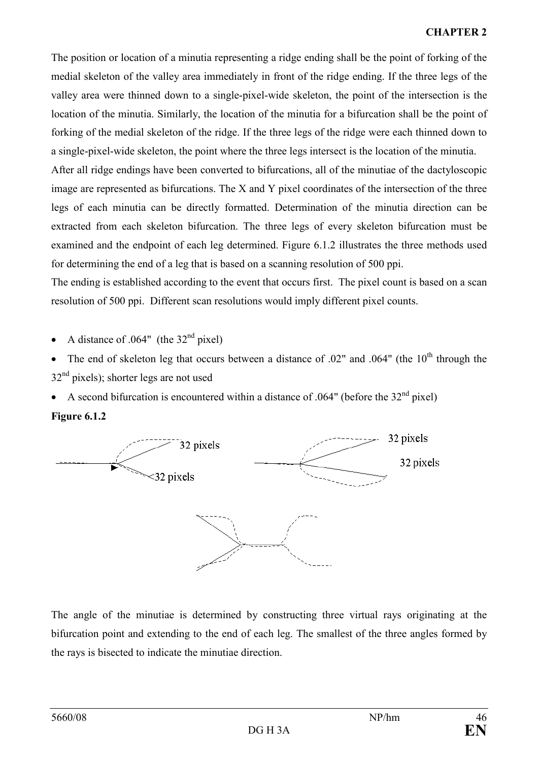The position or location of a minutia representing a ridge ending shall be the point of forking of the medial skeleton of the valley area immediately in front of the ridge ending. If the three legs of the valley area were thinned down to a single-pixel-wide skeleton, the point of the intersection is the location of the minutia. Similarly, the location of the minutia for a bifurcation shall be the point of forking of the medial skeleton of the ridge. If the three legs of the ridge were each thinned down to a single-pixel-wide skeleton, the point where the three legs intersect is the location of the minutia.

After all ridge endings have been converted to bifurcations, all of the minutiae of the dactyloscopic image are represented as bifurcations. The X and Y pixel coordinates of the intersection of the three legs of each minutia can be directly formatted. Determination of the minutia direction can be extracted from each skeleton bifurcation. The three legs of every skeleton bifurcation must be examined and the endpoint of each leg determined. Figure 6.1.2 illustrates the three methods used for determining the end of a leg that is based on a scanning resolution of 500 ppi.

The ending is established according to the event that occurs first. The pixel count is based on a scan resolution of 500 ppi. Different scan resolutions would imply different pixel counts.

- A distance of .064" (the 32nd pixel)
- The end of skeleton leg that occurs between a distance of .02" and .064" (the 10th through the 32nd pixels); shorter legs are not used
- A second bifurcation is encountered within a distance of .064" (before the 32nd pixel)

**Figure 6.1.2**

The angle of the minutiae is determined by constructing three virtual rays originating at the bifurcation point and extending to the end of each leg. The smallest of the three angles formed by the rays is bisected to indicate the minutiae direction.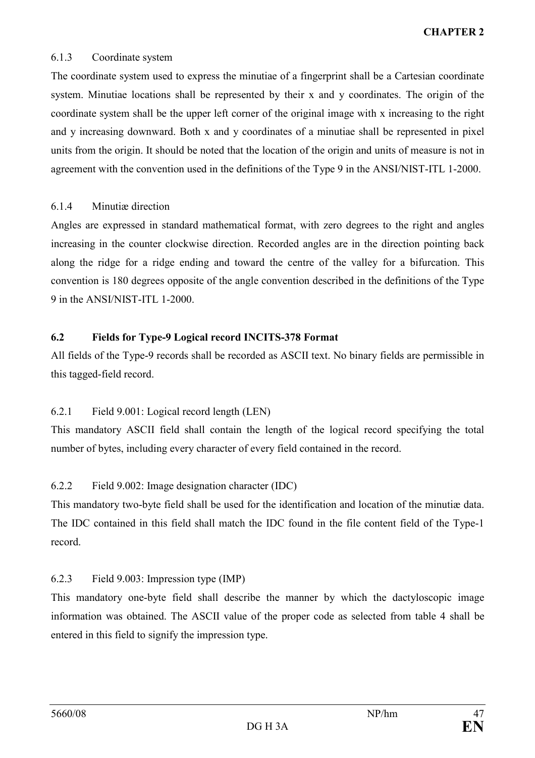#### 6.1.3 Coordinate system

The coordinate system used to express the minutiae of a fingerprint shall be a Cartesian coordinate system. Minutiae locations shall be represented by their x and y coordinates. The origin of the coordinate system shall be the upper left corner of the original image with x increasing to the right and y increasing downward. Both x and y coordinates of a minutiae shall be represented in pixel units from the origin. It should be noted that the location of the origin and units of measure is not in agreement with the convention used in the definitions of the Type 9 in the ANSI/NIST-ITL 1-2000.

#### 6.1.4 Minutiæ direction

Angles are expressed in standard mathematical format, with zero degrees to the right and angles increasing in the counter clockwise direction. Recorded angles are in the direction pointing back along the ridge for a ridge ending and toward the centre of the valley for a bifurcation. This convention is 180 degrees opposite of the angle convention described in the definitions of the Type 9 in the ANSI/NIST-ITL 1-2000.

### 6.2 Fields for Type-9 Logical record INCITS-378 Format

All fields of the Type-9 records shall be recorded as ASCII text. No binary fields are permissible in this tagged-field record.

#### 6.2.1 Field 9.001: Logical record length (LEN)

This mandatory ASCII field shall contain the length of the logical record specifying the total number of bytes, including every character of every field contained in the record.

#### 6.2.2 Field 9.002: Image designation character (IDC)

This mandatory two-byte field shall be used for the identification and location of the minutiæ data. The IDC contained in this field shall match the IDC found in the file content field of the Type-1 record.

#### 6.2.3 Field 9.003: Impression type (IMP)

This mandatory one-byte field shall describe the manner by which the dactyloscopic image information was obtained. The ASCII value of the proper code as selected from table 4 shall be entered in this field to signify the impression type.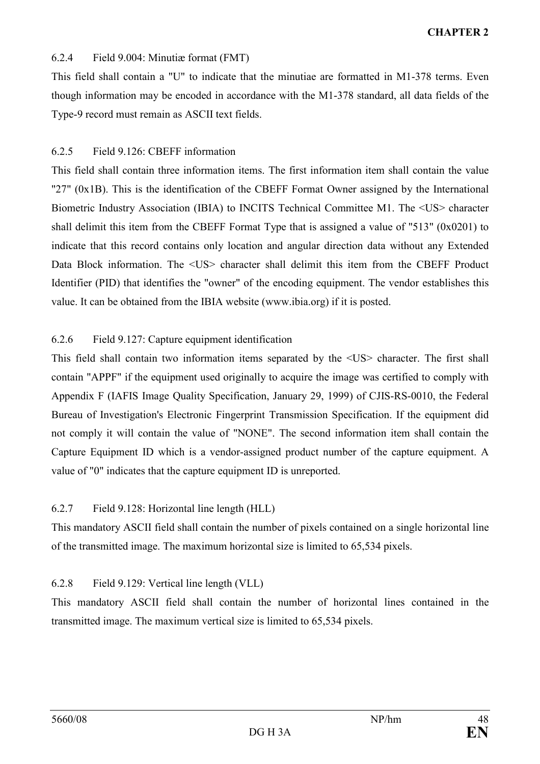#### 6.2.4 Field 9.004: Minutiæ format (FMT)

This field shall contain a "U" to indicate that the minutiae are formatted in M1-378 terms. Even though information may be encoded in accordance with the M1-378 standard, all data fields of the Type-9 record must remain as ASCII text fields.

#### 6.2.5 Field 9.126: CBEFF information

This field shall contain three information items. The first information item shall contain the value "27" (0x1B). This is the identification of the CBEFF Format Owner assigned by the International Biometric Industry Association (IBIA) to INCITS Technical Committee M1. The <US> character shall delimit this item from the CBEFF Format Type that is assigned a value of "513" (0x0201) to indicate that this record contains only location and angular direction data without any Extended Data Block information. The <US> character shall delimit this item from the CBEFF Product Identifier (PID) that identifies the "owner" of the encoding equipment. The vendor establishes this value. It can be obtained from the IBIA website (www.ibia.org) if it is posted.

#### 6.2.6 Field 9.127: Capture equipment identification

This field shall contain two information items separated by the <US> character. The first shall contain "APPF" if the equipment used originally to acquire the image was certified to comply with Appendix F (IAFIS Image Quality Specification, January 29, 1999) of CJIS-RS-0010, the Federal Bureau of Investigation's Electronic Fingerprint Transmission Specification. If the equipment did not comply it will contain the value of "NONE". The second information item shall contain the Capture Equipment ID which is a vendor-assigned product number of the capture equipment. A value of "0" indicates that the capture equipment ID is unreported.

#### 6.2.7 Field 9.128: Horizontal line length (HLL)

This mandatory ASCII field shall contain the number of pixels contained on a single horizontal line of the transmitted image. The maximum horizontal size is limited to 65,534 pixels.

#### 6.2.8 Field 9.129: Vertical line length (VLL)

This mandatory ASCII field shall contain the number of horizontal lines contained in the transmitted image. The maximum vertical size is limited to 65,534 pixels.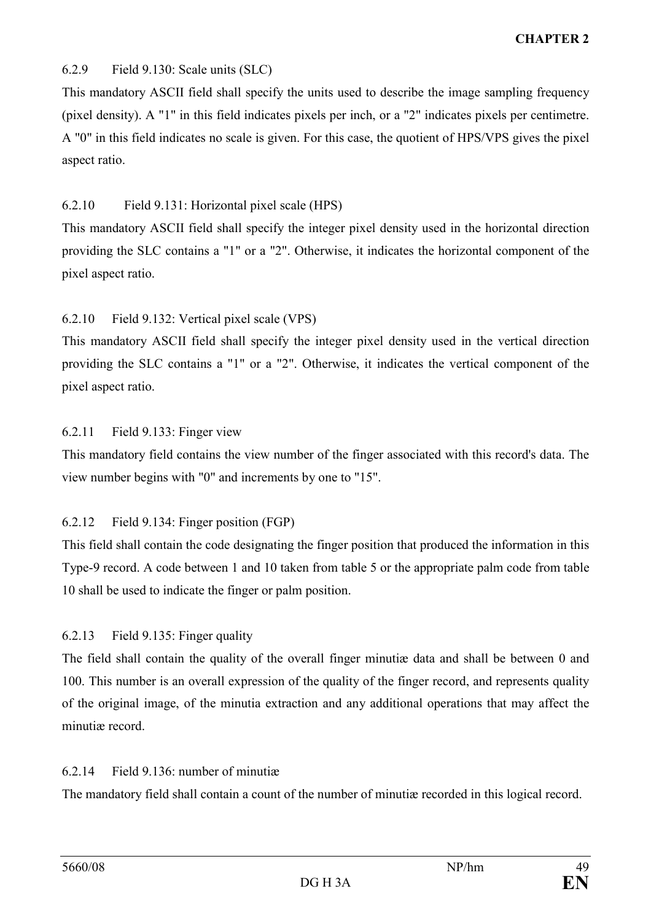#### 6.2.9 Field 9.130: Scale units (SLC)

This mandatory ASCII field shall specify the units used to describe the image sampling frequency (pixel density). A "1" in this field indicates pixels per inch, or a "2" indicates pixels per centimetre. A "0" in this field indicates no scale is given. For this case, the quotient of HPS/VPS gives the pixel aspect ratio.

#### 6.2.10 Field 9.131: Horizontal pixel scale (HPS)

This mandatory ASCII field shall specify the integer pixel density used in the horizontal direction providing the SLC contains a "1" or a "2". Otherwise, it indicates the horizontal component of the pixel aspect ratio.

#### 6.2.10 Field 9.132: Vertical pixel scale (VPS)

This mandatory ASCII field shall specify the integer pixel density used in the vertical direction providing the SLC contains a "1" or a "2". Otherwise, it indicates the vertical component of the pixel aspect ratio.

#### 6.2.11 Field 9.133: Finger view

This mandatory field contains the view number of the finger associated with this record's data. The view number begins with "0" and increments by one to "15".

#### 6.2.12 Field 9.134: Finger position (FGP)

This field shall contain the code designating the finger position that produced the information in this Type-9 record. A code between 1 and 10 taken from table 5 or the appropriate palm code from table 10 shall be used to indicate the finger or palm position.

#### 6.2.13 Field 9.135: Finger quality

The field shall contain the quality of the overall finger minutiæ data and shall be between 0 and 100. This number is an overall expression of the quality of the finger record, and represents quality of the original image, of the minutia extraction and any additional operations that may affect the minutiæ record.

#### 6.2.14 Field 9.136: number of minutiæ

The mandatory field shall contain a count of the number of minutiæ recorded in this logical record.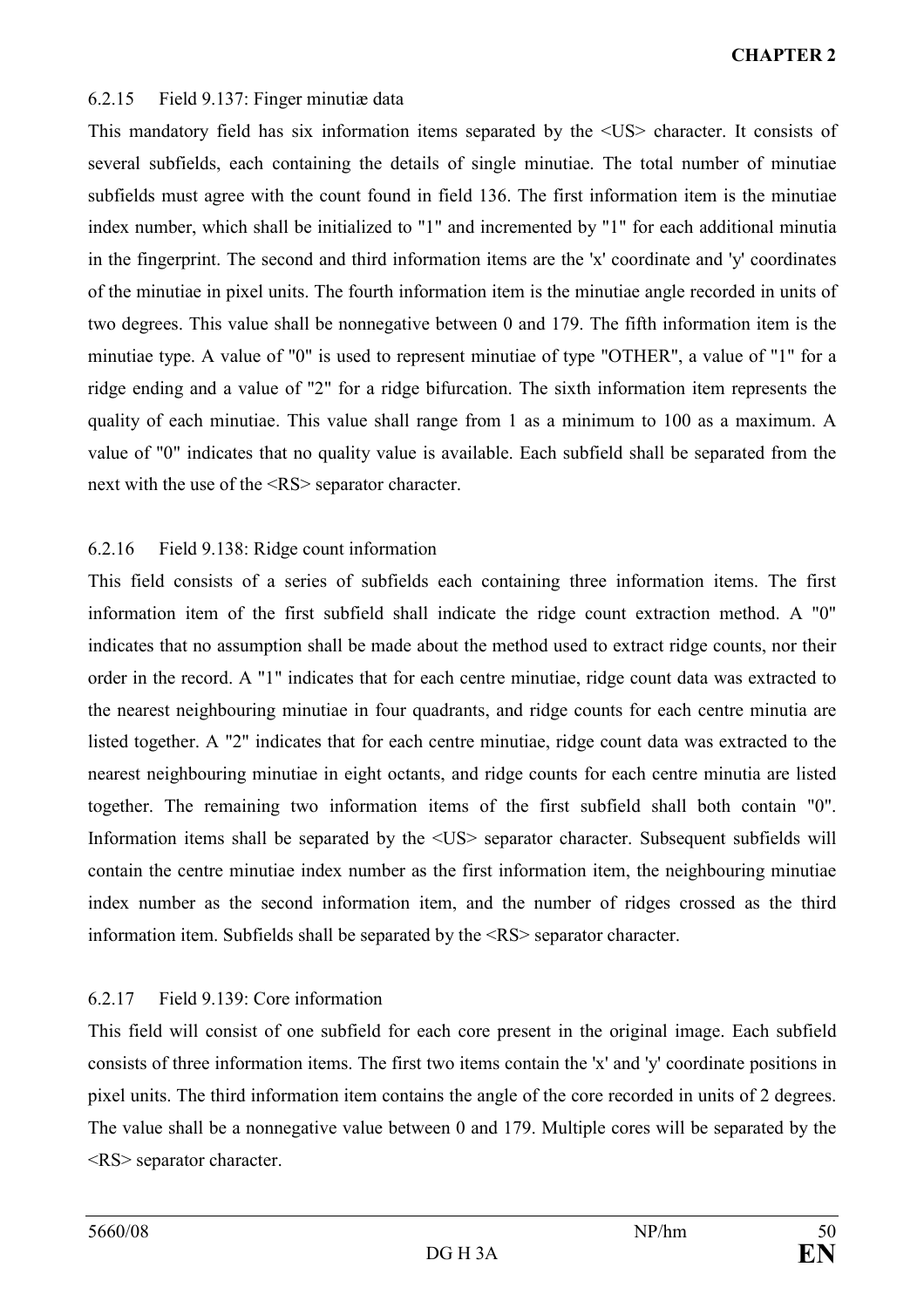#### 6.2.15 Field 9.137: Finger minutiæ data

This mandatory field has six information items separated by the <US> character. It consists of several subfields, each containing the details of single minutiae. The total number of minutiae subfields must agree with the count found in field 136. The first information item is the minutiae index number, which shall be initialized to "1" and incremented by "1" for each additional minutia in the fingerprint. The second and third information items are the 'x' coordinate and 'y' coordinates of the minutiae in pixel units. The fourth information item is the minutiae angle recorded in units of two degrees. This value shall be nonnegative between 0 and 179. The fifth information item is the minutiae type. A value of "0" is used to represent minutiae of type "OTHER", a value of "1" for a ridge ending and a value of "2" for a ridge bifurcation. The sixth information item represents the quality of each minutiae. This value shall range from 1 as a minimum to 100 as a maximum. A value of "0" indicates that no quality value is available. Each subfield shall be separated from the next with the use of the <RS> separator character.

#### 6.2.16 Field 9.138: Ridge count information

This field consists of a series of subfields each containing three information items. The first information item of the first subfield shall indicate the ridge count extraction method. A "0" indicates that no assumption shall be made about the method used to extract ridge counts, nor their order in the record. A "1" indicates that for each centre minutiae, ridge count data was extracted to the nearest neighbouring minutiae in four quadrants, and ridge counts for each centre minutia are listed together. A "2" indicates that for each centre minutiae, ridge count data was extracted to the nearest neighbouring minutiae in eight octants, and ridge counts for each centre minutia are listed together. The remaining two information items of the first subfield shall both contain "0". Information items shall be separated by the <US> separator character. Subsequent subfields will contain the centre minutiae index number as the first information item, the neighbouring minutiae index number as the second information item, and the number of ridges crossed as the third information item. Subfields shall be separated by the <RS> separator character.

#### 6.2.17 Field 9.139: Core information

This field will consist of one subfield for each core present in the original image. Each subfield consists of three information items. The first two items contain the 'x' and 'y' coordinate positions in pixel units. The third information item contains the angle of the core recorded in units of 2 degrees. The value shall be a nonnegative value between 0 and 179. Multiple cores will be separated by the <RS> separator character.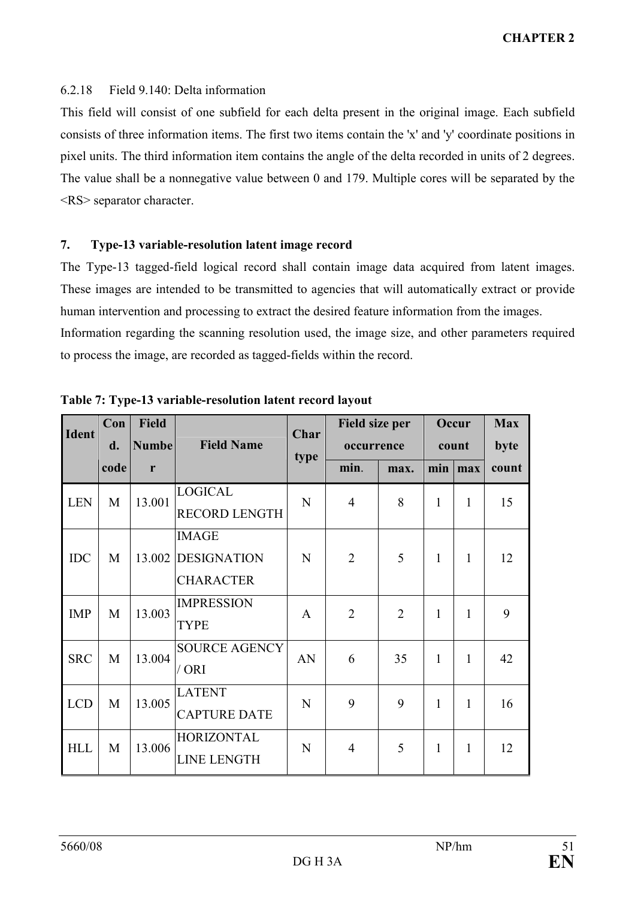6.2.18 Field 9.140: Delta information

This field will consist of one subfield for each delta present in the original image. Each subfield consists of three information items. The first two items contain the 'x' and 'y' coordinate positions in pixel units. The third information item contains the angle of the delta recorded in units of 2 degrees. The value shall be a nonnegative value between 0 and 179. Multiple cores will be separated by the <RS> separator character.

## 7. Type-13 variable-resolution latent image record

The Type-13 tagged-field logical record shall contain image data acquired from latent images. These images are intended to be transmitted to agencies that will automatically extract or provide human intervention and processing to extract the desired feature information from the images.

Information regarding the scanning resolution used, the image size, and other parameters required to process the image, are recorded as tagged-fields within the record.

**Table 7: Type-13 variable-resolution latent record layout**

| Ident | Cond. code | Field Number | Field Name | Char type | Field size per occurrence | | Occur count | | Max byte count |
|---|---|---|---|---|---|---|---|---|---|
| | | | | | min. | max. | min | max | |
| LEN | M | 13.001 | LOGICAL RECORD LENGTH | N | 4 | 8 | 1 | 1 | 15 |
| IDC | M | 13.002 | IMAGE DESIGNATION CHARACTER | N | 2 | 5 | 1 | 1 | 12 |
| IMP | M | 13.003 | IMPRESSION TYPE | A | 2 | 2 | 1 | 1 | 9 |
| SRC | M | 13.004 | SOURCE AGENCY / ORI | AN | 6 | 35 | 1 | 1 | 42 |
| LCD | M | 13.005 | LATENT CAPTURE DATE | N | 9 | 9 | 1 | 1 | 16 |
| HLL | M | 13.006 | HORIZONTAL LINE LENGTH | N | 4 | 5 | 1 | 1 | 12 |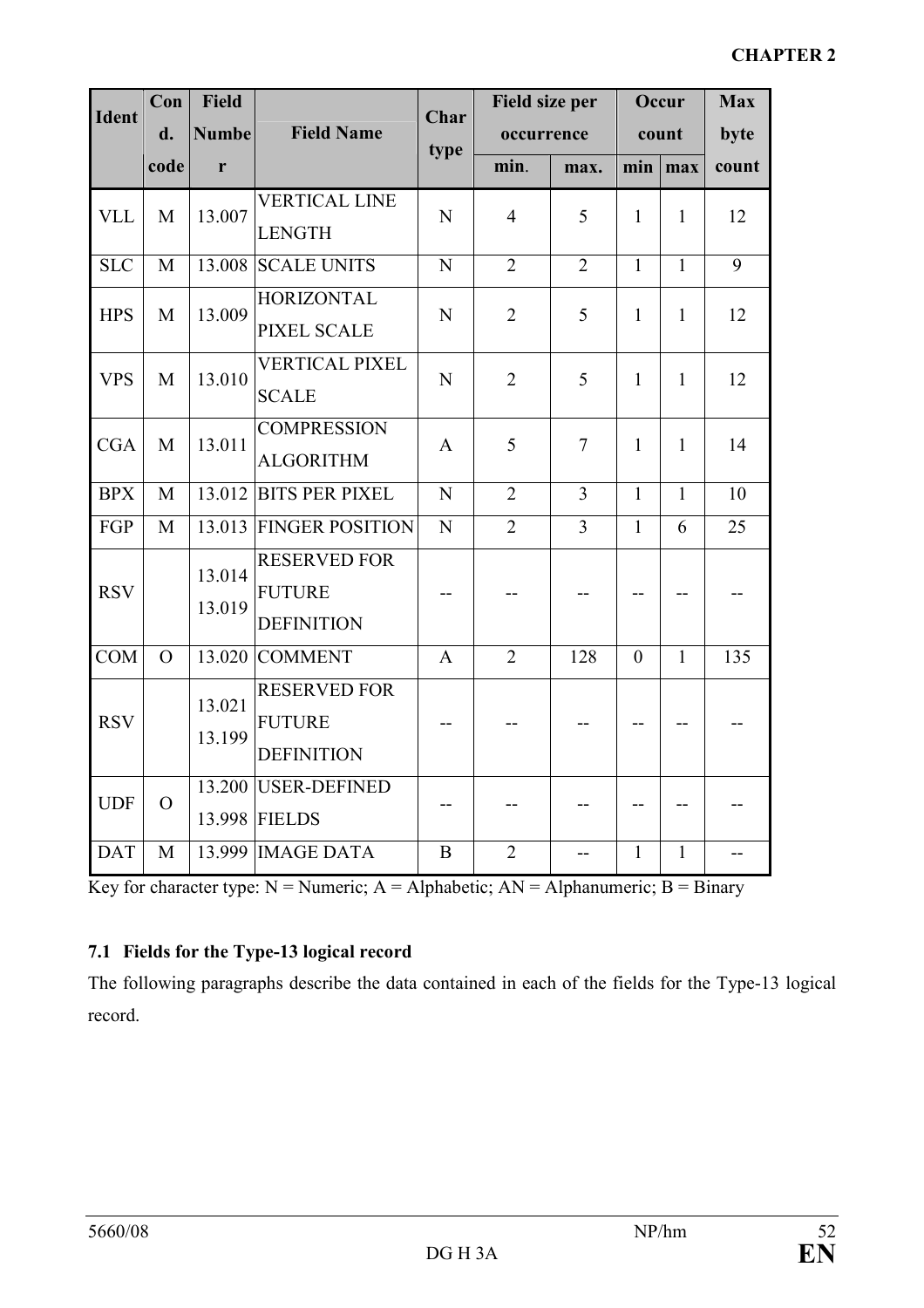| Ident | Cond. code | Field Number | Field Name | Char type | Field size per occurrence | | Occur count | | Max byte count |
|---|---|---|---|---|---|---|---|---|---|
| | | | | | min. | max. | min | max | |
| VLL | M | 13.007 | VERTICAL LINE LENGTH | N | 4 | 5 | 1 | 1 | 12 |
| SLC | M | 13.008 | SCALE UNITS | N | 2 | 2 | 1 | 1 | 9 |
| HPS | M | 13.009 | HORIZONTAL PIXEL SCALE | N | 2 | 5 | 1 | 1 | 12 |
| VPS | M | 13.010 | VERTICAL PIXEL SCALE | N | 2 | 5 | 1 | 1 | 12 |
| CGA | M | 13.011 | COMPRESSION ALGORITHM | A | 5 | 7 | 1 | 1 | 14 |
| BPX | M | 13.012 | BITS PER PIXEL | N | 2 | 3 | 1 | 1 | 10 |
| FGP | M | 13.013 | FINGER POSITION | N | 2 | 3 | 1 | 6 | 25 |
| RSV | | 13.014 13.019 | RESERVED FOR FUTURE DEFINITION | -- | -- | -- | -- | -- | -- |
| COM | O | 13.020 | COMMENT | A | 2 | 128 | 0 | 1 | 135 |
| RSV | | 13.021 13.199 | RESERVED FOR FUTURE DEFINITION | -- | -- | -- | -- | -- | -- |
| UDF | O | 13.200 13.998 | USER-DEFINED FIELDS | -- | -- | -- | -- | -- | -- |
| DAT | M | 13.999 | IMAGE DATA | B | 2 | -- | 1 | 1 | -- |

Key for character type: N = Numeric; A = Alphabetic; AN = Alphanumeric; B = Binary

### 7.1 Fields for the Type-13 logical record

The following paragraphs describe the data contained in each of the fields for the Type-13 logical record.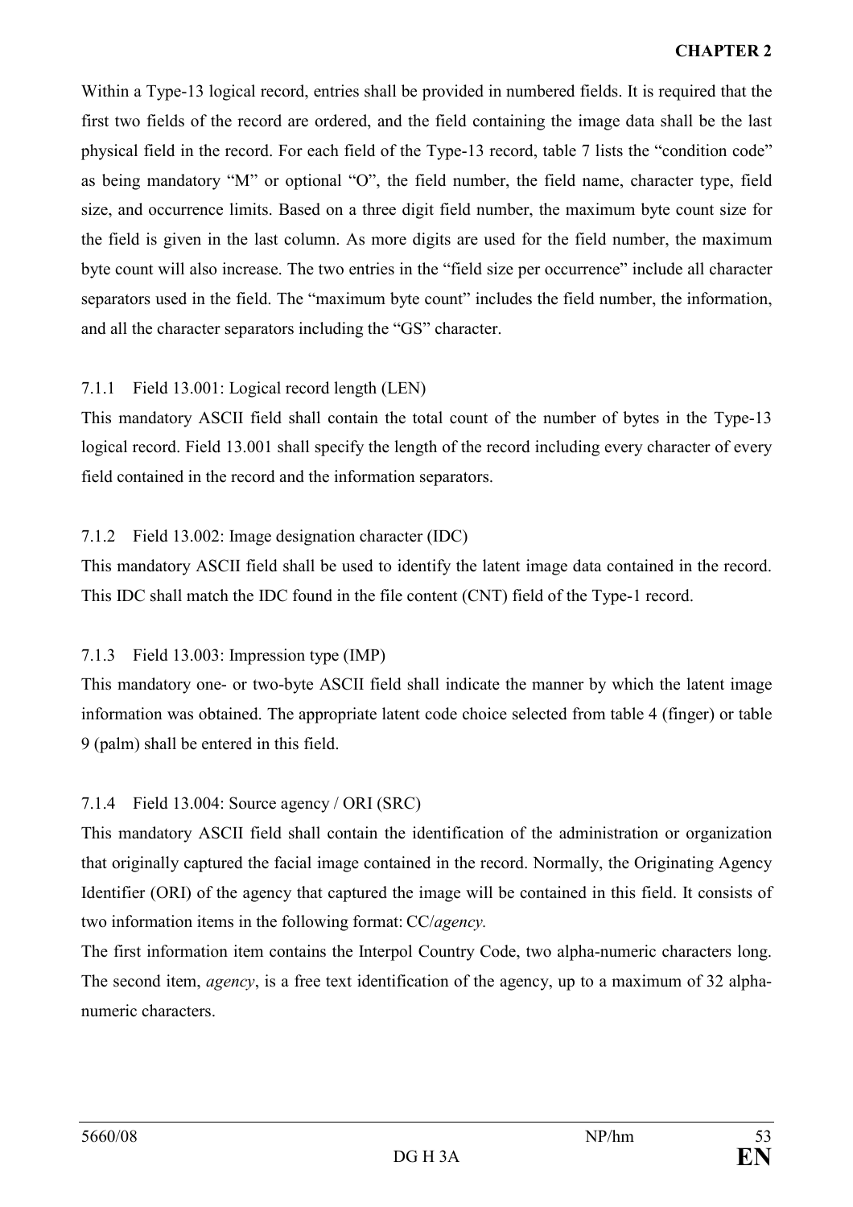Within a Type-13 logical record, entries shall be provided in numbered fields. It is required that the first two fields of the record are ordered, and the field containing the image data shall be the last physical field in the record. For each field of the Type-13 record, table 7 lists the "condition code" as being mandatory "M" or optional "O", the field number, the field name, character type, field size, and occurrence limits. Based on a three digit field number, the maximum byte count size for the field is given in the last column. As more digits are used for the field number, the maximum byte count will also increase. The two entries in the "field size per occurrence" include all character separators used in the field. The "maximum byte count" includes the field number, the information, and all the character separators including the "GS" character.

#### 7.1.1 Field 13.001: Logical record length (LEN)

This mandatory ASCII field shall contain the total count of the number of bytes in the Type-13 logical record. Field 13.001 shall specify the length of the record including every character of every field contained in the record and the information separators.

#### 7.1.2 Field 13.002: Image designation character (IDC)

This mandatory ASCII field shall be used to identify the latent image data contained in the record. This IDC shall match the IDC found in the file content (CNT) field of the Type-1 record.

#### 7.1.3 Field 13.003: Impression type (IMP)

This mandatory one- or two-byte ASCII field shall indicate the manner by which the latent image information was obtained. The appropriate latent code choice selected from table 4 (finger) or table 9 (palm) shall be entered in this field.

#### 7.1.4 Field 13.004: Source agency / ORI (SRC)

This mandatory ASCII field shall contain the identification of the administration or organization that originally captured the facial image contained in the record. Normally, the Originating Agency Identifier (ORI) of the agency that captured the image will be contained in this field. It consists of two information items in the following format: CC/*agency.*

The first information item contains the Interpol Country Code, two alpha-numeric characters long. The second item, *agency*, is a free text identification of the agency, up to a maximum of 32 alpha-numeric characters.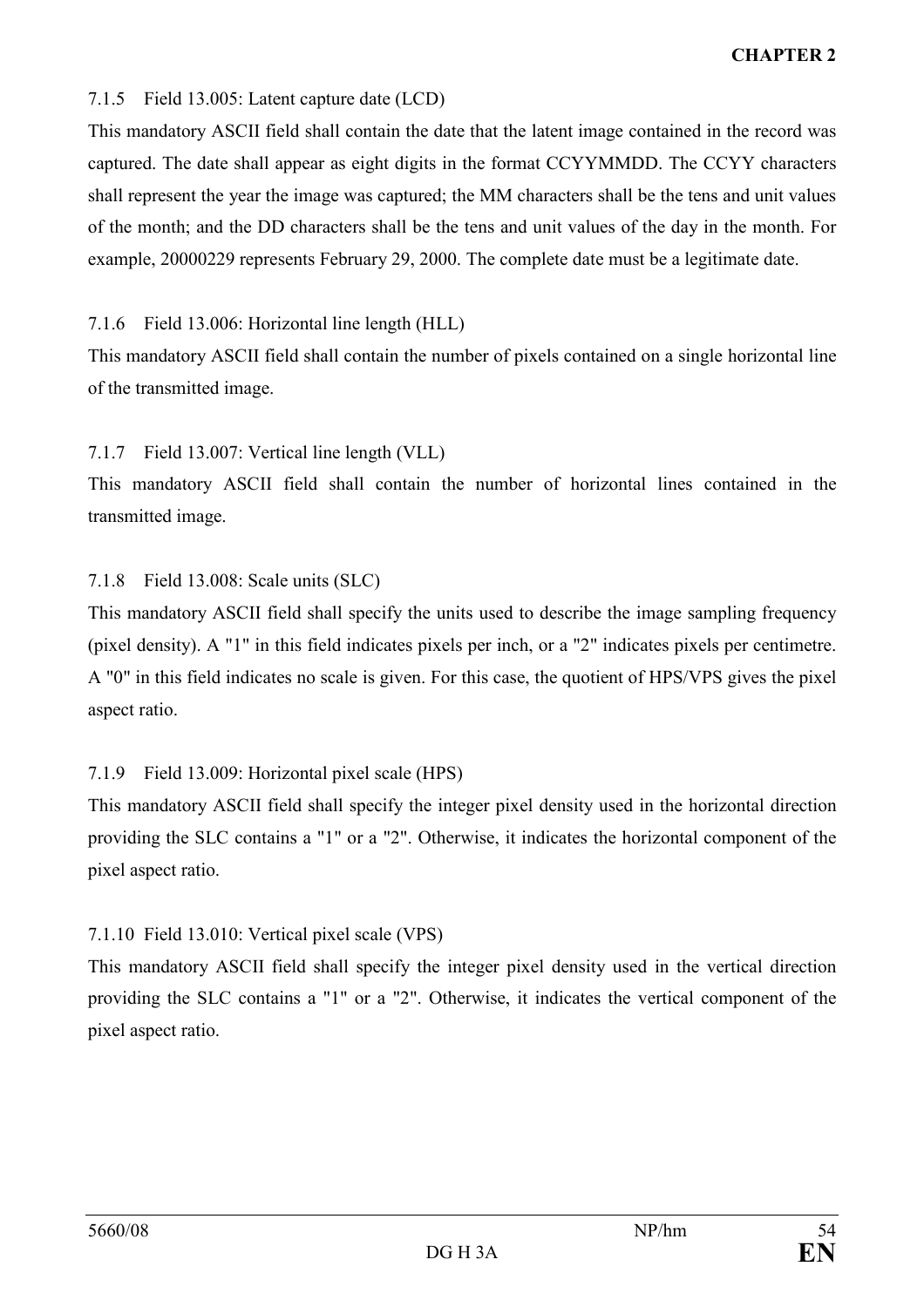#### 7.1.5 Field 13.005: Latent capture date (LCD)

This mandatory ASCII field shall contain the date that the latent image contained in the record was captured. The date shall appear as eight digits in the format CCYYMMDD. The CCYY characters shall represent the year the image was captured; the MM characters shall be the tens and unit values of the month; and the DD characters shall be the tens and unit values of the day in the month. For example, 20000229 represents February 29, 2000. The complete date must be a legitimate date.

#### 7.1.6 Field 13.006: Horizontal line length (HLL)

This mandatory ASCII field shall contain the number of pixels contained on a single horizontal line of the transmitted image.

#### 7.1.7 Field 13.007: Vertical line length (VLL)

This mandatory ASCII field shall contain the number of horizontal lines contained in the transmitted image.

#### 7.1.8 Field 13.008: Scale units (SLC)

This mandatory ASCII field shall specify the units used to describe the image sampling frequency (pixel density). A "1" in this field indicates pixels per inch, or a "2" indicates pixels per centimetre. A "0" in this field indicates no scale is given. For this case, the quotient of HPS/VPS gives the pixel aspect ratio.

#### 7.1.9 Field 13.009: Horizontal pixel scale (HPS)

This mandatory ASCII field shall specify the integer pixel density used in the horizontal direction providing the SLC contains a "1" or a "2". Otherwise, it indicates the horizontal component of the pixel aspect ratio.

#### 7.1.10 Field 13.010: Vertical pixel scale (VPS)

This mandatory ASCII field shall specify the integer pixel density used in the vertical direction providing the SLC contains a "1" or a "2". Otherwise, it indicates the vertical component of the pixel aspect ratio.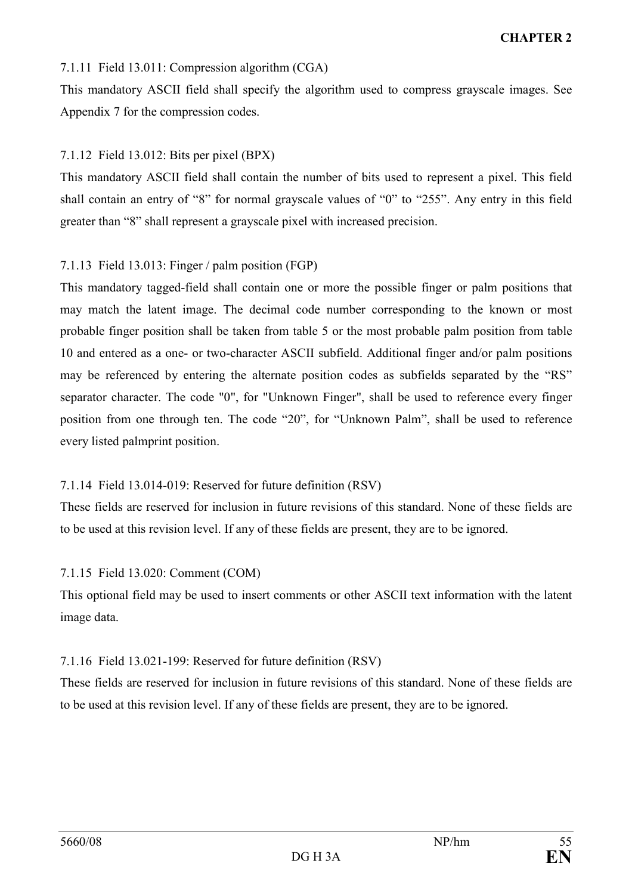#### 7.1.11 Field 13.011: Compression algorithm (CGA)

This mandatory ASCII field shall specify the algorithm used to compress grayscale images. See Appendix 7 for the compression codes.

#### 7.1.12 Field 13.012: Bits per pixel (BPX)

This mandatory ASCII field shall contain the number of bits used to represent a pixel. This field shall contain an entry of “8” for normal grayscale values of “0” to “255”. Any entry in this field greater than “8” shall represent a grayscale pixel with increased precision.

#### 7.1.13 Field 13.013: Finger / palm position (FGP)

This mandatory tagged-field shall contain one or more the possible finger or palm positions that may match the latent image. The decimal code number corresponding to the known or most probable finger position shall be taken from table 5 or the most probable palm position from table 10 and entered as a one- or two-character ASCII subfield. Additional finger and/or palm positions may be referenced by entering the alternate position codes as subfields separated by the “RS” separator character. The code "0", for "Unknown Finger", shall be used to reference every finger position from one through ten. The code “20”, for “Unknown Palm”, shall be used to reference every listed palmprint position.

#### 7.1.14 Field 13.014-019: Reserved for future definition (RSV)

These fields are reserved for inclusion in future revisions of this standard. None of these fields are to be used at this revision level. If any of these fields are present, they are to be ignored.

#### 7.1.15 Field 13.020: Comment (COM)

This optional field may be used to insert comments or other ASCII text information with the latent image data.

#### 7.1.16 Field 13.021-199: Reserved for future definition (RSV)

These fields are reserved for inclusion in future revisions of this standard. None of these fields are to be used at this revision level. If any of these fields are present, they are to be ignored.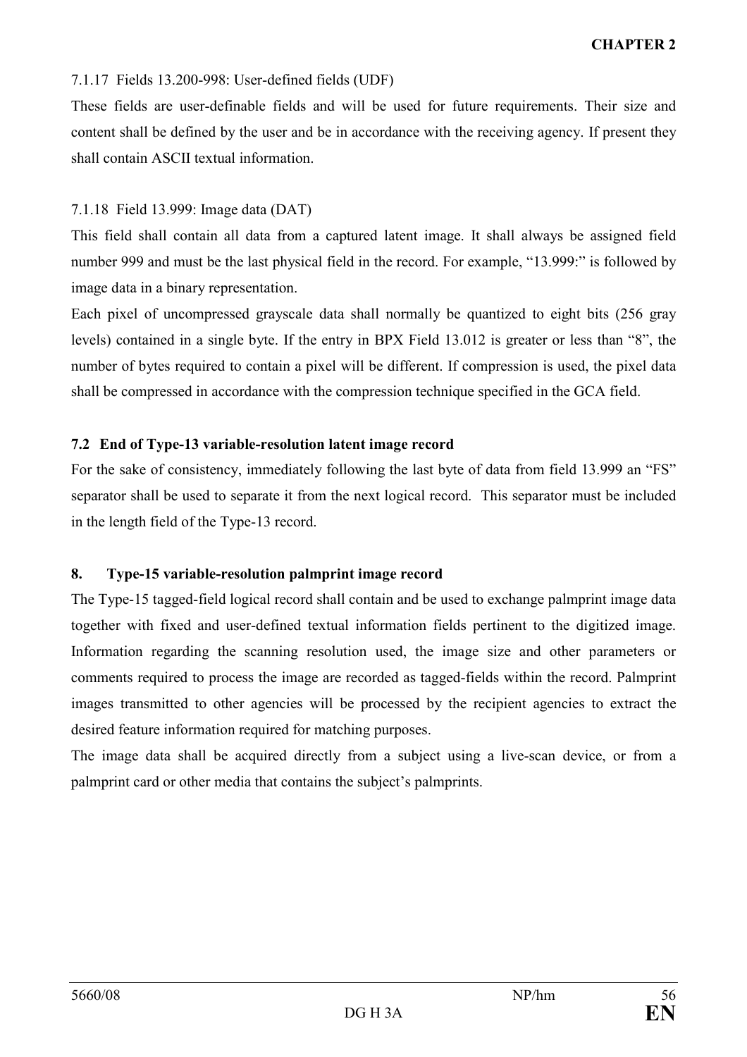7.1.17 Fields 13.200-998: User-defined fields (UDF)

These fields are user-definable fields and will be used for future requirements. Their size and content shall be defined by the user and be in accordance with the receiving agency. If present they shall contain ASCII textual information.

7.1.18 Field 13.999: Image data (DAT)

This field shall contain all data from a captured latent image. It shall always be assigned field number 999 and must be the last physical field in the record. For example, "13.999:" is followed by image data in a binary representation.

Each pixel of uncompressed grayscale data shall normally be quantized to eight bits (256 gray levels) contained in a single byte. If the entry in BPX Field 13.012 is greater or less than "8", the number of bytes required to contain a pixel will be different. If compression is used, the pixel data shall be compressed in accordance with the compression technique specified in the GCA field.

### 7.2 End of Type-13 variable-resolution latent image record

For the sake of consistency, immediately following the last byte of data from field 13.999 an "FS" separator shall be used to separate it from the next logical record. This separator must be included in the length field of the Type-13 record.

## 8. Type-15 variable-resolution palmprint image record

The Type-15 tagged-field logical record shall contain and be used to exchange palmprint image data together with fixed and user-defined textual information fields pertinent to the digitized image. Information regarding the scanning resolution used, the image size and other parameters or comments required to process the image are recorded as tagged-fields within the record. Palmprint images transmitted to other agencies will be processed by the recipient agencies to extract the desired feature information required for matching purposes.

The image data shall be acquired directly from a subject using a live-scan device, or from a palmprint card or other media that contains the subject's palmprints.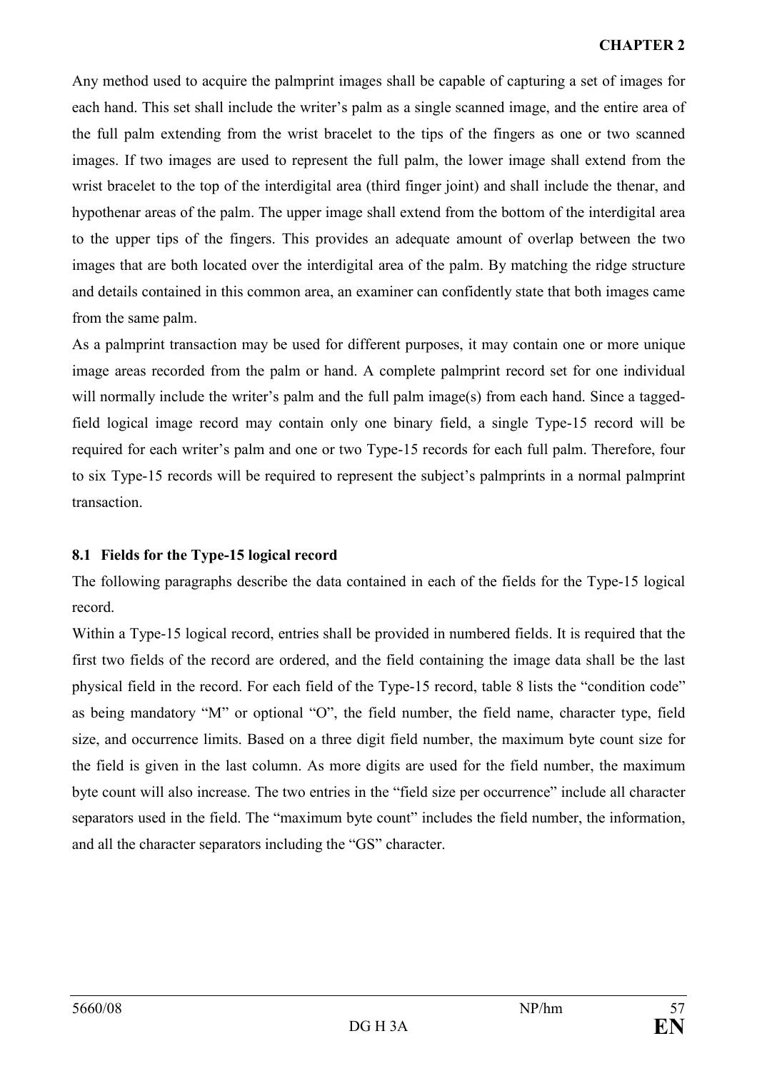Any method used to acquire the palmprint images shall be capable of capturing a set of images for each hand. This set shall include the writer's palm as a single scanned image, and the entire area of the full palm extending from the wrist bracelet to the tips of the fingers as one or two scanned images. If two images are used to represent the full palm, the lower image shall extend from the wrist bracelet to the top of the interdigital area (third finger joint) and shall include the thenar, and hypothenar areas of the palm. The upper image shall extend from the bottom of the interdigital area to the upper tips of the fingers. This provides an adequate amount of overlap between the two images that are both located over the interdigital area of the palm. By matching the ridge structure and details contained in this common area, an examiner can confidently state that both images came from the same palm.

As a palmprint transaction may be used for different purposes, it may contain one or more unique image areas recorded from the palm or hand. A complete palmprint record set for one individual will normally include the writer's palm and the full palm image(s) from each hand. Since a tagged-field logical image record may contain only one binary field, a single Type-15 record will be required for each writer's palm and one or two Type-15 records for each full palm. Therefore, four to six Type-15 records will be required to represent the subject's palmprints in a normal palmprint transaction.

### 8.1 Fields for the Type-15 logical record

The following paragraphs describe the data contained in each of the fields for the Type-15 logical record.

Within a Type-15 logical record, entries shall be provided in numbered fields. It is required that the first two fields of the record are ordered, and the field containing the image data shall be the last physical field in the record. For each field of the Type-15 record, table 8 lists the "condition code" as being mandatory "M" or optional "O", the field number, the field name, character type, field size, and occurrence limits. Based on a three digit field number, the maximum byte count size for the field is given in the last column. As more digits are used for the field number, the maximum byte count will also increase. The two entries in the "field size per occurrence" include all character separators used in the field. The "maximum byte count" includes the field number, the information, and all the character separators including the "GS" character.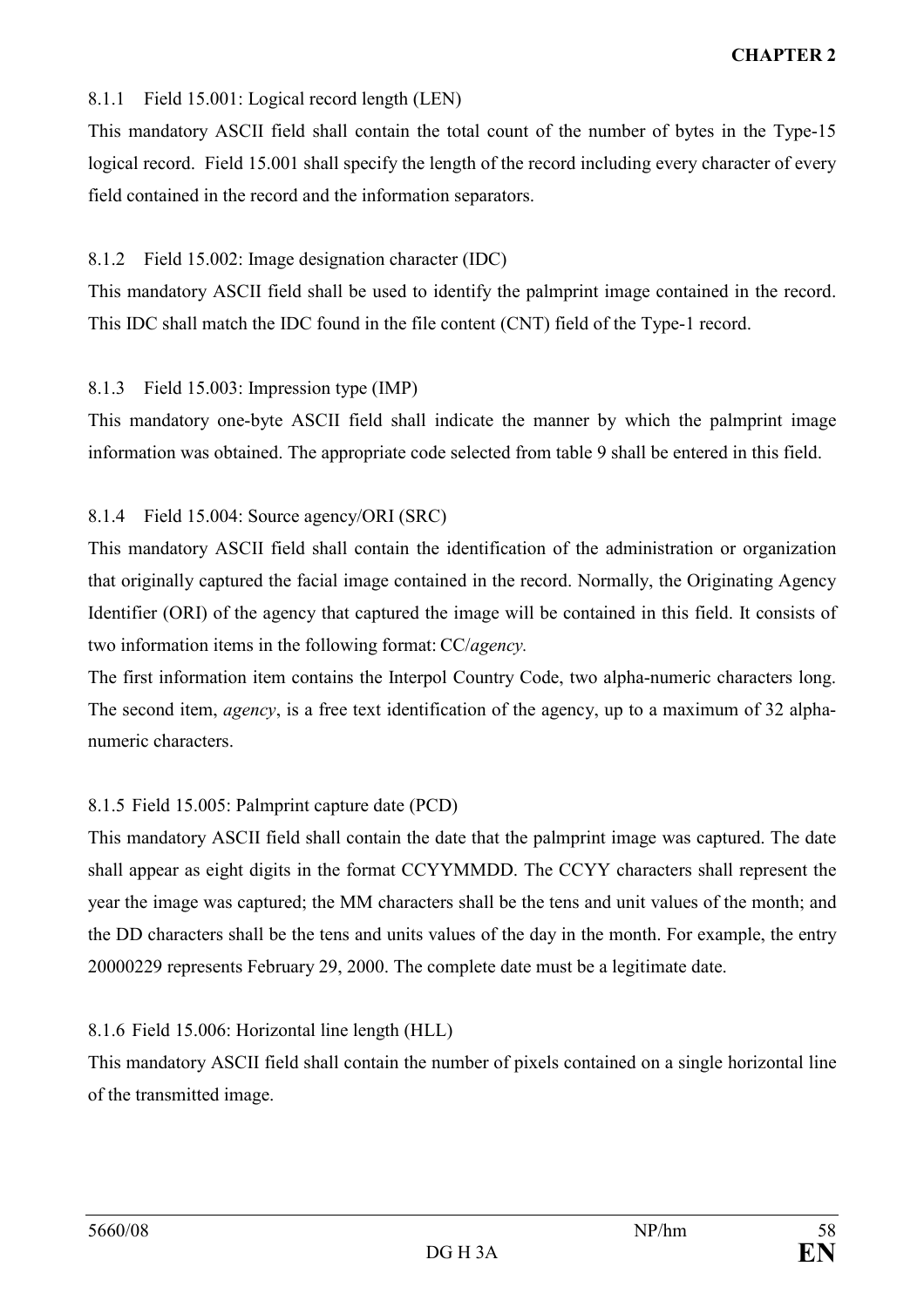#### 8.1.1 Field 15.001: Logical record length (LEN)

This mandatory ASCII field shall contain the total count of the number of bytes in the Type-15 logical record. Field 15.001 shall specify the length of the record including every character of every field contained in the record and the information separators.

#### 8.1.2 Field 15.002: Image designation character (IDC)

This mandatory ASCII field shall be used to identify the palmprint image contained in the record. This IDC shall match the IDC found in the file content (CNT) field of the Type-1 record.

#### 8.1.3 Field 15.003: Impression type (IMP)

This mandatory one-byte ASCII field shall indicate the manner by which the palmprint image information was obtained. The appropriate code selected from table 9 shall be entered in this field.

#### 8.1.4 Field 15.004: Source agency/ORI (SRC)

This mandatory ASCII field shall contain the identification of the administration or organization that originally captured the facial image contained in the record. Normally, the Originating Agency Identifier (ORI) of the agency that captured the image will be contained in this field. It consists of two information items in the following format: CC/*agency.*

The first information item contains the Interpol Country Code, two alpha-numeric characters long. The second item, *agency*, is a free text identification of the agency, up to a maximum of 32 alpha-numeric characters.

#### 8.1.5 Field 15.005: Palmprint capture date (PCD)

This mandatory ASCII field shall contain the date that the palmprint image was captured. The date shall appear as eight digits in the format CCYYMMDD. The CCYY characters shall represent the year the image was captured; the MM characters shall be the tens and unit values of the month; and the DD characters shall be the tens and units values of the day in the month. For example, the entry 20000229 represents February 29, 2000. The complete date must be a legitimate date.

#### 8.1.6 Field 15.006: Horizontal line length (HLL)

This mandatory ASCII field shall contain the number of pixels contained on a single horizontal line of the transmitted image.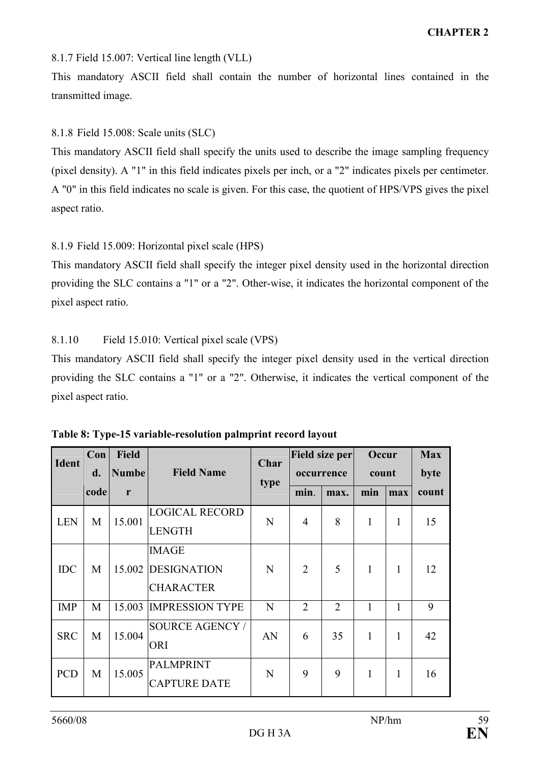8.1.7 Field 15.007: Vertical line length (VLL)

This mandatory ASCII field shall contain the number of horizontal lines contained in the transmitted image.

8.1.8 Field 15.008: Scale units (SLC)

This mandatory ASCII field shall specify the units used to describe the image sampling frequency (pixel density). A "1" in this field indicates pixels per inch, or a "2" indicates pixels per centimeter. A "0" in this field indicates no scale is given. For this case, the quotient of HPS/VPS gives the pixel aspect ratio.

8.1.9 Field 15.009: Horizontal pixel scale (HPS)

This mandatory ASCII field shall specify the integer pixel density used in the horizontal direction providing the SLC contains a "1" or a "2". Other-wise, it indicates the horizontal component of the pixel aspect ratio.

8.1.10 Field 15.010: Vertical pixel scale (VPS)

This mandatory ASCII field shall specify the integer pixel density used in the vertical direction providing the SLC contains a "1" or a "2". Otherwise, it indicates the vertical component of the pixel aspect ratio.

**Table 8: Type-15 variable-resolution palmprint record layout**

| Ident | Cond. code | Field Number | Field Name | Char type | Field size per occurrence | | Occur count | | Max byte count |
|---|---|---|---|---|---|---|---|---|---|
| | | | | | min. | max. | min | max | |
| LEN | M | 15.001 | LOGICAL RECORD LENGTH | N | 4 | 8 | 1 | 1 | 15 |
| IDC | M | 15.002 | IMAGE DESIGNATION CHARACTER | N | 2 | 5 | 1 | 1 | 12 |
| IMP | M | 15.003 | IMPRESSION TYPE | N | 2 | 2 | 1 | 1 | 9 |
| SRC | M | 15.004 | SOURCE AGENCY / ORI | AN | 6 | 35 | 1 | 1 | 42 |
| PCD | M | 15.005 | PALMPRINT CAPTURE DATE | N | 9 | 9 | 1 | 1 | 16 |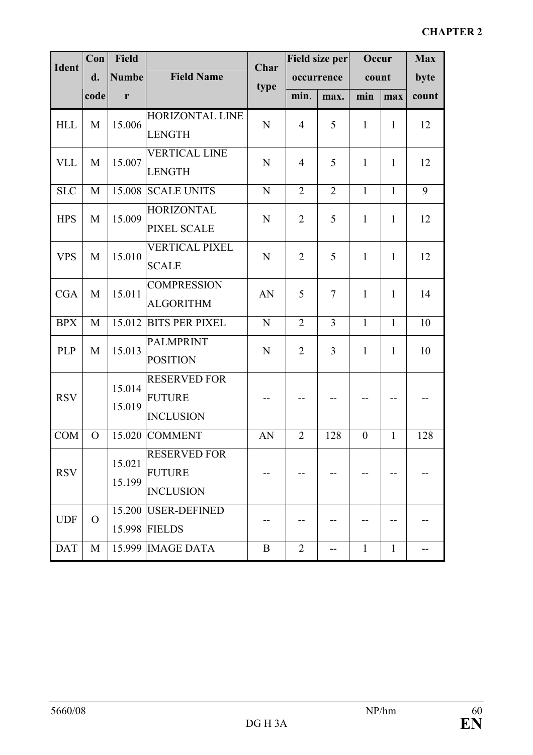| Ident | Cond. code | Field Number | Field Name | Char type | Field size per occurrence | | Occur count | | Max byte count |
|---|---|---|---|---|---|---|---|---|---|
| | | | | | min. | max. | min | max | |
| HLL | M | 15.006 | HORIZONTAL LINE LENGTH | N | 4 | 5 | 1 | 1 | 12 |
| VLL | M | 15.007 | VERTICAL LINE LENGTH | N | 4 | 5 | 1 | 1 | 12 |
| SLC | M | 15.008 | SCALE UNITS | N | 2 | 2 | 1 | 1 | 9 |
| HPS | M | 15.009 | HORIZONTAL PIXEL SCALE | N | 2 | 5 | 1 | 1 | 12 |
| VPS | M | 15.010 | VERTICAL PIXEL SCALE | N | 2 | 5 | 1 | 1 | 12 |
| CGA | M | 15.011 | COMPRESSION ALGORITHM | AN | 5 | 7 | 1 | 1 | 14 |
| BPX | M | 15.012 | BITS PER PIXEL | N | 2 | 3 | 1 | 1 | 10 |
| PLP | M | 15.013 | PALMPRINT POSITION | N | 2 | 3 | 1 | 1 | 10 |
| RSV | | 15.014 15.019 | RESERVED FOR FUTURE INCLUSION | -- | -- | -- | -- | -- | -- |
| COM | O | 15.020 | COMMENT | AN | 2 | 128 | 0 | 1 | 128 |
| RSV | | 15.021 15.199 | RESERVED FOR FUTURE INCLUSION | -- | -- | -- | -- | -- | -- |
| UDF | O | 15.200 15.998 | USER-DEFINED FIELDS | -- | -- | -- | -- | -- | -- |
| DAT | M | 15.999 | IMAGE DATA | B | 2 | -- | 1 | 1 | -- |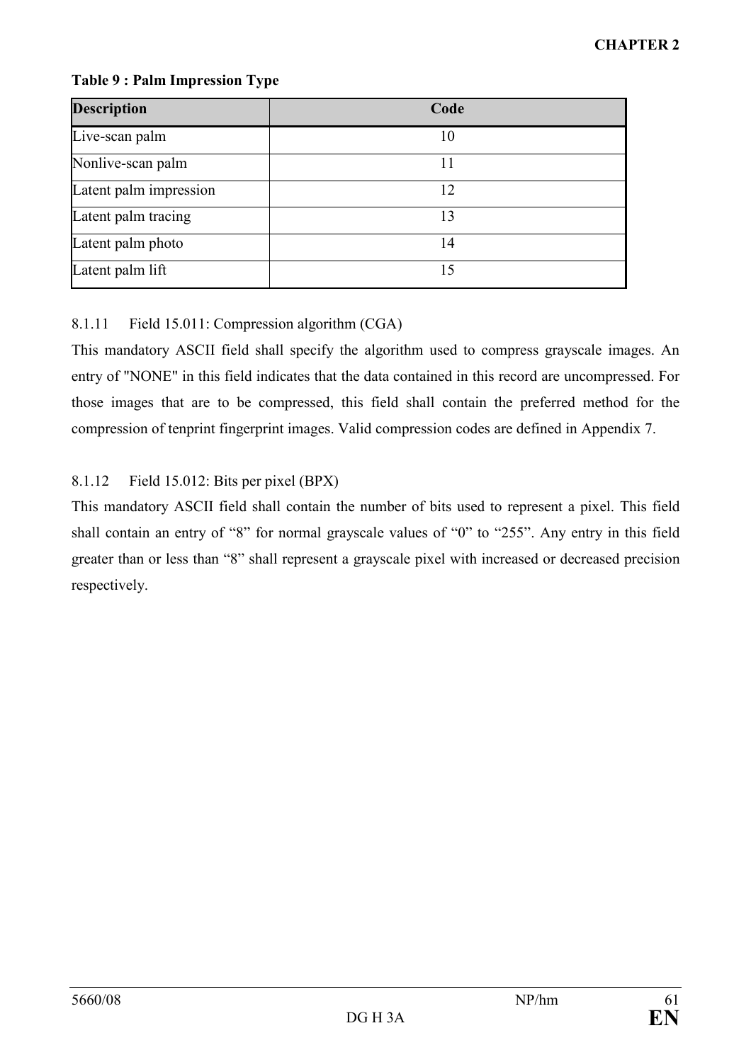**Table 9 : Palm Impression Type**

| Description | Code |
|---|---|
| Live-scan palm | 10 |
| Nonlive-scan palm | 11 |
| Latent palm impression | 12 |
| Latent palm tracing | 13 |
| Latent palm photo | 14 |
| Latent palm lift | 15 |

8.1.11 Field 15.011: Compression algorithm (CGA)

This mandatory ASCII field shall specify the algorithm used to compress grayscale images. An entry of "NONE" in this field indicates that the data contained in this record are uncompressed. For those images that are to be compressed, this field shall contain the preferred method for the compression of tenprint fingerprint images. Valid compression codes are defined in Appendix 7.

8.1.12 Field 15.012: Bits per pixel (BPX)

This mandatory ASCII field shall contain the number of bits used to represent a pixel. This field shall contain an entry of “8” for normal grayscale values of “0” to “255”. Any entry in this field greater than or less than “8” shall represent a grayscale pixel with increased or decreased precision respectively.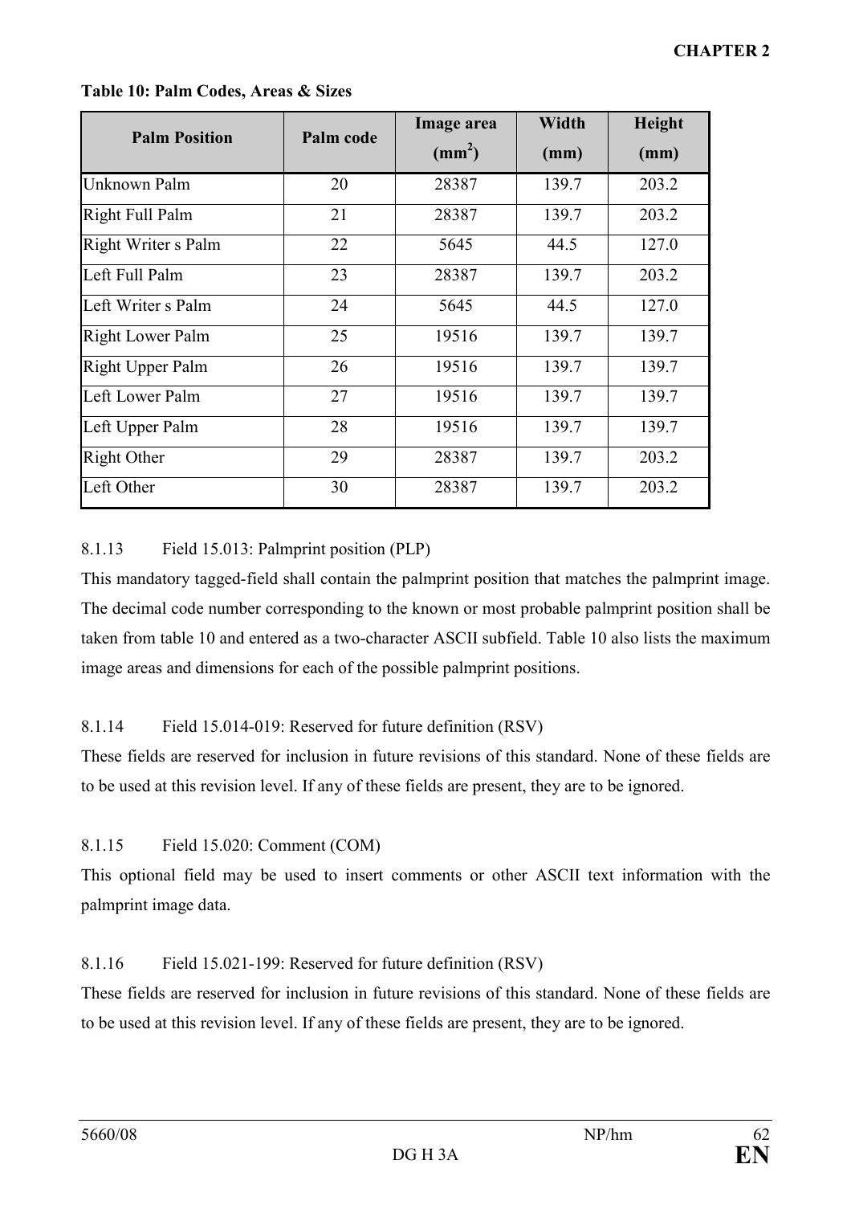**Table 10: Palm Codes, Areas & Sizes**

| Palm Position | Palm code | Image area ($mm^2$) | Width (mm) | Height (mm) |
|---|---|---|---|---|
| Unknown Palm | 20 | 28387 | 139.7 | 203.2 |
| Right Full Palm | 21 | 28387 | 139.7 | 203.2 |
| Right Writer s Palm | 22 | 5645 | 44.5 | 127.0 |
| Left Full Palm | 23 | 28387 | 139.7 | 203.2 |
| Left Writer s Palm | 24 | 5645 | 44.5 | 127.0 |
| Right Lower Palm | 25 | 19516 | 139.7 | 139.7 |
| Right Upper Palm | 26 | 19516 | 139.7 | 139.7 |
| Left Lower Palm | 27 | 19516 | 139.7 | 139.7 |
| Left Upper Palm | 28 | 19516 | 139.7 | 139.7 |
| Right Other | 29 | 28387 | 139.7 | 203.2 |
| Left Other | 30 | 28387 | 139.7 | 203.2 |

8.1.13 Field 15.013: Palmprint position (PLP)

This mandatory tagged-field shall contain the palmprint position that matches the palmprint image. The decimal code number corresponding to the known or most probable palmprint position shall be taken from table 10 and entered as a two-character ASCII subfield. Table 10 also lists the maximum image areas and dimensions for each of the possible palmprint positions.

8.1.14 Field 15.014-019: Reserved for future definition (RSV)

These fields are reserved for inclusion in future revisions of this standard. None of these fields are to be used at this revision level. If any of these fields are present, they are to be ignored.

8.1.15 Field 15.020: Comment (COM)

This optional field may be used to insert comments or other ASCII text information with the palmprint image data.

8.1.16 Field 15.021-199: Reserved for future definition (RSV)

These fields are reserved for inclusion in future revisions of this standard. None of these fields are to be used at this revision level. If any of these fields are present, they are to be ignored.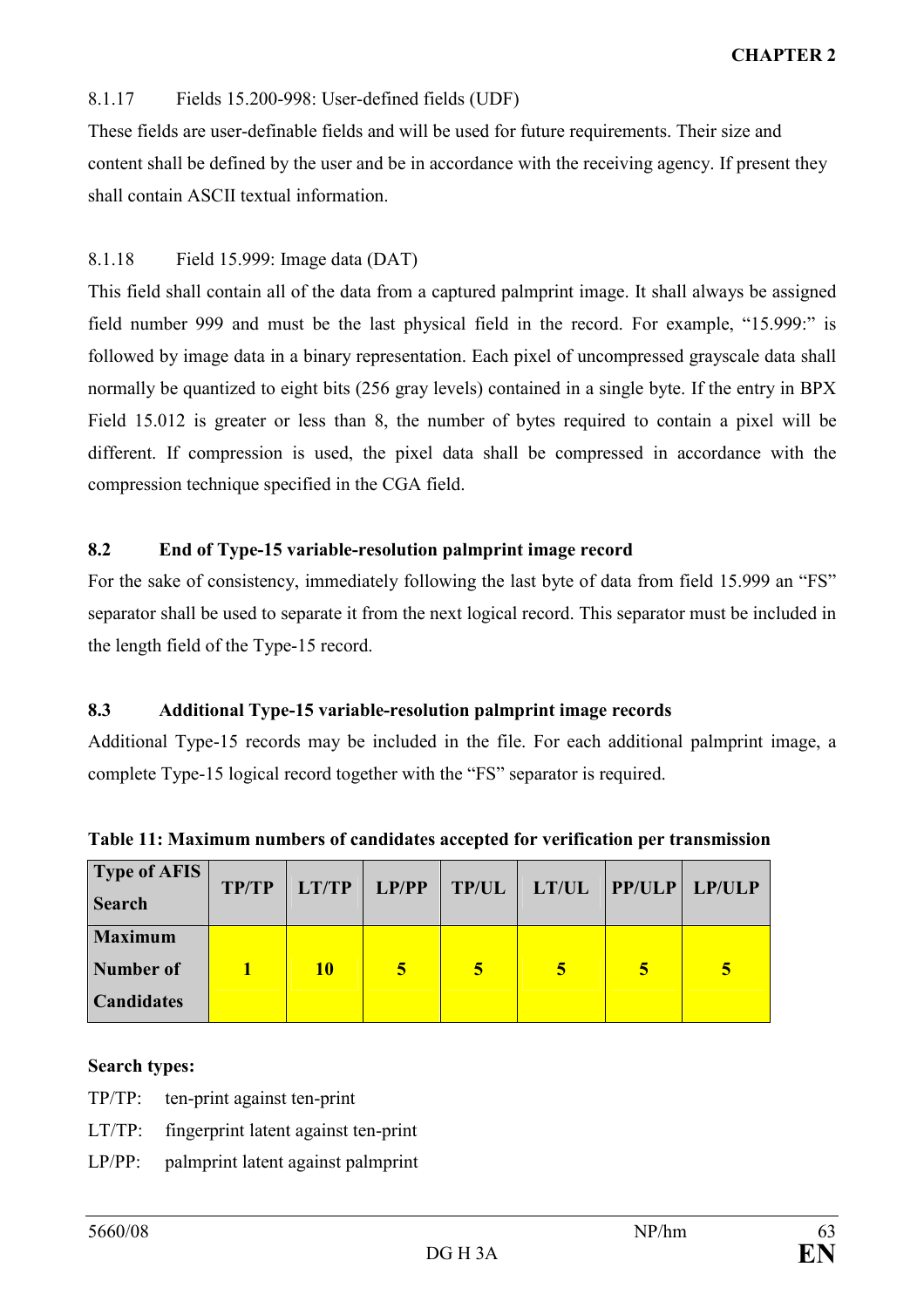8.1.17 Fields 15.200-998: User-defined fields (UDF)

These fields are user-definable fields and will be used for future requirements. Their size and content shall be defined by the user and be in accordance with the receiving agency. If present they shall contain ASCII textual information.

8.1.18 Field 15.999: Image data (DAT)

This field shall contain all of the data from a captured palmprint image. It shall always be assigned field number 999 and must be the last physical field in the record. For example, "15.999:" is followed by image data in a binary representation. Each pixel of uncompressed grayscale data shall normally be quantized to eight bits (256 gray levels) contained in a single byte. If the entry in BPX Field 15.012 is greater or less than 8, the number of bytes required to contain a pixel will be different. If compression is used, the pixel data shall be compressed in accordance with the compression technique specified in the CGA field.

## 8.2 End of Type-15 variable-resolution palmprint image record

For the sake of consistency, immediately following the last byte of data from field 15.999 an "FS" separator shall be used to separate it from the next logical record. This separator must be included in the length field of the Type-15 record.

## 8.3 Additional Type-15 variable-resolution palmprint image records

Additional Type-15 records may be included in the file. For each additional palmprint image, a complete Type-15 logical record together with the "FS" separator is required.

**Table 11: Maximum numbers of candidates accepted for verification per transmission**

| Type of AFIS Search | TP/TP | LT/TP | LP/PP | TP/UL | LT/UL | PP/ULP | LP/ULP |
|---|---|---|---|---|---|---|---|
| **Maximum Number of Candidates** | **1** | **10** | **5** | **5** | **5** | **5** | **5** |

**Search types:**

TP/TP: ten-print against ten-print

LT/TP: fingerprint latent against ten-print

LP/PP: palmprint latent against palmprint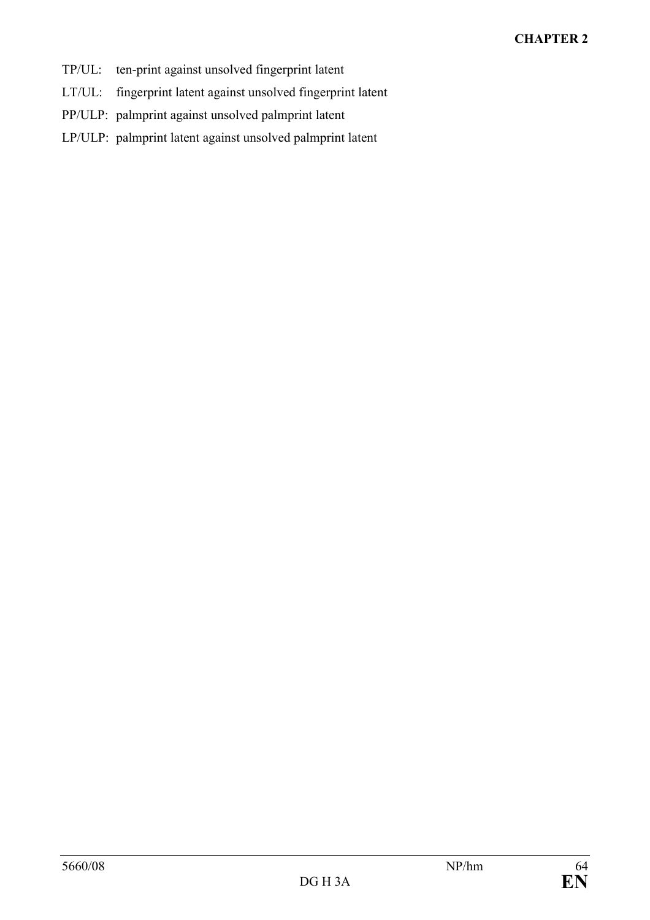TP/UL: ten-print against unsolved fingerprint latent

LT/UL: fingerprint latent against unsolved fingerprint latent

PP/ULP: palmprint against unsolved palmprint latent

LP/ULP: palmprint latent against unsolved palmprint latent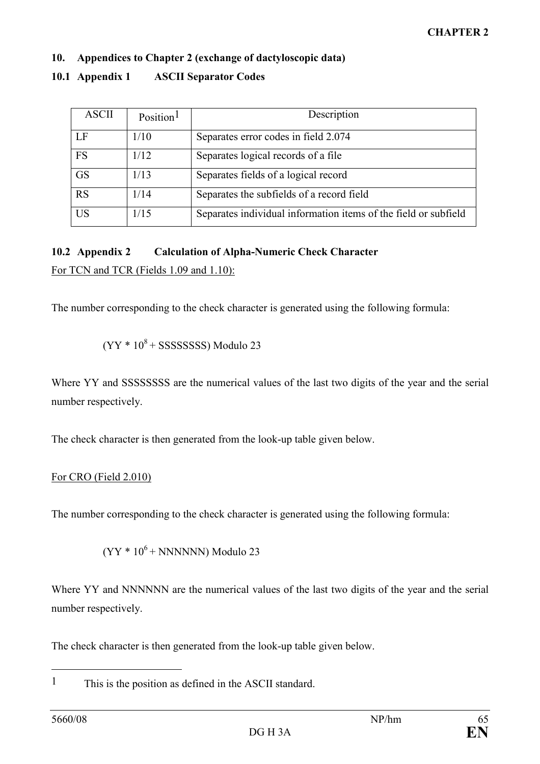## 10. Appendices to Chapter 2 (exchange of dactyloscopic data)

### 10.1 Appendix 1 ASCII Separator Codes

| ASCII | Position[1] | Description |
|---|---|---|
| LF | 1/10 | Separates error codes in field 2.074 |
| FS | 1/12 | Separates logical records of a file |
| GS | 1/13 | Separates fields of a logical record |
| RS | 1/14 | Separates the subfields of a record field |
| US | 1/15 | Separates individual information items of the field or subfield |

### 10.2 Appendix 2 Calculation of Alpha-Numeric Check Character

For TCN and TCR (Fields 1.09 and 1.10):

The number corresponding to the check character is generated using the following formula:

$$(YY * 10^8 + SSSSSSSS) \text{ Modulo } 23$$

Where YY and SSSSSSSS are the numerical values of the last two digits of the year and the serial number respectively.

The check character is then generated from the look-up table given below.

For CRO (Field 2.010)

The number corresponding to the check character is generated using the following formula:

$$(YY * 10^6 + NNNNNN) \text{ Modulo } 23$$

Where YY and NNNNNN are the numerical values of the last two digits of the year and the serial number respectively.

The check character is then generated from the look-up table given below.

---

[1] This is the position as defined in the ASCII standard.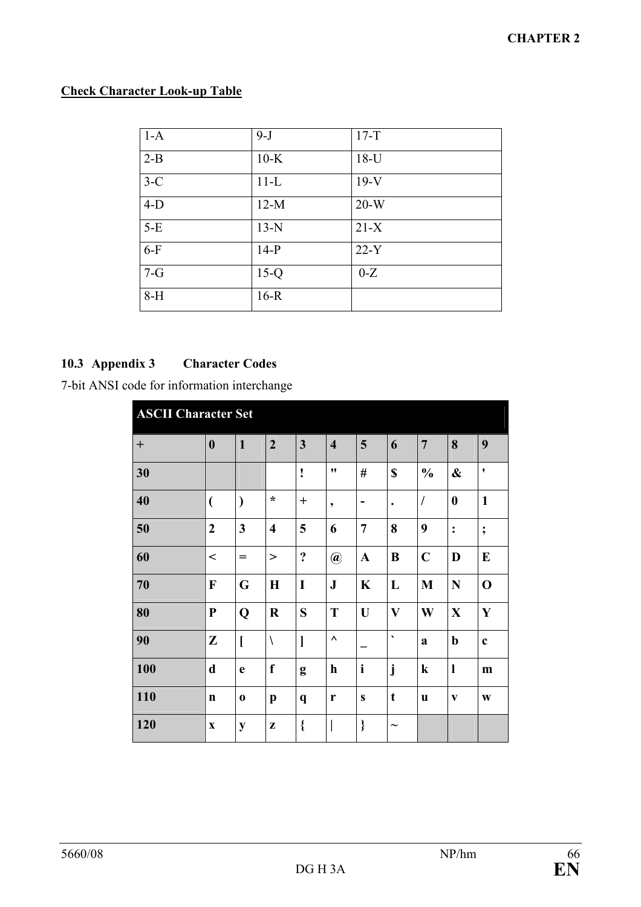## Check Character Look-up Table

| 1-A | 9-J | 17-T |
|---|---|---|
| 2-B | 10-K | 18-U |
| 3-C | 11-L | 19-V |
| 4-D | 12-M | 20-W |
| 5-E | 13-N | 21-X |
| 6-F | 14-P | 22-Y |
| 7-G | 15-Q | 0-Z |
| 8-H | 16-R | |

## 10.3 Appendix 3 Character Codes

7-bit ANSI code for information interchange

| **ASCII Character Set** | | | | | | | | | | |
|---|---|---|---|---|---|---|---|---|---|---|
| **+** | **0** | **1** | **2** | **3** | **4** | **5** | **6** | **7** | **8** | **9** |
| **30** | | | | **!** | **"** | **#** | **$** | **%** | **&** | **'** |
| **40** | **(** | **)** | **\*** | **+** | **,** | **-** | **.** | **/** | **0** | **1** |
| **50** | **2** | **3** | **4** | **5** | **6** | **7** | **8** | **9** | **:** | **;** |
| **60** | **<** | **=** | **>** | **?** | **@** | **A** | **B** | **C** | **D** | **E** |
| **70** | **F** | **G** | **H** | **I** | **J** | **K** | **L** | **M** | **N** | **O** |
| **80** | **P** | **Q** | **R** | **S** | **T** | **U** | **V** | **W** | **X** | **Y** |
| **90** | **Z** | **[** | **\\** | **]** | **^** | **_** | **`** | **a** | **b** | **c** |
| **100** | **d** | **e** | **f** | **g** | **h** | **i** | **j** | **k** | **l** | **m** |
| **110** | **n** | **o** | **p** | **q** | **r** | **s** | **t** | **u** | **v** | **w** |
| **120** | **x** | **y** | **z** | **{** | **\|** | **}** | **~** | | | |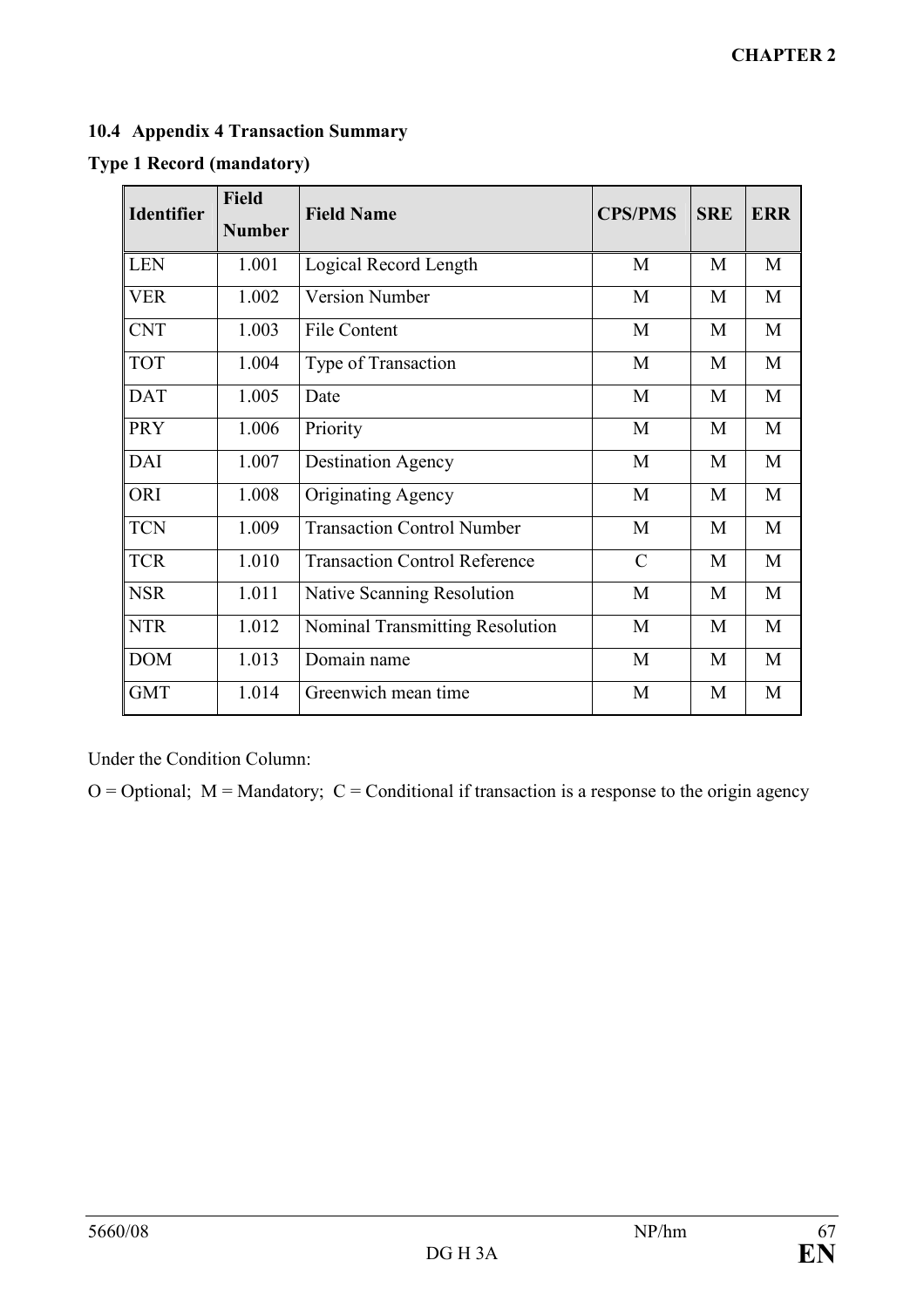## 10.4 Appendix 4 Transaction Summary

**Type 1 Record (mandatory)**

| Identifier | Field Number | Field Name | CPS/PMS | SRE | ERR |
|---|---|---|---|---|---|
| LEN | 1.001 | Logical Record Length | M | M | M |
| VER | 1.002 | Version Number | M | M | M |
| CNT | 1.003 | File Content | M | M | M |
| TOT | 1.004 | Type of Transaction | M | M | M |
| DAT | 1.005 | Date | M | M | M |
| PRY | 1.006 | Priority | M | M | M |
| DAI | 1.007 | Destination Agency | M | M | M |
| ORI | 1.008 | Originating Agency | M | M | M |
| TCN | 1.009 | Transaction Control Number | M | M | M |
| TCR | 1.010 | Transaction Control Reference | C | M | M |
| NSR | 1.011 | Native Scanning Resolution | M | M | M |
| NTR | 1.012 | Nominal Transmitting Resolution | M | M | M |
| DOM | 1.013 | Domain name | M | M | M |
| GMT | 1.014 | Greenwich mean time | M | M | M |

Under the Condition Column:

O = Optional; M = Mandatory; C = Conditional if transaction is a response to the origin agency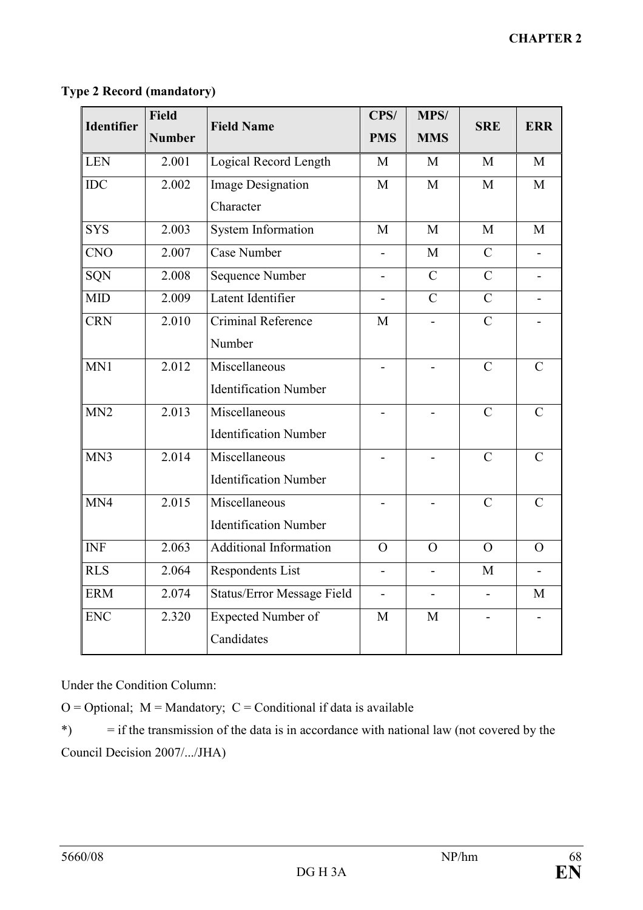**Type 2 Record (mandatory)**

| Identifier | Field Number | Field Name | CPS/ PMS | MPS/ MMS | SRE | ERR |
|---|---|---|---|---|---|---|
| LEN | 2.001 | Logical Record Length | M | M | M | M |
| IDC | 2.002 | Image Designation Character | M | M | M | M |
| SYS | 2.003 | System Information | M | M | M | M |
| CNO | 2.007 | Case Number | - | M | C | - |
| SQN | 2.008 | Sequence Number | - | C | C | - |
| MID | 2.009 | Latent Identifier | - | C | C | - |
| CRN | 2.010 | Criminal Reference Number | M | - | C | - |
| MN1 | 2.012 | Miscellaneous Identification Number | - | - | C | C |
| MN2 | 2.013 | Miscellaneous Identification Number | - | - | C | C |
| MN3 | 2.014 | Miscellaneous Identification Number | - | - | C | C |
| MN4 | 2.015 | Miscellaneous Identification Number | - | - | C | C |
| INF | 2.063 | Additional Information | O | O | O | O |
| RLS | 2.064 | Respondents List | - | - | M | - |
| ERM | 2.074 | Status/Error Message Field | - | - | - | M |
| ENC | 2.320 | Expected Number of Candidates | M | M | - | - |

Under the Condition Column:

O = Optional;  M = Mandatory;  C = Conditional if data is available

*) = if the transmission of the data is in accordance with national law (not covered by the Council Decision 2007/.../JHA)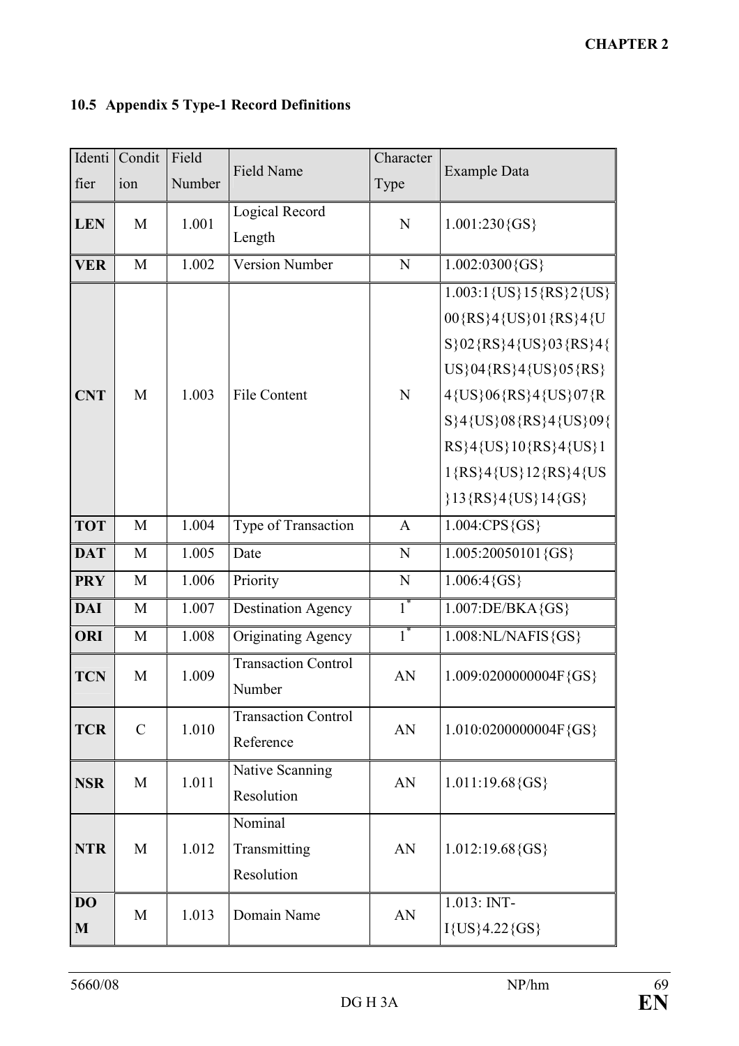### 10.5 Appendix 5 Type-1 Record Definitions

| Identifier | Condition | Field Number | Field Name | Character Type | Example Data |
|---|---|---|---|---|---|
| **LEN** | M | 1.001 | Logical Record Length | N | 1.001:230{GS} |
| **VER** | M | 1.002 | Version Number | N | 1.002:0300{GS} |
| **CNT** | M | 1.003 | File Content | N | 1.003:1{US}15{RS}2{US}00{RS}4{US}01{RS}4{US}02{RS}4{US}03{RS}4{US}04{RS}4{US}05{RS}4{US}06{RS}4{US}07{RS}4{US}08{RS}4{US}09{RS}4{US}10{RS}4{US}11{RS}4{US}12{RS}4{US}13{RS}4{US}14{GS} |
| **TOT** | M | 1.004 | Type of Transaction | A | 1.004:CPS{GS} |
| **DAT** | M | 1.005 | Date | N | 1.005:20050101{GS} |
| **PRY** | M | 1.006 | Priority | N | 1.006:4{GS} |
| **DAI** | M | 1.007 | Destination Agency | 1* | 1.007:DE/BKA{GS} |
| **ORI** | M | 1.008 | Originating Agency | 1* | 1.008:NL/NAFIS{GS} |
| **TCN** | M | 1.009 | Transaction Control Number | AN | 1.009:0200000004F{GS} |
| **TCR** | C | 1.010 | Transaction Control Reference | AN | 1.010:0200000004F{GS} |
| **NSR** | M | 1.011 | Native Scanning Resolution | AN | 1.011:19.68{GS} |
| **NTR** | M | 1.012 | Nominal Transmitting Resolution | AN | 1.012:19.68{GS} |
| **DOM** | M | 1.013 | Domain Name | AN | 1.013: INT-I{US}4.22{GS} |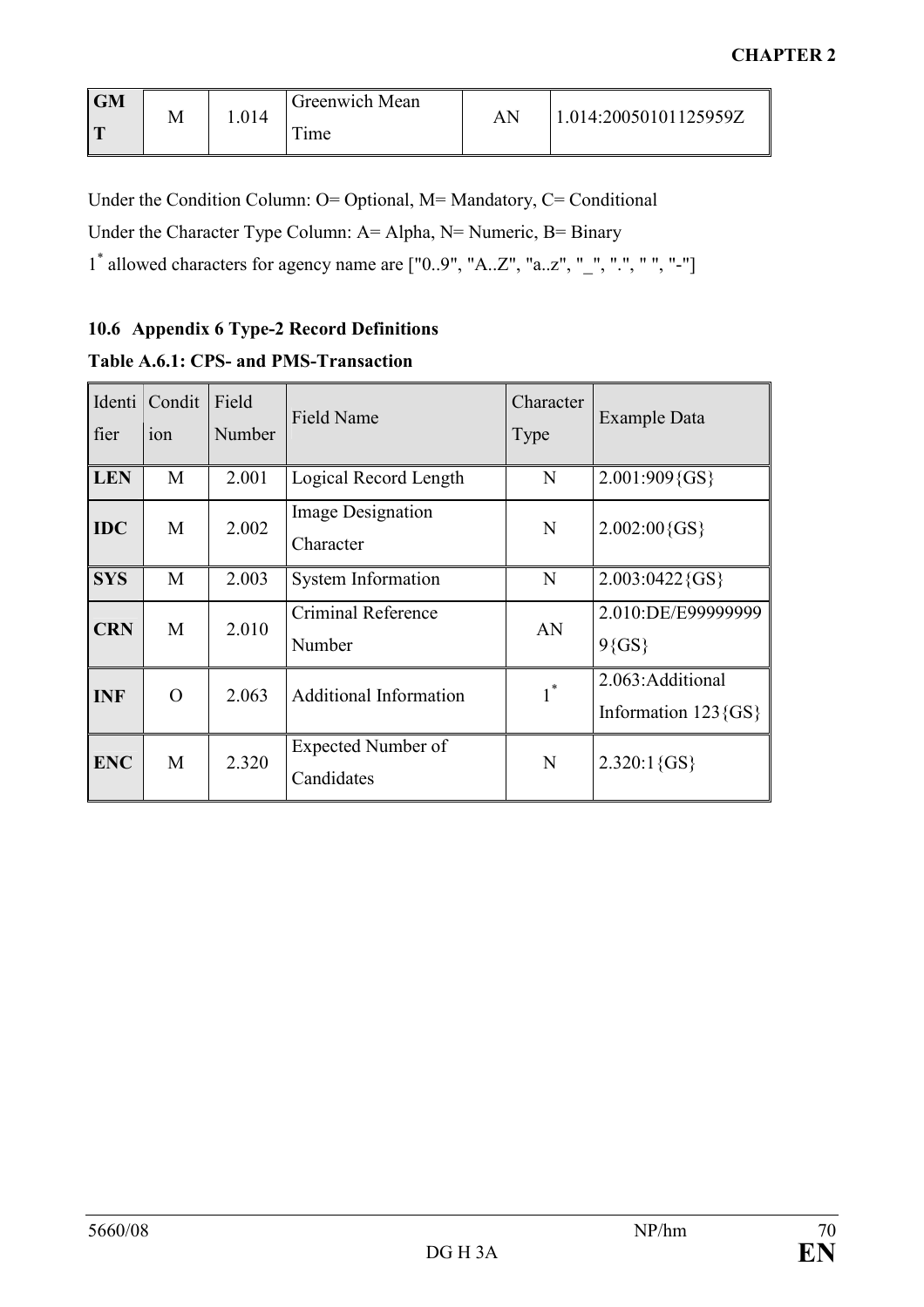| GMT | M | 1.014 | Greenwich Mean Time | AN | 1.014:20050101125959Z |
|---|---|---|---|---|---|

Under the Condition Column: O= Optional, M= Mandatory, C= Conditional

Under the Character Type Column: A= Alpha, N= Numeric, B= Binary

1* allowed characters for agency name are ["0..9", "A..Z", "a..z", "_", ".", " ", "-"]

### 10.6 Appendix 6 Type-2 Record Definitions

**Table A.6.1: CPS- and PMS-Transaction**

| Identifier | Condition | Field Number | Field Name | Character Type | Example Data |
|---|---|---|---|---|---|
| **LEN** | M | 2.001 | Logical Record Length | N | 2.001:909{GS} |
| **IDC** | M | 2.002 | Image Designation Character | N | 2.002:00{GS} |
| **SYS** | M | 2.003 | System Information | N | 2.003:0422{GS} |
| **CRN** | M | 2.010 | Criminal Reference Number | AN | 2.010:DE/E999999999{GS} |
| **INF** | O | 2.063 | Additional Information | 1* | 2.063:Additional Information 123{GS} |
| **ENC** | M | 2.320 | Expected Number of Candidates | N | 2.320:1{GS} |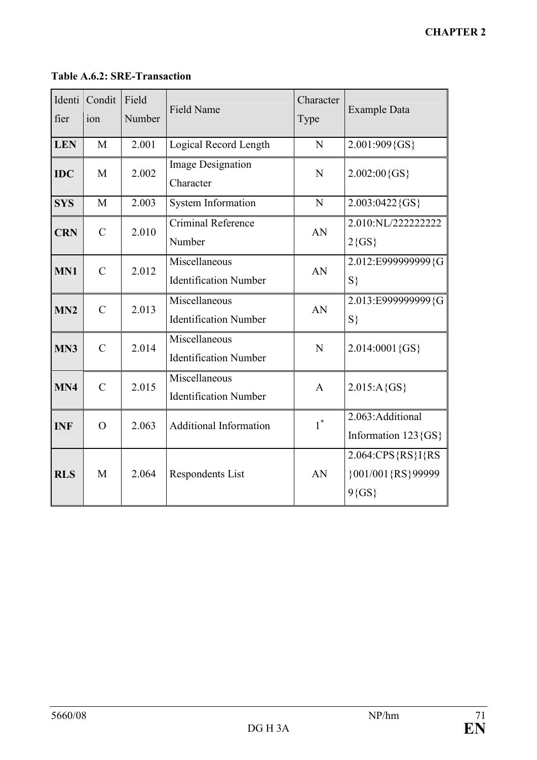**Table A.6.2: SRE-Transaction**

| Identifier | Condition | Field Number | Field Name | Character Type | Example Data |
|---|---|---|---|---|---|
| **LEN** | M | 2.001 | Logical Record Length | N | 2.001:909{GS} |
| **IDC** | M | 2.002 | Image Designation Character | N | 2.002:00{GS} |
| **SYS** | M | 2.003 | System Information | N | 2.003:0422{GS} |
| **CRN** | C | 2.010 | Criminal Reference Number | AN | 2.010:NL/2222222222{GS} |
| **MN1** | C | 2.012 | Miscellaneous Identification Number | AN | 2.012:E999999999{GS} |
| **MN2** | C | 2.013 | Miscellaneous Identification Number | AN | 2.013:E999999999{GS} |
| **MN3** | C | 2.014 | Miscellaneous Identification Number | N | 2.014:0001{GS} |
| **MN4** | C | 2.015 | Miscellaneous Identification Number | A | 2.015:A{GS} |
| **INF** | O | 2.063 | Additional Information | 1* | 2.063:Additional Information 123{GS} |
| **RLS** | M | 2.064 | Respondents List | AN | 2.064:CPS{RS}I{RS}001/001{RS}999999{GS} |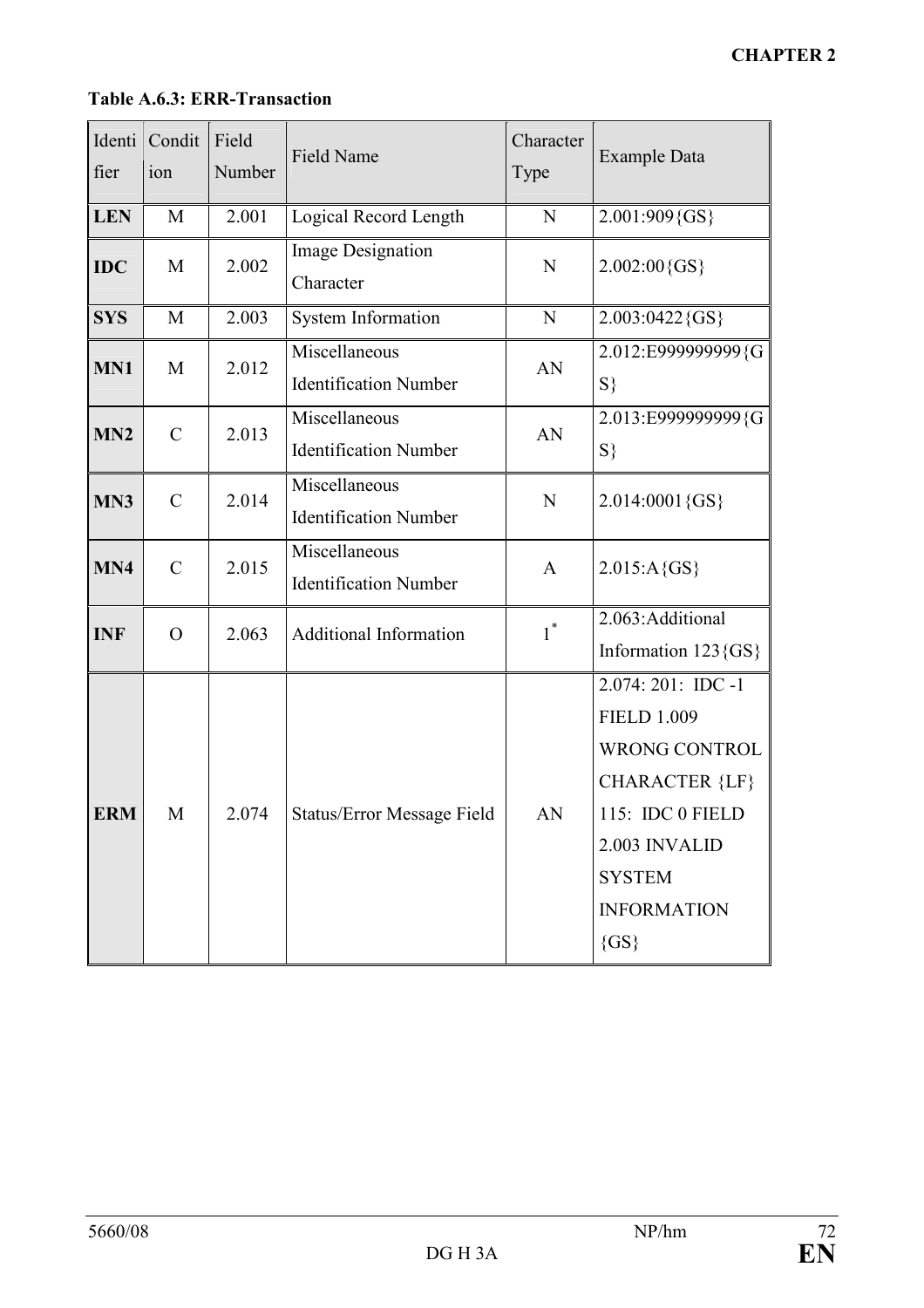**Table A.6.3: ERR-Transaction**

| Identifier | Condition | Field Number | Field Name | Character Type | Example Data |
|---|---|---|---|---|---|
| **LEN** | M | 2.001 | Logical Record Length | N | 2.001:909{GS} |
| **IDC** | M | 2.002 | Image Designation Character | N | 2.002:00{GS} |
| **SYS** | M | 2.003 | System Information | N | 2.003:0422{GS} |
| **MN1** | M | 2.012 | Miscellaneous Identification Number | AN | 2.012:E999999999{GS} |
| **MN2** | C | 2.013 | Miscellaneous Identification Number | AN | 2.013:E999999999{GS} |
| **MN3** | C | 2.014 | Miscellaneous Identification Number | N | 2.014:0001{GS} |
| **MN4** | C | 2.015 | Miscellaneous Identification Number | A | 2.015:A{GS} |
| **INF** | O | 2.063 | Additional Information | 1* | 2.063:Additional Information 123{GS} |
| **ERM** | M | 2.074 | Status/Error Message Field | AN | 2.074: 201: IDC -1 FIELD 1.009 WRONG CONTROL CHARACTER {LF} 115: IDC 0 FIELD 2.003 INVALID SYSTEM INFORMATION {GS} |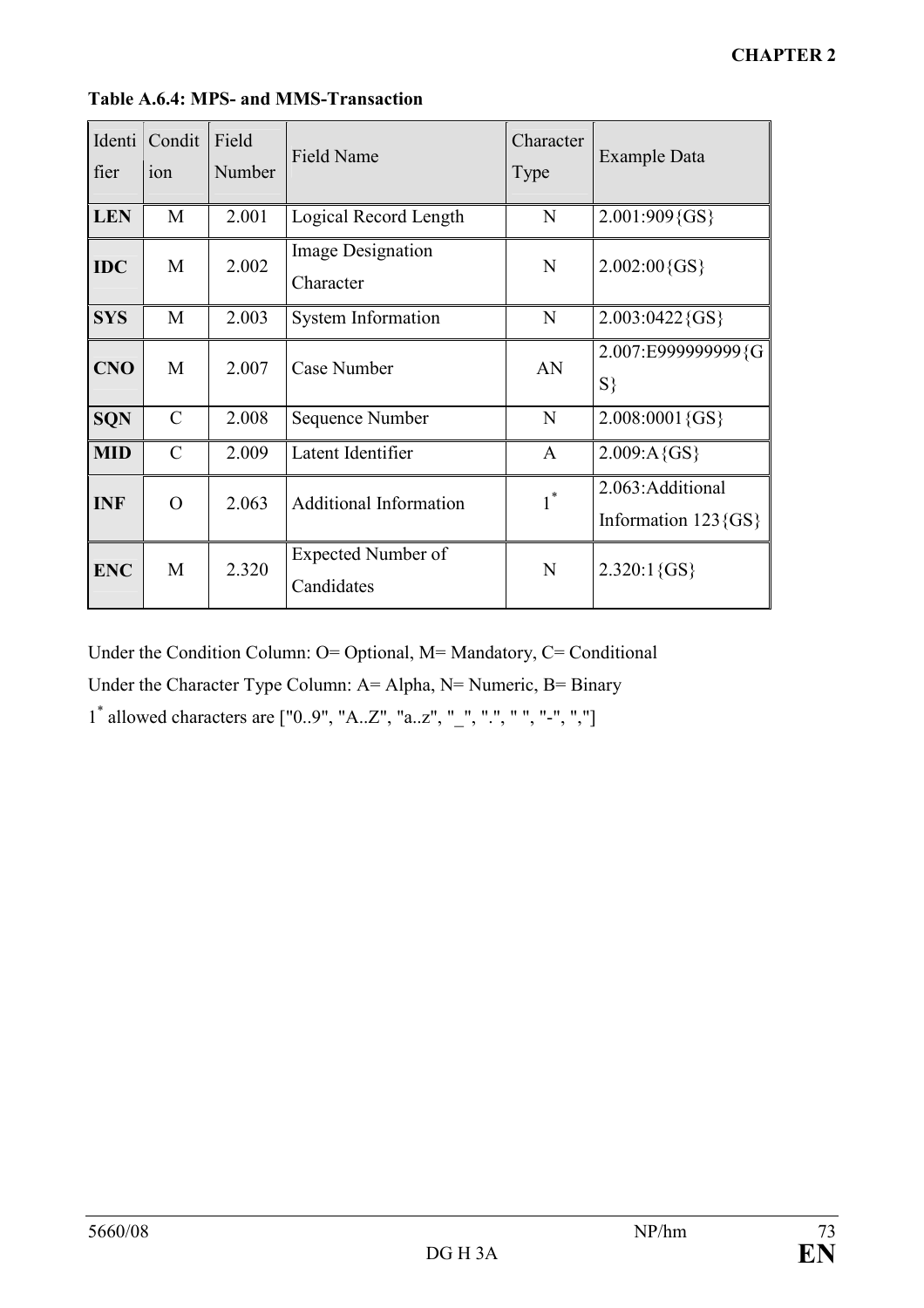**Table A.6.4: MPS- and MMS-Transaction**

| Identifier | Condition | Field Number | Field Name | Character Type | Example Data |
|---|---|---|---|---|---|
| **LEN** | M | 2.001 | Logical Record Length | N | 2.001:909{GS} |
| **IDC** | M | 2.002 | Image Designation Character | N | 2.002:00{GS} |
| **SYS** | M | 2.003 | System Information | N | 2.003:0422{GS} |
| **CNO** | M | 2.007 | Case Number | AN | 2.007:E999999999{GS} |
| **SQN** | C | 2.008 | Sequence Number | N | 2.008:0001{GS} |
| **MID** | C | 2.009 | Latent Identifier | A | 2.009:A{GS} |
| **INF** | O | 2.063 | Additional Information | 1* | 2.063:Additional Information 123{GS} |
| **ENC** | M | 2.320 | Expected Number of Candidates | N | 2.320:1{GS} |

Under the Condition Column: O= Optional, M= Mandatory, C= Conditional

Under the Character Type Column: A= Alpha, N= Numeric, B= Binary

1* allowed characters are ["0..9", "A..Z", "a..z", "_", ".", " ", "-", ","]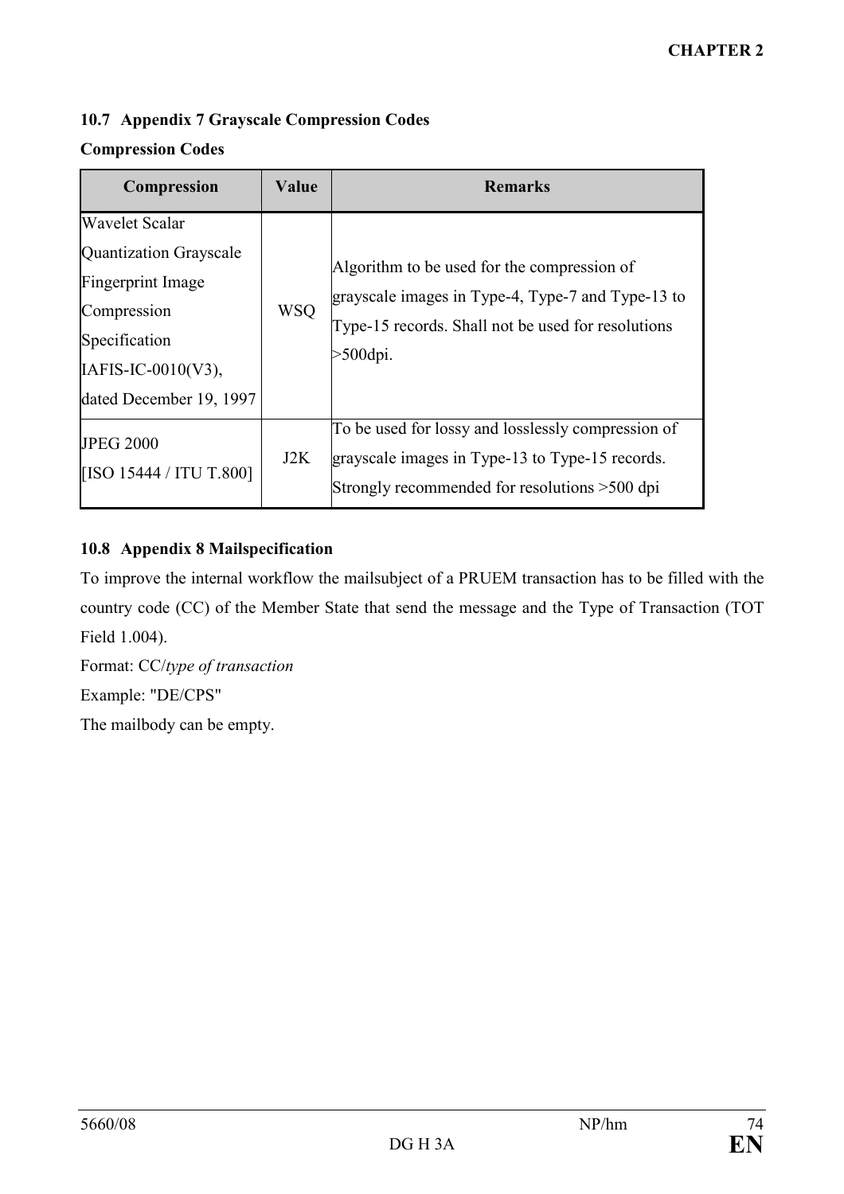### 10.7 Appendix 7 Grayscale Compression Codes

**Compression Codes**

| Compression | Value | Remarks |
|---|---|---|
| Wavelet Scalar Quantization Grayscale Fingerprint Image Compression Specification IAFIS-IC-0010(V3), dated December 19, 1997 | WSQ | Algorithm to be used for the compression of grayscale images in Type-4, Type-7 and Type-13 to Type-15 records. Shall not be used for resolutions >500dpi. |
| JPEG 2000 [ISO 15444 / ITU T.800] | J2K | To be used for lossy and losslessly compression of grayscale images in Type-13 to Type-15 records. Strongly recommended for resolutions >500 dpi |

### 10.8 Appendix 8 Mailspecification

To improve the internal workflow the mailsubject of a PRUEM transaction has to be filled with the country code (CC) of the Member State that send the message and the Type of Transaction (TOT Field 1.004).

Format: CC/*type of transaction*

Example: "DE/CPS"

The mailbody can be empty.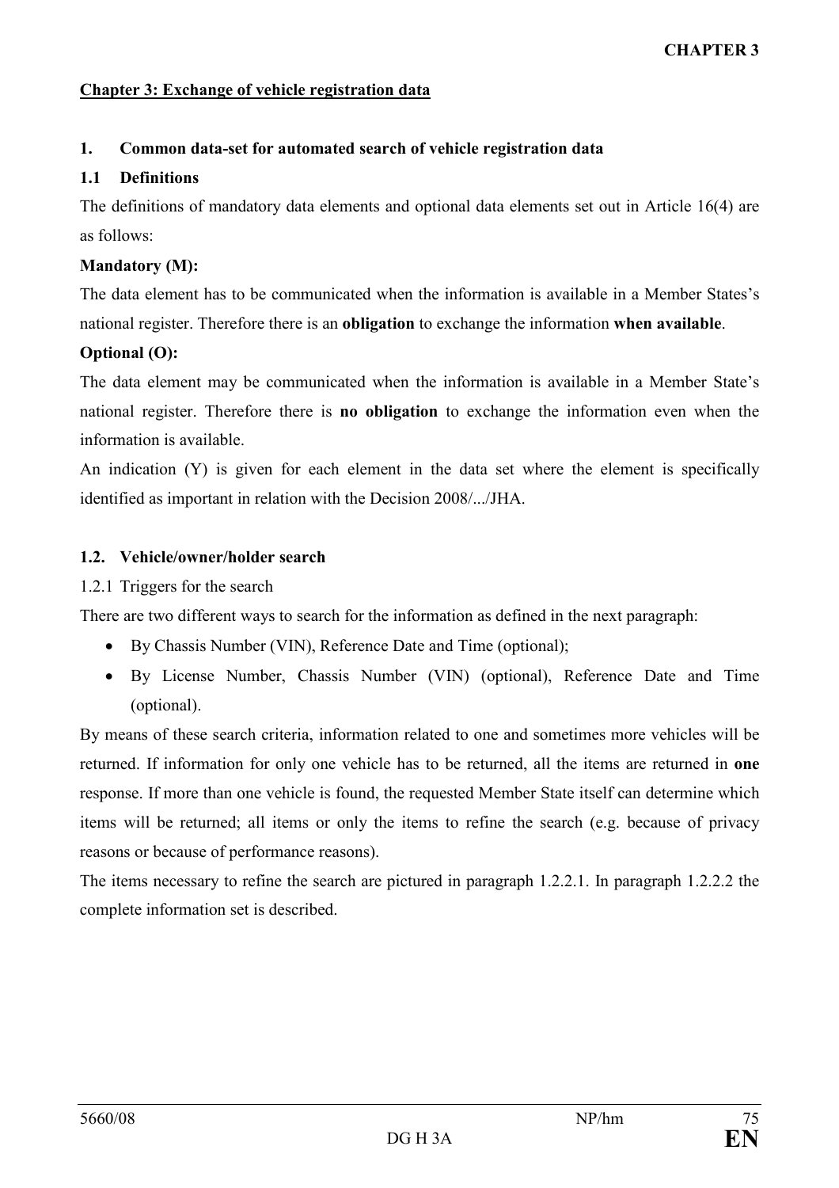## Chapter 3: Exchange of vehicle registration data

### 1. Common data-set for automated search of vehicle registration data

#### 1.1 Definitions

The definitions of mandatory data elements and optional data elements set out in Article 16(4) are as follows:

**Mandatory (M):**

The data element has to be communicated when the information is available in a Member States's national register. Therefore there is an **obligation** to exchange the information **when available**.

**Optional (O):**

The data element may be communicated when the information is available in a Member State's national register. Therefore there is **no obligation** to exchange the information even when the information is available.

An indication (Y) is given for each element in the data set where the element is specifically identified as important in relation with the Decision 2008/.../JHA.

#### 1.2. Vehicle/owner/holder search

1.2.1 Triggers for the search

There are two different ways to search for the information as defined in the next paragraph:

- By Chassis Number (VIN), Reference Date and Time (optional);
- By License Number, Chassis Number (VIN) (optional), Reference Date and Time (optional).

By means of these search criteria, information related to one and sometimes more vehicles will be returned. If information for only one vehicle has to be returned, all the items are returned in **one** response. If more than one vehicle is found, the requested Member State itself can determine which items will be returned; all items or only the items to refine the search (e.g. because of privacy reasons or because of performance reasons).

The items necessary to refine the search are pictured in paragraph 1.2.2.1. In paragraph 1.2.2.2 the complete information set is described.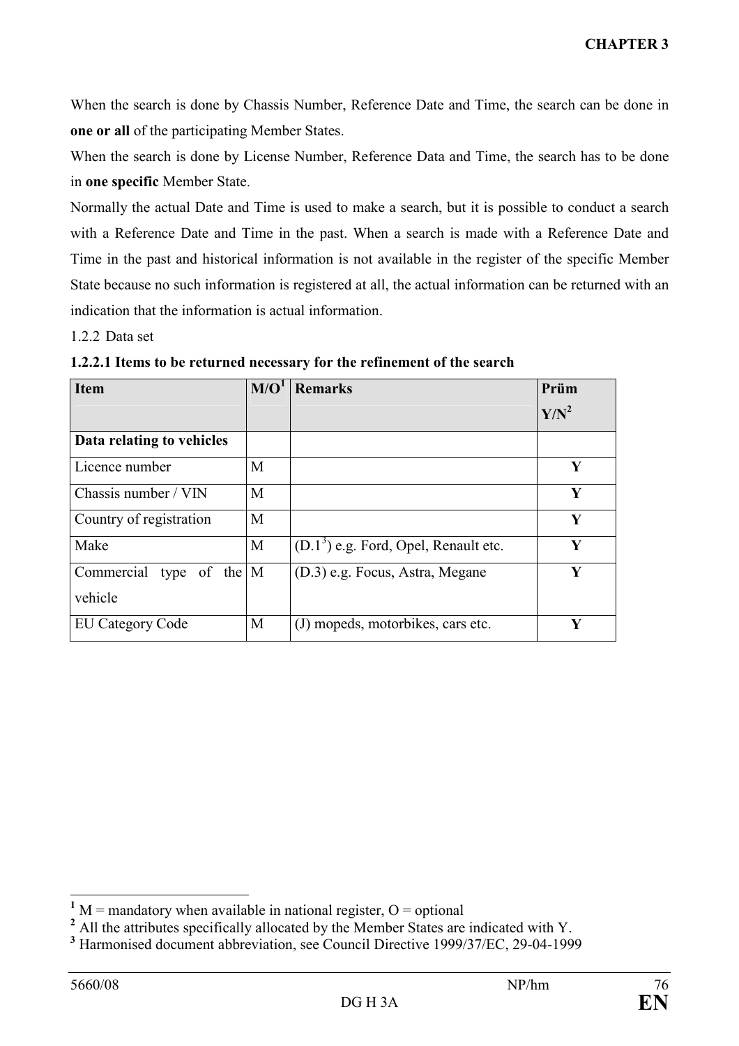When the search is done by Chassis Number, Reference Date and Time, the search can be done in **one or all** of the participating Member States.

When the search is done by License Number, Reference Data and Time, the search has to be done in **one specific** Member State.

Normally the actual Date and Time is used to make a search, but it is possible to conduct a search with a Reference Date and Time in the past. When a search is made with a Reference Date and Time in the past and historical information is not available in the register of the specific Member State because no such information is registered at all, the actual information can be returned with an indication that the information is actual information.

1.2.2 Data set

**1.2.2.1 Items to be returned necessary for the refinement of the search**

| **Item** | **M/O**[1] | **Remarks** | **Prüm Y/N**[2] |
|---|---|---|---|
| **Data relating to vehicles** | | | |
| Licence number | M | | **Y** |
| Chassis number / VIN | M | | **Y** |
| Country of registration | M | | **Y** |
| Make | M | (D.1[3]) e.g. Ford, Opel, Renault etc. | **Y** |
| Commercial type of the vehicle | M | (D.3) e.g. Focus, Astra, Megane | **Y** |
| EU Category Code | M | (J) mopeds, motorbikes, cars etc. | **Y** |

[1] M = mandatory when available in national register, O = optional

[2] All the attributes specifically allocated by the Member States are indicated with Y.

[3] Harmonised document abbreviation, see Council Directive 1999/37/EC, 29-04-1999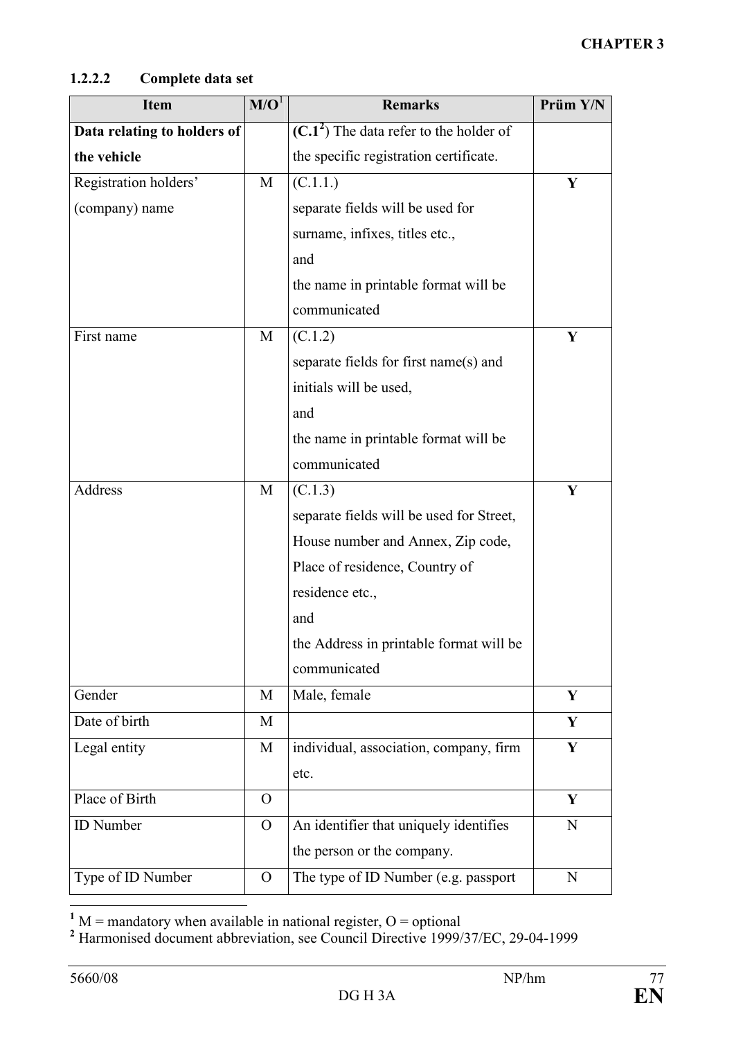#### 1.2.2.2 Complete data set

| Item | M/O[1] | Remarks | Prüm Y/N |
|---|---|---|---|
| **Data relating to holders of the vehicle** | | **(C.1[2])** The data refer to the holder of the specific registration certificate. | |
| Registration holders' (company) name | M | (C.1.1.) separate fields will be used for surname, infixes, titles etc., and the name in printable format will be communicated | **Y** |
| First name | M | (C.1.2) separate fields for first name(s) and initials will be used, and the name in printable format will be communicated | **Y** |
| Address | M | (C.1.3) separate fields will be used for Street, House number and Annex, Zip code, Place of residence, Country of residence etc., and the Address in printable format will be communicated | **Y** |
| Gender | M | Male, female | **Y** |
| Date of birth | M | | **Y** |
| Legal entity | M | individual, association, company, firm etc. | **Y** |
| Place of Birth | O | | **Y** |
| ID Number | O | An identifier that uniquely identifies the person or the company. | N |
| Type of ID Number | O | The type of ID Number (e.g. passport | N |

[1] M = mandatory when available in national register, O = optional

[2] Harmonised document abbreviation, see Council Directive 1999/37/EC, 29-04-1999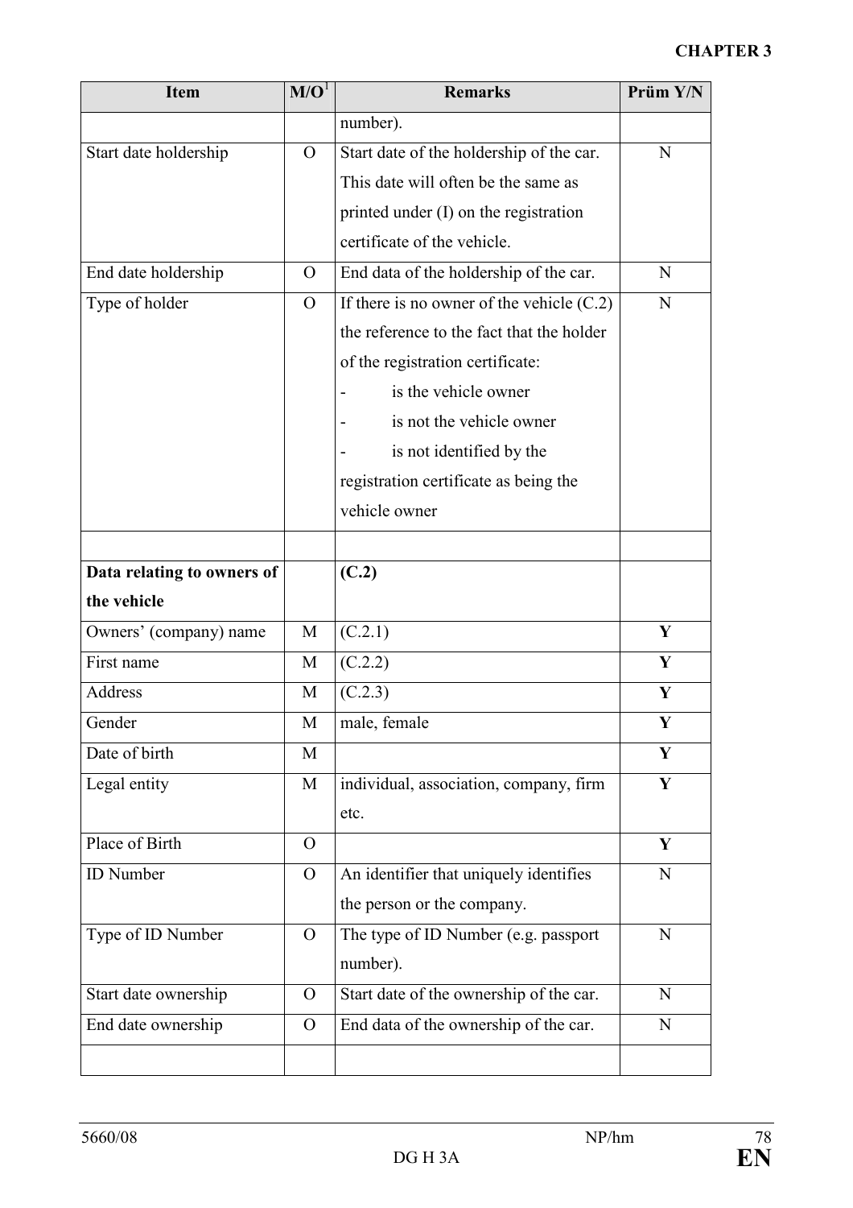| Item | M/O[1] | Remarks | Prüm Y/N |
|---|---|---|---|
| | | number). | |
| Start date holdership | O | Start date of the holdership of the car. This date will often be the same as printed under (I) on the registration certificate of the vehicle. | N |
| End date holdership | O | End data of the holdership of the car. | N |
| Type of holder | O | If there is no owner of the vehicle (C.2) the reference to the fact that the holder of the registration certificate:<br>- is the vehicle owner<br>- is not the vehicle owner<br>- is not identified by the registration certificate as being the vehicle owner | N |
| | | | |
| **Data relating to owners of the vehicle** | | **(C.2)** | |
| Owners' (company) name | M | (C.2.1) | **Y** |
| First name | M | (C.2.2) | **Y** |
| Address | M | (C.2.3) | **Y** |
| Gender | M | male, female | **Y** |
| Date of birth | M | | **Y** |
| Legal entity | M | individual, association, company, firm etc. | **Y** |
| Place of Birth | O | | **Y** |
| ID Number | O | An identifier that uniquely identifies the person or the company. | N |
| Type of ID Number | O | The type of ID Number (e.g. passport number). | N |
| Start date ownership | O | Start date of the ownership of the car. | N |
| End date ownership | O | End data of the ownership of the car. | N |
| | | | |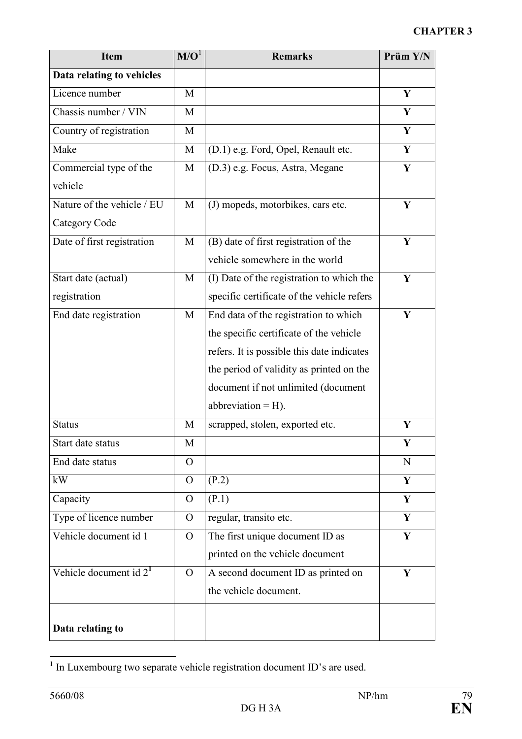| Item | M/O[1] | Remarks | Prüm Y/N |
|---|---|---|---|
| **Data relating to vehicles** | | | |
| Licence number | M | | **Y** |
| Chassis number / VIN | M | | **Y** |
| Country of registration | M | | **Y** |
| Make | M | (D.1) e.g. Ford, Opel, Renault etc. | **Y** |
| Commercial type of the vehicle | M | (D.3) e.g. Focus, Astra, Megane | **Y** |
| Nature of the vehicle / EU Category Code | M | (J) mopeds, motorbikes, cars etc. | **Y** |
| Date of first registration | M | (B) date of first registration of the vehicle somewhere in the world | **Y** |
| Start date (actual) registration | M | (I) Date of the registration to which the specific certificate of the vehicle refers | **Y** |
| End date registration | M | End data of the registration to which the specific certificate of the vehicle refers. It is possible this date indicates the period of validity as printed on the document if not unlimited (document abbreviation = H). | **Y** |
| Status | M | scrapped, stolen, exported etc. | **Y** |
| Start date status | M | | **Y** |
| End date status | O | | N |
| kW | O | (P.2) | **Y** |
| Capacity | O | (P.1) | **Y** |
| Type of licence number | O | regular, transito etc. | **Y** |
| Vehicle document id 1 | O | The first unique document ID as printed on the vehicle document | **Y** |
| Vehicle document id 2[1] | O | A second document ID as printed on the vehicle document. | **Y** |
| | | | |
| **Data relating to** | | | |

[1] In Luxembourg two separate vehicle registration document ID's are used.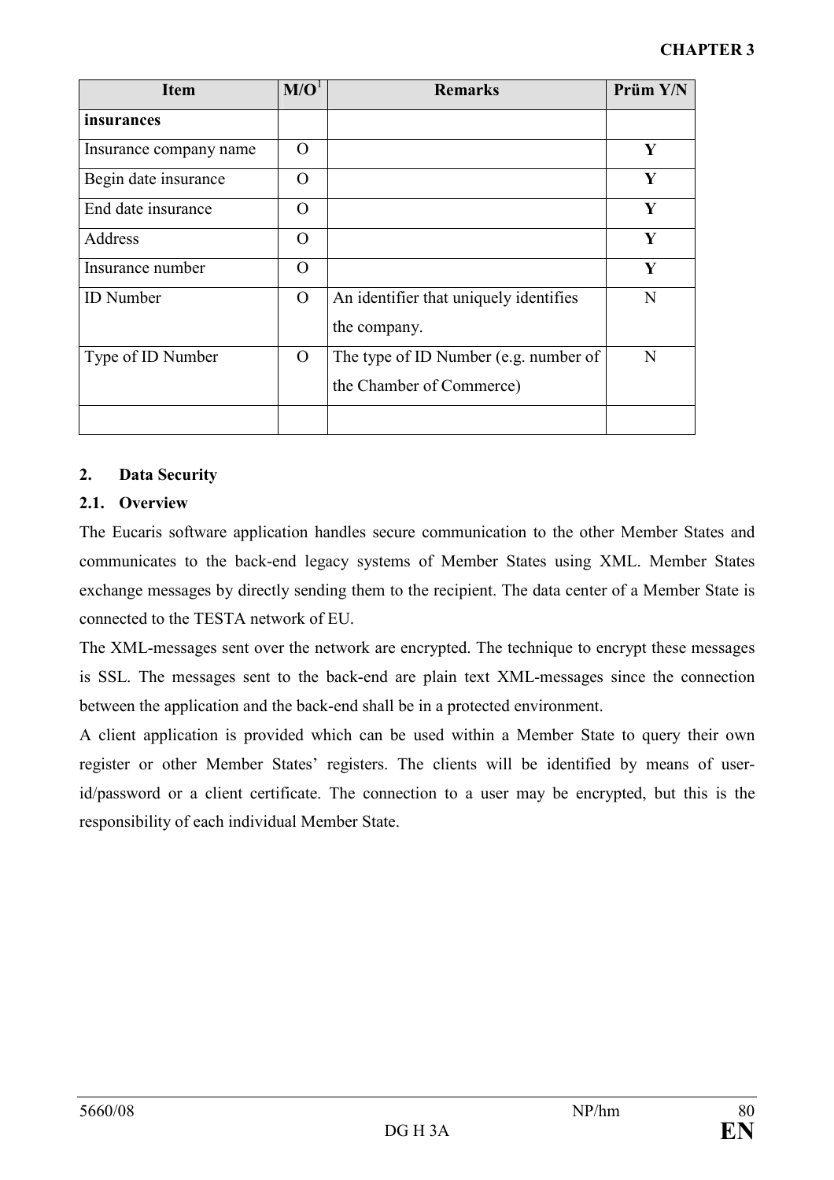| Item | M/O[1] | Remarks | Prüm Y/N |
|---|---|---|---|
| **insurances** | | | |
| Insurance company name | O | | **Y** |
| Begin date insurance | O | | **Y** |
| End date insurance | O | | **Y** |
| Address | O | | **Y** |
| Insurance number | O | | **Y** |
| ID Number | O | An identifier that uniquely identifies the company. | N |
| Type of ID Number | O | The type of ID Number (e.g. number of the Chamber of Commerce) | N |
| | | | |

## 2. Data Security

### 2.1. Overview

The Eucaris software application handles secure communication to the other Member States and communicates to the back-end legacy systems of Member States using XML. Member States exchange messages by directly sending them to the recipient. The data center of a Member State is connected to the TESTA network of EU.

The XML-messages sent over the network are encrypted. The technique to encrypt these messages is SSL. The messages sent to the back-end are plain text XML-messages since the connection between the application and the back-end shall be in a protected environment.

A client application is provided which can be used within a Member State to query their own register or other Member States' registers. The clients will be identified by means of user-id/password or a client certificate. The connection to a user may be encrypted, but this is the responsibility of each individual Member State.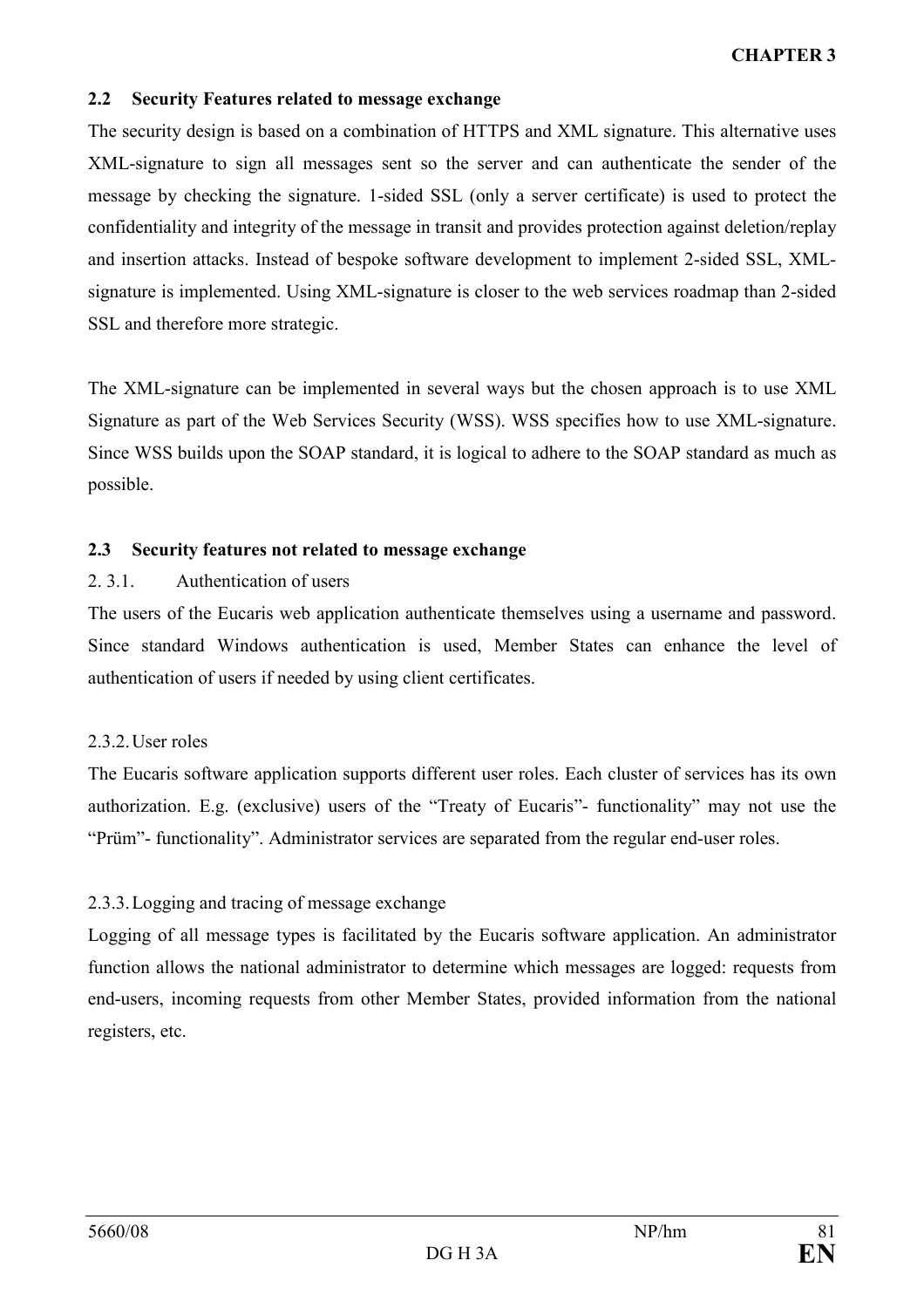### 2.2 Security Features related to message exchange

The security design is based on a combination of HTTPS and XML signature. This alternative uses XML-signature to sign all messages sent so the server and can authenticate the sender of the message by checking the signature. 1-sided SSL (only a server certificate) is used to protect the confidentiality and integrity of the message in transit and provides protection against deletion/replay and insertion attacks. Instead of bespoke software development to implement 2-sided SSL, XML-signature is implemented. Using XML-signature is closer to the web services roadmap than 2-sided SSL and therefore more strategic.

The XML-signature can be implemented in several ways but the chosen approach is to use XML Signature as part of the Web Services Security (WSS). WSS specifies how to use XML-signature. Since WSS builds upon the SOAP standard, it is logical to adhere to the SOAP standard as much as possible.

### 2.3 Security features not related to message exchange

#### 2. 3.1. Authentication of users

The users of the Eucaris web application authenticate themselves using a username and password. Since standard Windows authentication is used, Member States can enhance the level of authentication of users if needed by using client certificates.

#### 2.3.2. User roles

The Eucaris software application supports different user roles. Each cluster of services has its own authorization. E.g. (exclusive) users of the "Treaty of Eucaris"- functionality" may not use the "Prüm"- functionality". Administrator services are separated from the regular end-user roles.

#### 2.3.3. Logging and tracing of message exchange

Logging of all message types is facilitated by the Eucaris software application. An administrator function allows the national administrator to determine which messages are logged: requests from end-users, incoming requests from other Member States, provided information from the national registers, etc.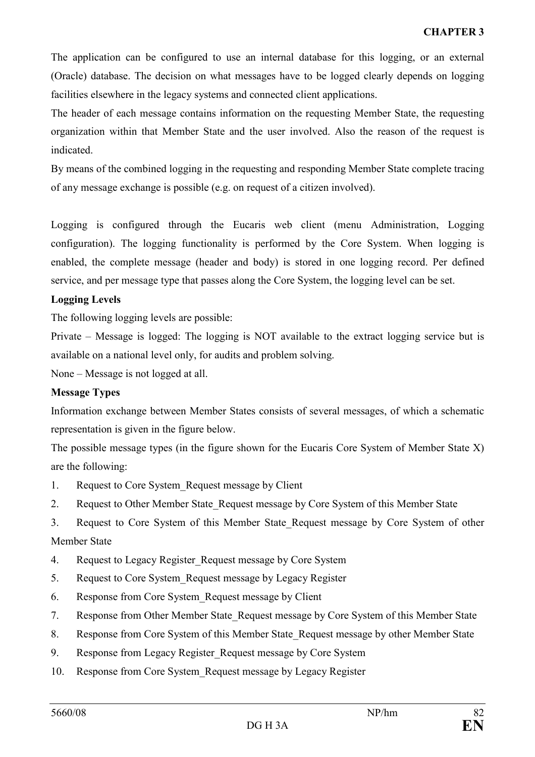The application can be configured to use an internal database for this logging, or an external (Oracle) database. The decision on what messages have to be logged clearly depends on logging facilities elsewhere in the legacy systems and connected client applications.

The header of each message contains information on the requesting Member State, the requesting organization within that Member State and the user involved. Also the reason of the request is indicated.

By means of the combined logging in the requesting and responding Member State complete tracing of any message exchange is possible (e.g. on request of a citizen involved).

Logging is configured through the Eucaris web client (menu Administration, Logging configuration). The logging functionality is performed by the Core System. When logging is enabled, the complete message (header and body) is stored in one logging record. Per defined service, and per message type that passes along the Core System, the logging level can be set.

**Logging Levels**

The following logging levels are possible:

Private – Message is logged: The logging is NOT available to the extract logging service but is available on a national level only, for audits and problem solving.

None – Message is not logged at all.

**Message Types**

Information exchange between Member States consists of several messages, of which a schematic representation is given in the figure below.

The possible message types (in the figure shown for the Eucaris Core System of Member State X) are the following:

1. Request to Core System_Request message by Client
2. Request to Other Member State_Request message by Core System of this Member State
3. Request to Core System of this Member State_Request message by Core System of other Member State
4. Request to Legacy Register_Request message by Core System
5. Request to Core System_Request message by Legacy Register
6. Response from Core System_Request message by Client
7. Response from Other Member State_Request message by Core System of this Member State
8. Response from Core System of this Member State_Request message by other Member State
9. Response from Legacy Register_Request message by Core System
10. Response from Core System_Request message by Legacy Register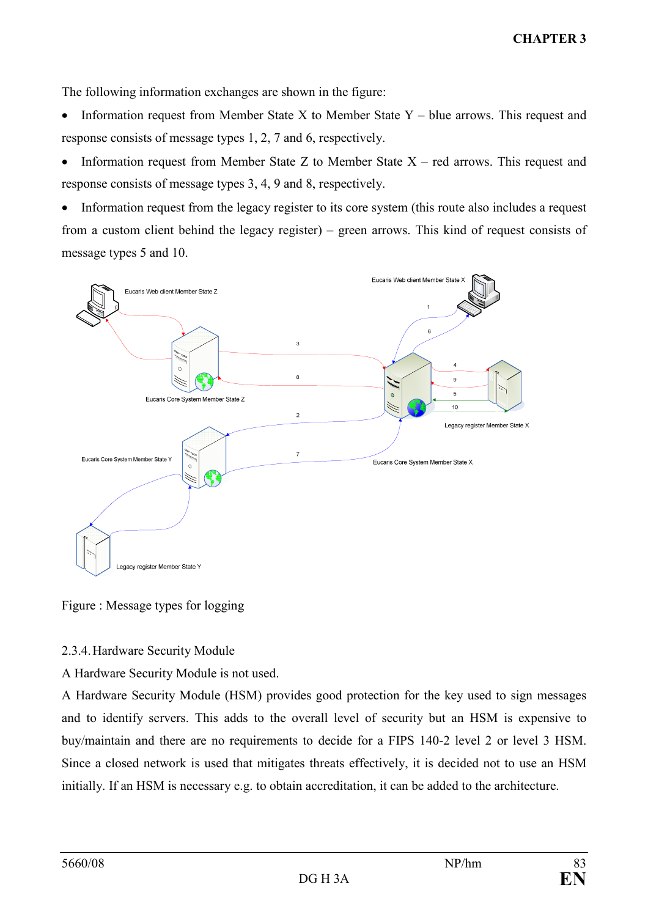The following information exchanges are shown in the figure:

- Information request from Member State X to Member State Y – blue arrows. This request and response consists of message types 1, 2, 7 and 6, respectively.
- Information request from Member State Z to Member State X – red arrows. This request and response consists of message types 3, 4, 9 and 8, respectively.
- Information request from the legacy register to its core system (this route also includes a request from a custom client behind the legacy register) – green arrows. This kind of request consists of message types 5 and 10.

Figure : Message types for logging

2.3.4. Hardware Security Module

A Hardware Security Module is not used.

A Hardware Security Module (HSM) provides good protection for the key used to sign messages and to identify servers. This adds to the overall level of security but an HSM is expensive to buy/maintain and there are no requirements to decide for a FIPS 140-2 level 2 or level 3 HSM. Since a closed network is used that mitigates threats effectively, it is decided not to use an HSM initially. If an HSM is necessary e.g. to obtain accreditation, it can be added to the architecture.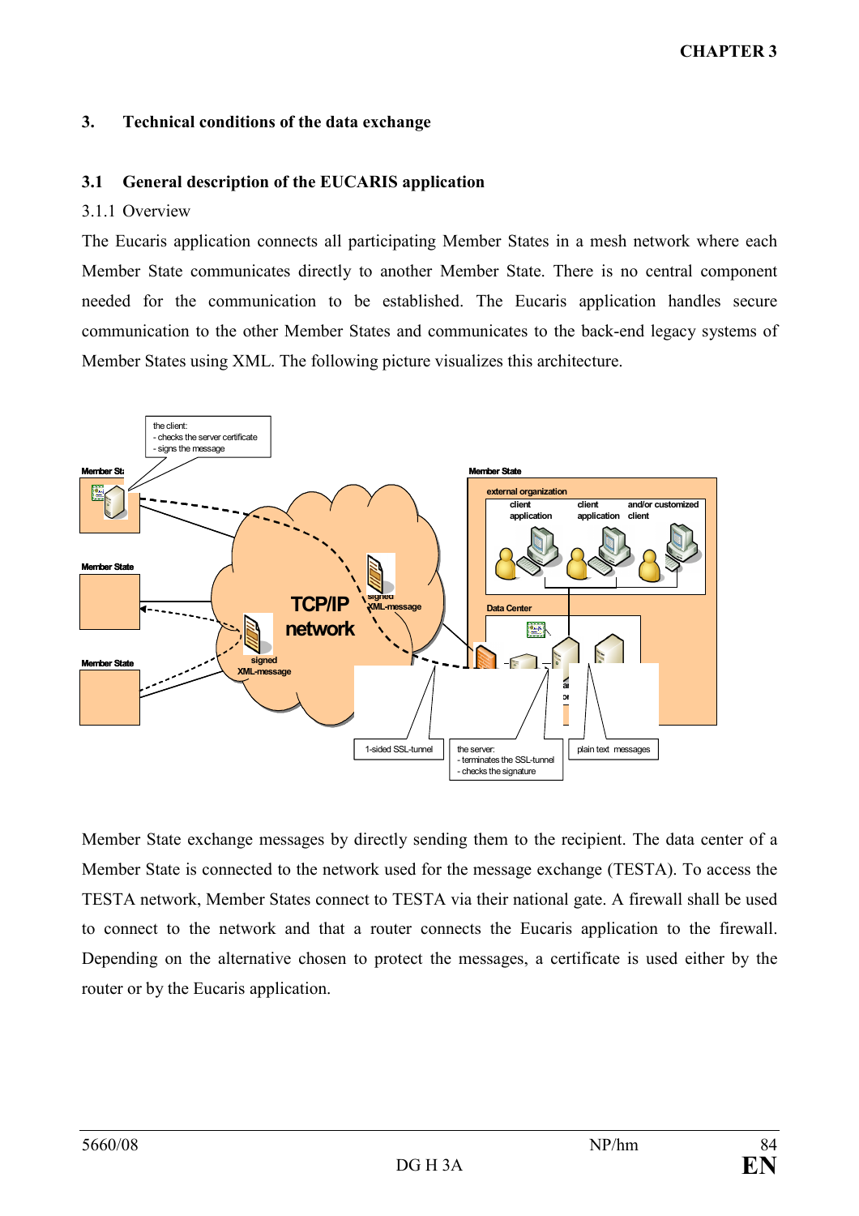# 3. Technical conditions of the data exchange

## 3.1 General description of the EUCARIS application

3.1.1 Overview

The Eucaris application connects all participating Member States in a mesh network where each Member State communicates directly to another Member State. There is no central component needed for the communication to be established. The Eucaris application handles secure communication to the other Member States and communicates to the back-end legacy systems of Member States using XML. The following picture visualizes this architecture.

Member State exchange messages by directly sending them to the recipient. The data center of a Member State is connected to the network used for the message exchange (TESTA). To access the TESTA network, Member States connect to TESTA via their national gate. A firewall shall be used to connect to the network and that a router connects the Eucaris application to the firewall. Depending on the alternative chosen to protect the messages, a certificate is used either by the router or by the Eucaris application.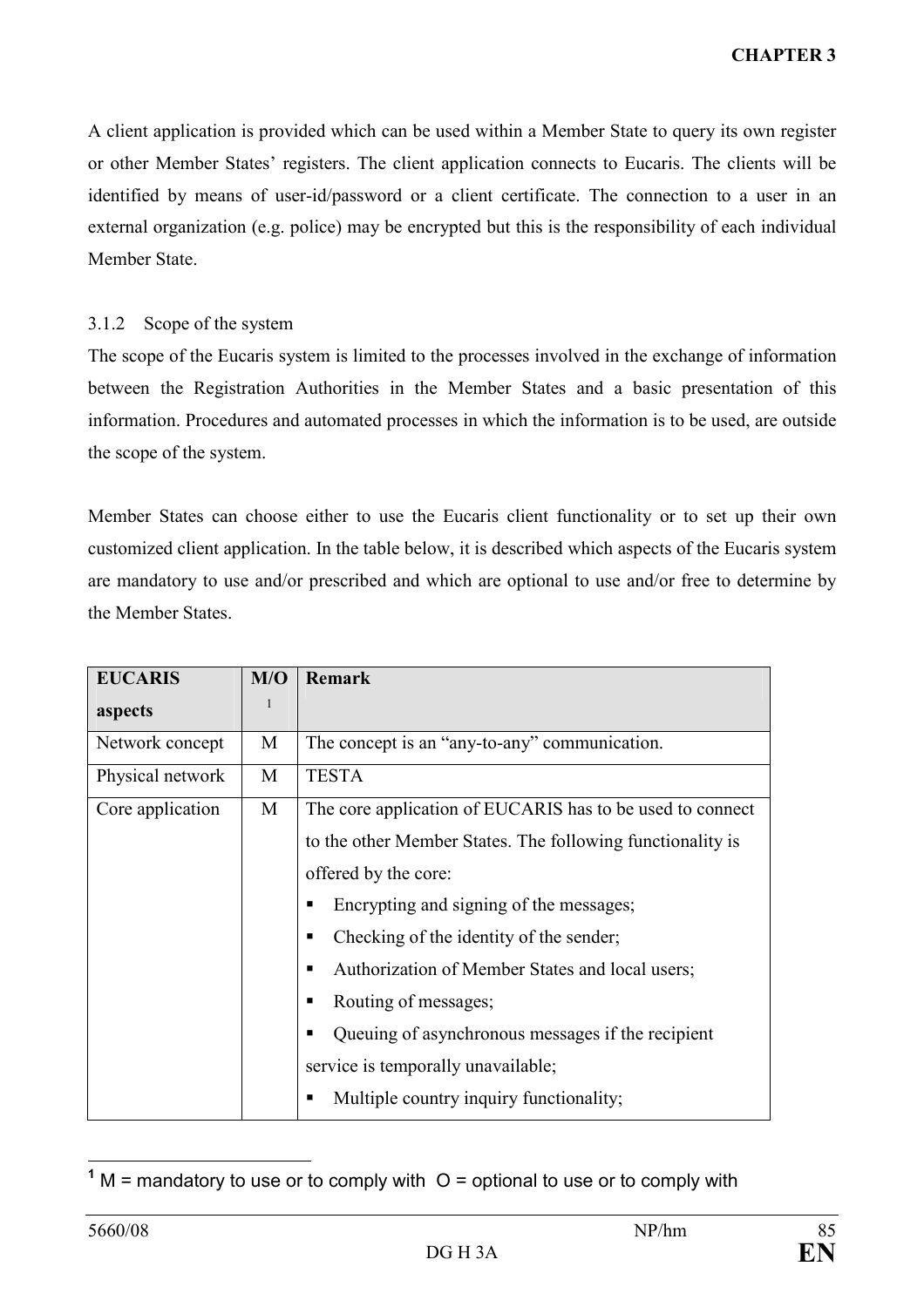A client application is provided which can be used within a Member State to query its own register or other Member States' registers. The client application connects to Eucaris. The clients will be identified by means of user-id/password or a client certificate. The connection to a user in an external organization (e.g. police) may be encrypted but this is the responsibility of each individual Member State.

### 3.1.2 Scope of the system

The scope of the Eucaris system is limited to the processes involved in the exchange of information between the Registration Authorities in the Member States and a basic presentation of this information. Procedures and automated processes in which the information is to be used, are outside the scope of the system.

Member States can choose either to use the Eucaris client functionality or to set up their own customized client application. In the table below, it is described which aspects of the Eucaris system are mandatory to use and/or prescribed and which are optional to use and/or free to determine by the Member States.

| EUCARIS aspects | M/O[1] | Remark |
|---|---|---|
| Network concept | M | The concept is an "any-to-any" communication. |
| Physical network | M | TESTA |
| Core application | M | The core application of EUCARIS has to be used to connect to the other Member States. The following functionality is offered by the core:<br>▪ Encrypting and signing of the messages;<br>▪ Checking of the identity of the sender;<br>▪ Authorization of Member States and local users;<br>▪ Routing of messages;<br>▪ Queuing of asynchronous messages if the recipient service is temporally unavailable;<br>▪ Multiple country inquiry functionality; |

[1] M = mandatory to use or to comply with O = optional to use or to comply with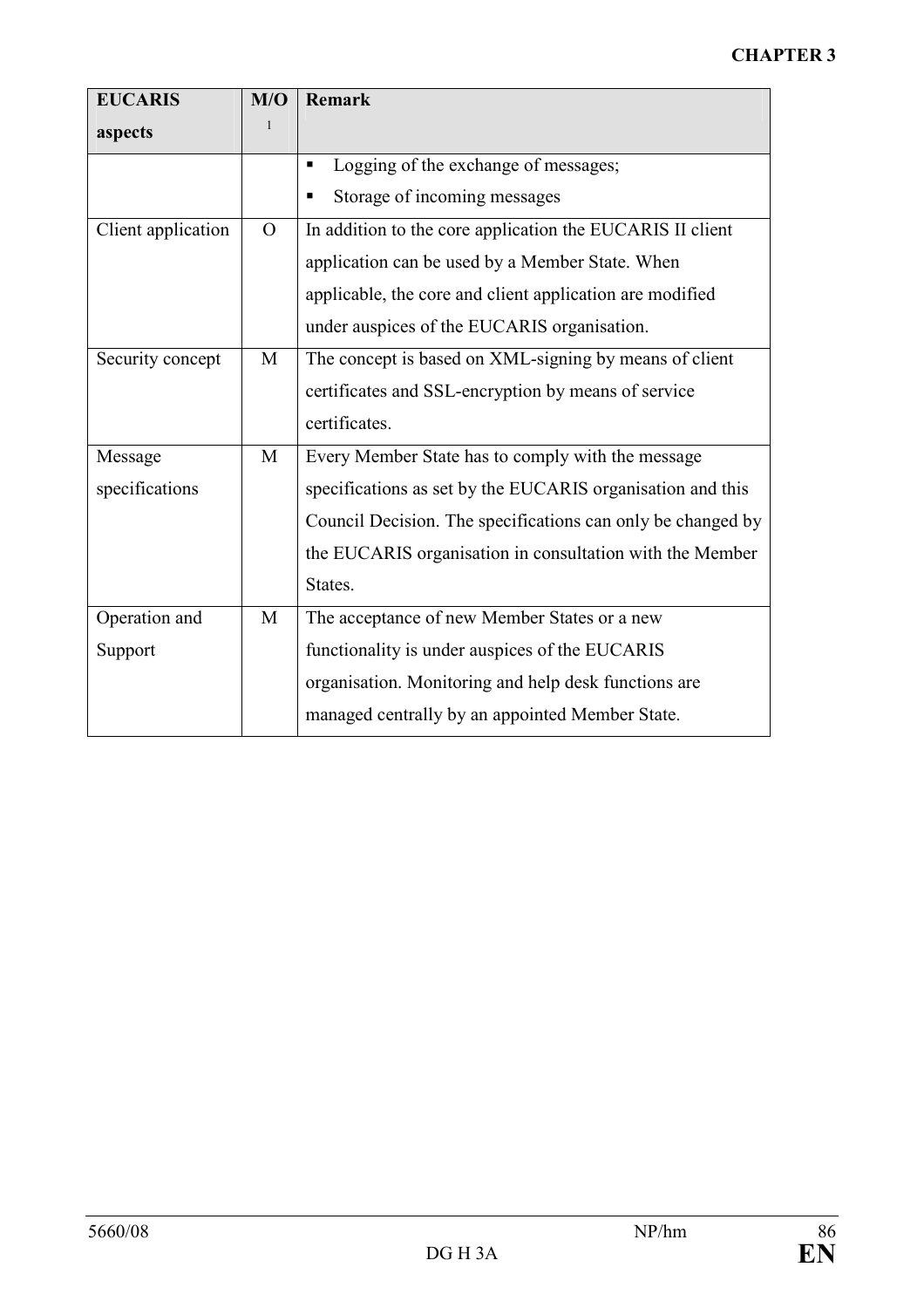| EUCARIS aspects | M/O[1] | Remark |
|---|---|---|
| | | ▪ Logging of the exchange of messages;<br>▪ Storage of incoming messages |
| Client application | O | In addition to the core application the EUCARIS II client application can be used by a Member State. When applicable, the core and client application are modified under auspices of the EUCARIS organisation. |
| Security concept | M | The concept is based on XML-signing by means of client certificates and SSL-encryption by means of service certificates. |
| Message specifications | M | Every Member State has to comply with the message specifications as set by the EUCARIS organisation and this Council Decision. The specifications can only be changed by the EUCARIS organisation in consultation with the Member States. |
| Operation and Support | M | The acceptance of new Member States or a new functionality is under auspices of the EUCARIS organisation. Monitoring and help desk functions are managed centrally by an appointed Member State. |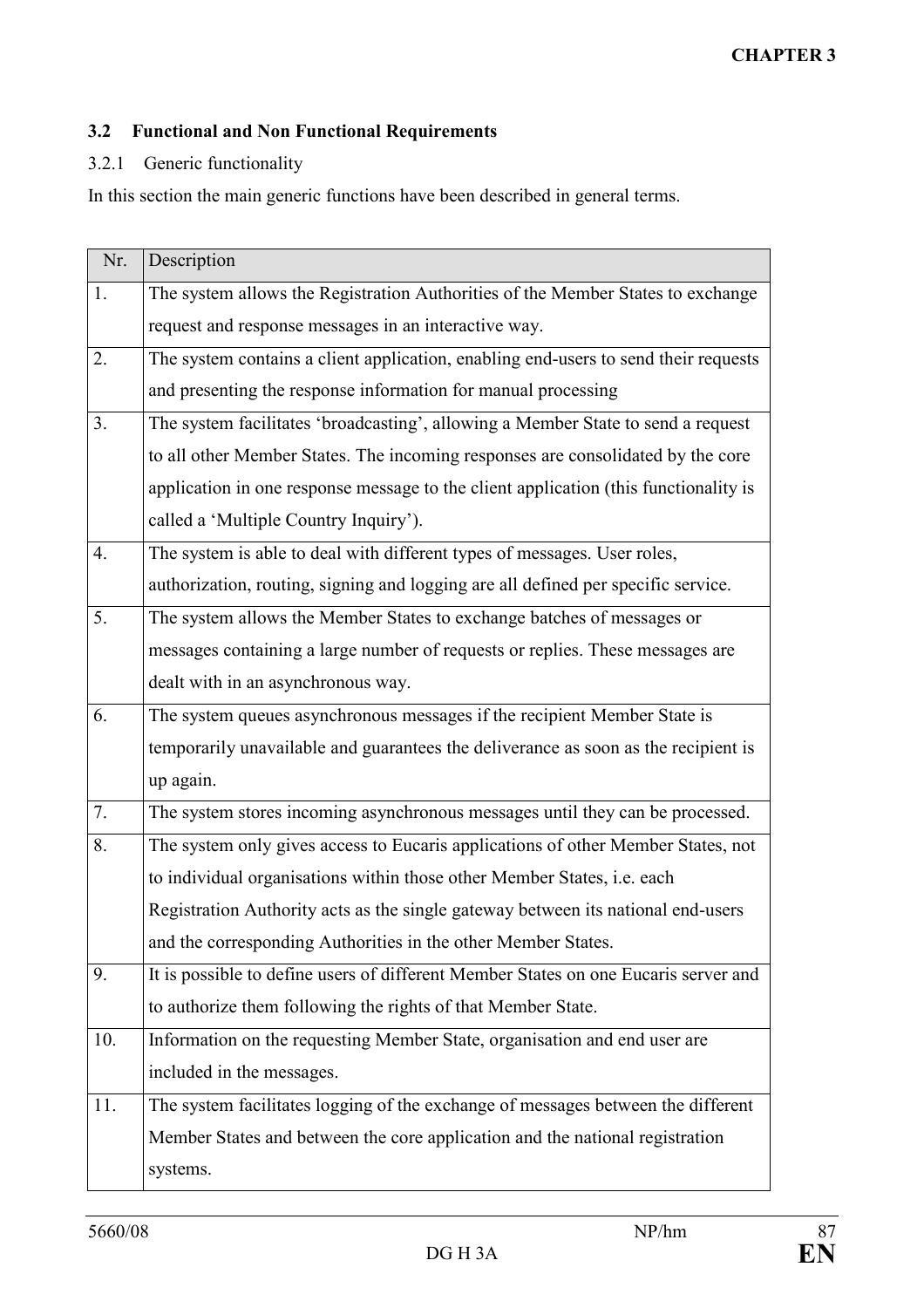### 3.2 Functional and Non Functional Requirements

#### 3.2.1 Generic functionality

In this section the main generic functions have been described in general terms.

| Nr. | Description |
|---|---|
| 1. | The system allows the Registration Authorities of the Member States to exchange request and response messages in an interactive way. |
| 2. | The system contains a client application, enabling end-users to send their requests and presenting the response information for manual processing |
| 3. | The system facilitates 'broadcasting', allowing a Member State to send a request to all other Member States. The incoming responses are consolidated by the core application in one response message to the client application (this functionality is called a 'Multiple Country Inquiry'). |
| 4. | The system is able to deal with different types of messages. User roles, authorization, routing, signing and logging are all defined per specific service. |
| 5. | The system allows the Member States to exchange batches of messages or messages containing a large number of requests or replies. These messages are dealt with in an asynchronous way. |
| 6. | The system queues asynchronous messages if the recipient Member State is temporarily unavailable and guarantees the deliverance as soon as the recipient is up again. |
| 7. | The system stores incoming asynchronous messages until they can be processed. |
| 8. | The system only gives access to Eucaris applications of other Member States, not to individual organisations within those other Member States, i.e. each Registration Authority acts as the single gateway between its national end-users and the corresponding Authorities in the other Member States. |
| 9. | It is possible to define users of different Member States on one Eucaris server and to authorize them following the rights of that Member State. |
| 10. | Information on the requesting Member State, organisation and end user are included in the messages. |
| 11. | The system facilitates logging of the exchange of messages between the different Member States and between the core application and the national registration systems. |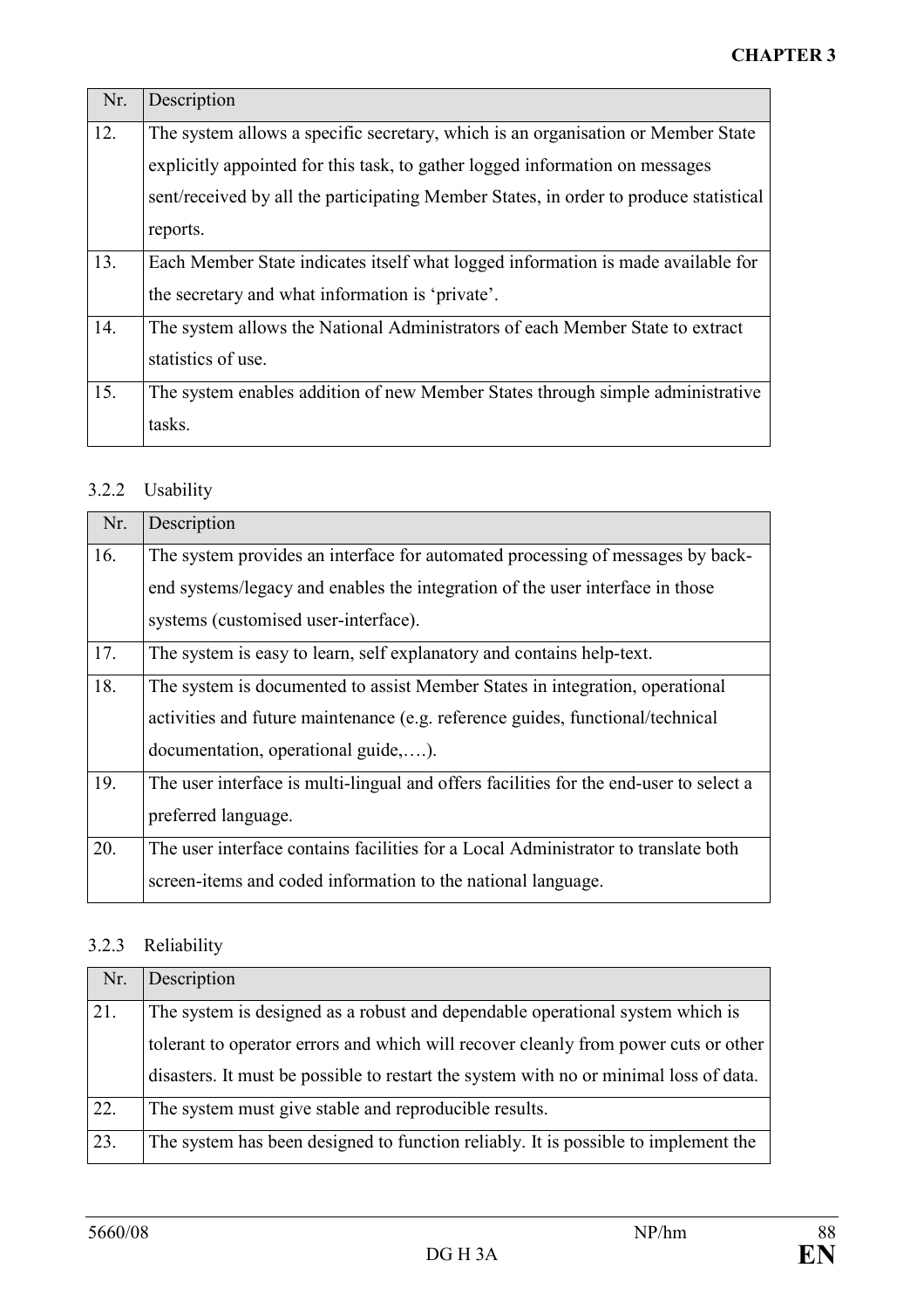| Nr. | Description |
|---|---|
| 12. | The system allows a specific secretary, which is an organisation or Member State explicitly appointed for this task, to gather logged information on messages sent/received by all the participating Member States, in order to produce statistical reports. |
| 13. | Each Member State indicates itself what logged information is made available for the secretary and what information is 'private'. |
| 14. | The system allows the National Administrators of each Member State to extract statistics of use. |
| 15. | The system enables addition of new Member States through simple administrative tasks. |

### 3.2.2 Usability

| Nr. | Description |
|---|---|
| 16. | The system provides an interface for automated processing of messages by back-end systems/legacy and enables the integration of the user interface in those systems (customised user-interface). |
| 17. | The system is easy to learn, self explanatory and contains help-text. |
| 18. | The system is documented to assist Member States in integration, operational activities and future maintenance (e.g. reference guides, functional/technical documentation, operational guide,….). |
| 19. | The user interface is multi-lingual and offers facilities for the end-user to select a preferred language. |
| 20. | The user interface contains facilities for a Local Administrator to translate both screen-items and coded information to the national language. |

### 3.2.3 Reliability

| Nr. | Description |
|---|---|
| 21. | The system is designed as a robust and dependable operational system which is tolerant to operator errors and which will recover cleanly from power cuts or other disasters. It must be possible to restart the system with no or minimal loss of data. |
| 22. | The system must give stable and reproducible results. |
| 23. | The system has been designed to function reliably. It is possible to implement the |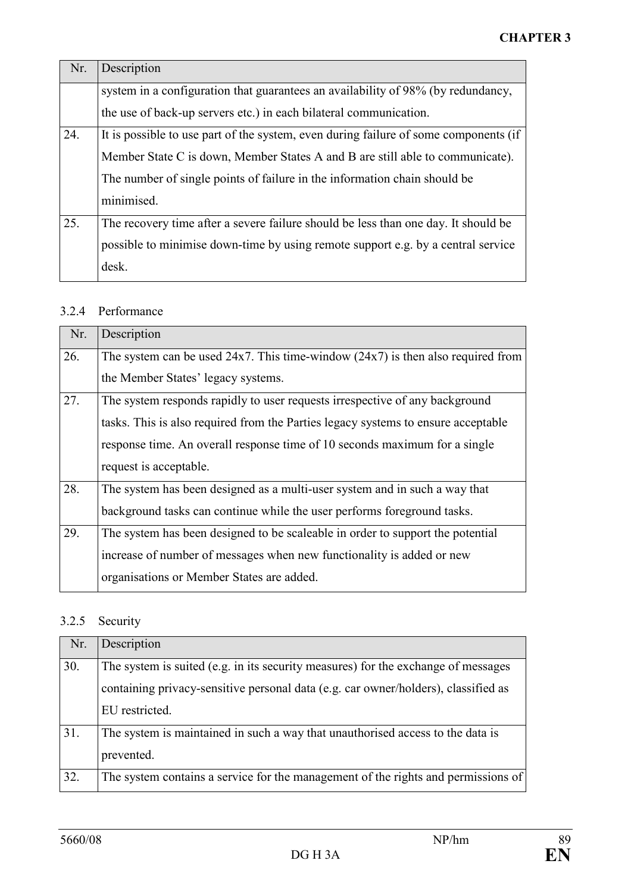| Nr. | Description |
|---|---|
| | system in a configuration that guarantees an availability of 98% (by redundancy, the use of back-up servers etc.) in each bilateral communication. |
| 24. | It is possible to use part of the system, even during failure of some components (if Member State C is down, Member States A and B are still able to communicate). The number of single points of failure in the information chain should be minimised. |
| 25. | The recovery time after a severe failure should be less than one day. It should be possible to minimise down-time by using remote support e.g. by a central service desk. |

### 3.2.4 Performance

| Nr. | Description |
|---|---|
| 26. | The system can be used 24x7. This time-window (24x7) is then also required from the Member States' legacy systems. |
| 27. | The system responds rapidly to user requests irrespective of any background tasks. This is also required from the Parties legacy systems to ensure acceptable response time. An overall response time of 10 seconds maximum for a single request is acceptable. |
| 28. | The system has been designed as a multi-user system and in such a way that background tasks can continue while the user performs foreground tasks. |
| 29. | The system has been designed to be scaleable in order to support the potential increase of number of messages when new functionality is added or new organisations or Member States are added. |

### 3.2.5 Security

| Nr. | Description |
|---|---|
| 30. | The system is suited (e.g. in its security measures) for the exchange of messages containing privacy-sensitive personal data (e.g. car owner/holders), classified as EU restricted. |
| 31. | The system is maintained in such a way that unauthorised access to the data is prevented. |
| 32. | The system contains a service for the management of the rights and permissions of |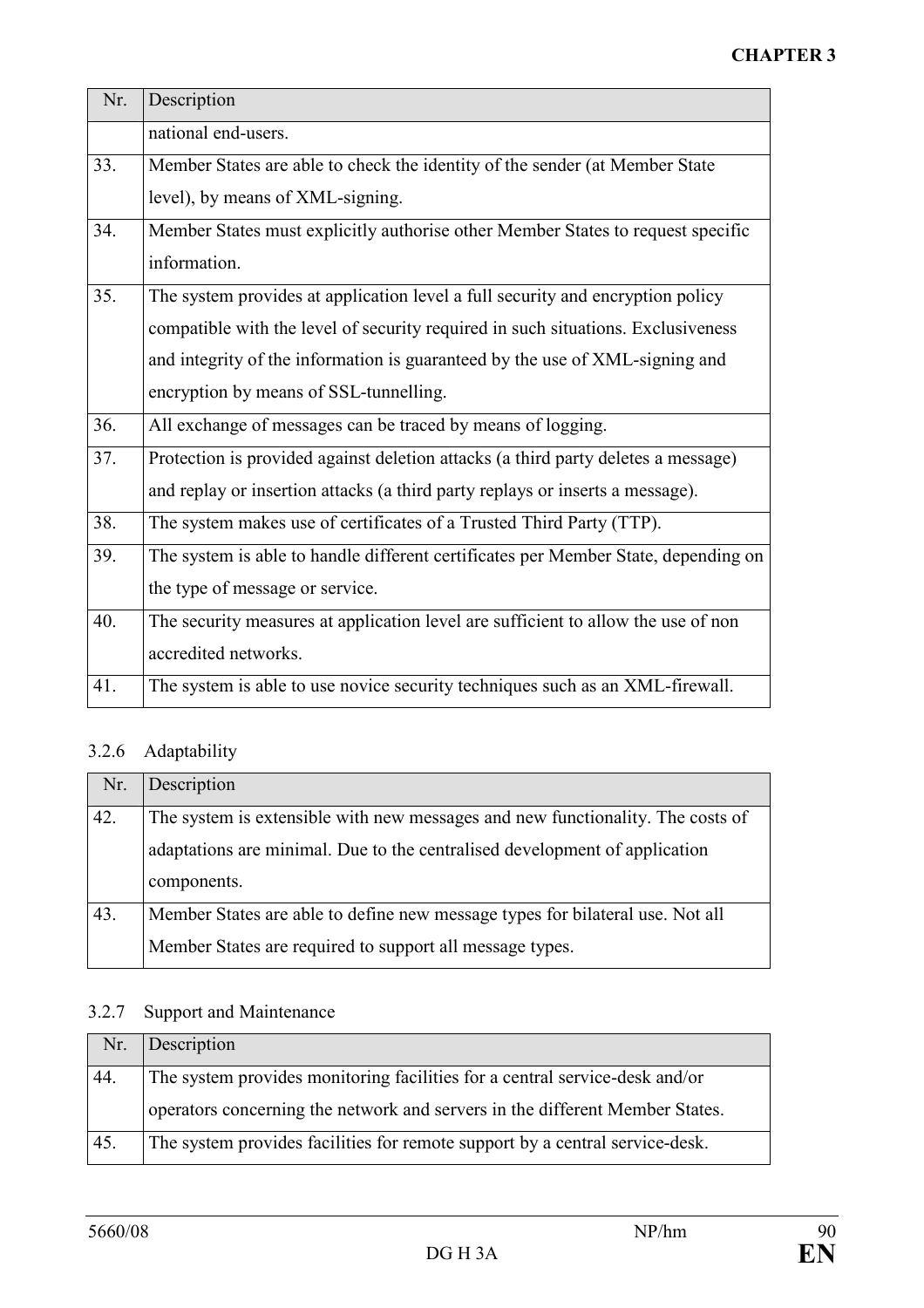| Nr. | Description |
|---|---|
| | national end-users. |
| 33. | Member States are able to check the identity of the sender (at Member State level), by means of XML-signing. |
| 34. | Member States must explicitly authorise other Member States to request specific information. |
| 35. | The system provides at application level a full security and encryption policy compatible with the level of security required in such situations. Exclusiveness and integrity of the information is guaranteed by the use of XML-signing and encryption by means of SSL-tunnelling. |
| 36. | All exchange of messages can be traced by means of logging. |
| 37. | Protection is provided against deletion attacks (a third party deletes a message) and replay or insertion attacks (a third party replays or inserts a message). |
| 38. | The system makes use of certificates of a Trusted Third Party (TTP). |
| 39. | The system is able to handle different certificates per Member State, depending on the type of message or service. |
| 40. | The security measures at application level are sufficient to allow the use of non accredited networks. |
| 41. | The system is able to use novice security techniques such as an XML-firewall. |

### 3.2.6 Adaptability

| Nr. | Description |
|---|---|
| 42. | The system is extensible with new messages and new functionality. The costs of adaptations are minimal. Due to the centralised development of application components. |
| 43. | Member States are able to define new message types for bilateral use. Not all Member States are required to support all message types. |

### 3.2.7 Support and Maintenance

| Nr. | Description |
|---|---|
| 44. | The system provides monitoring facilities for a central service-desk and/or operators concerning the network and servers in the different Member States. |
| 45. | The system provides facilities for remote support by a central service-desk. |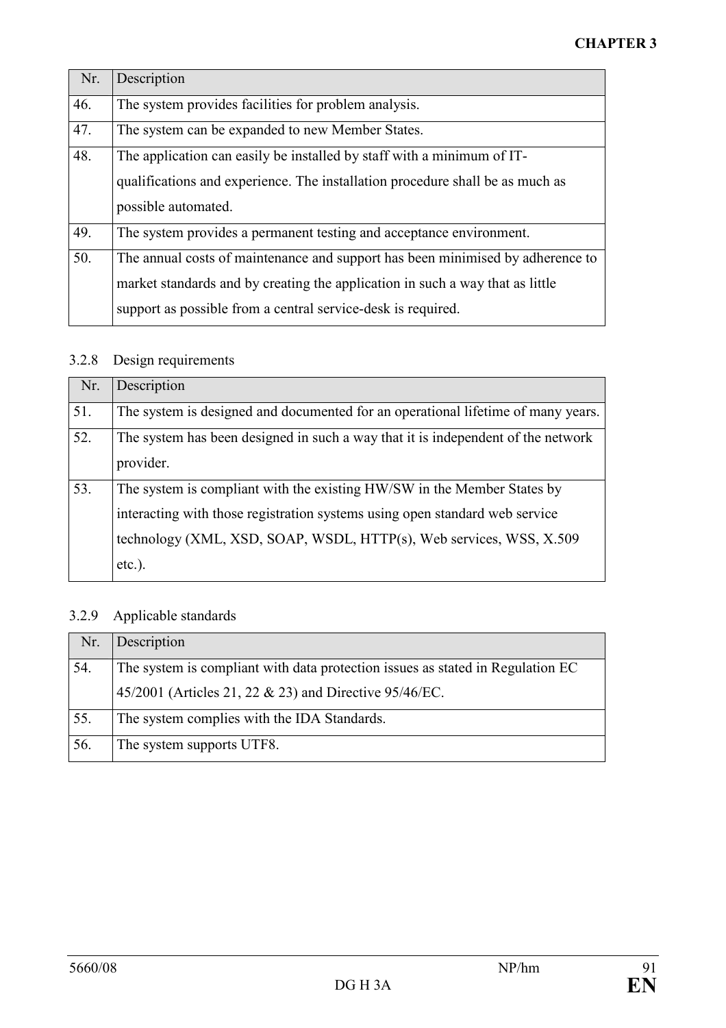| Nr. | Description |
|---|---|
| 46. | The system provides facilities for problem analysis. |
| 47. | The system can be expanded to new Member States. |
| 48. | The application can easily be installed by staff with a minimum of IT-qualifications and experience. The installation procedure shall be as much as possible automated. |
| 49. | The system provides a permanent testing and acceptance environment. |
| 50. | The annual costs of maintenance and support has been minimised by adherence to market standards and by creating the application in such a way that as little support as possible from a central service-desk is required. |

### 3.2.8 Design requirements

| Nr. | Description |
|---|---|
| 51. | The system is designed and documented for an operational lifetime of many years. |
| 52. | The system has been designed in such a way that it is independent of the network provider. |
| 53. | The system is compliant with the existing HW/SW in the Member States by interacting with those registration systems using open standard web service technology (XML, XSD, SOAP, WSDL, HTTP(s), Web services, WSS, X.509 etc.). |

### 3.2.9 Applicable standards

| Nr. | Description |
|---|---|
| 54. | The system is compliant with data protection issues as stated in Regulation EC 45/2001 (Articles 21, 22 & 23) and Directive 95/46/EC. |
| 55. | The system complies with the IDA Standards. |
| 56. | The system supports UTF8. |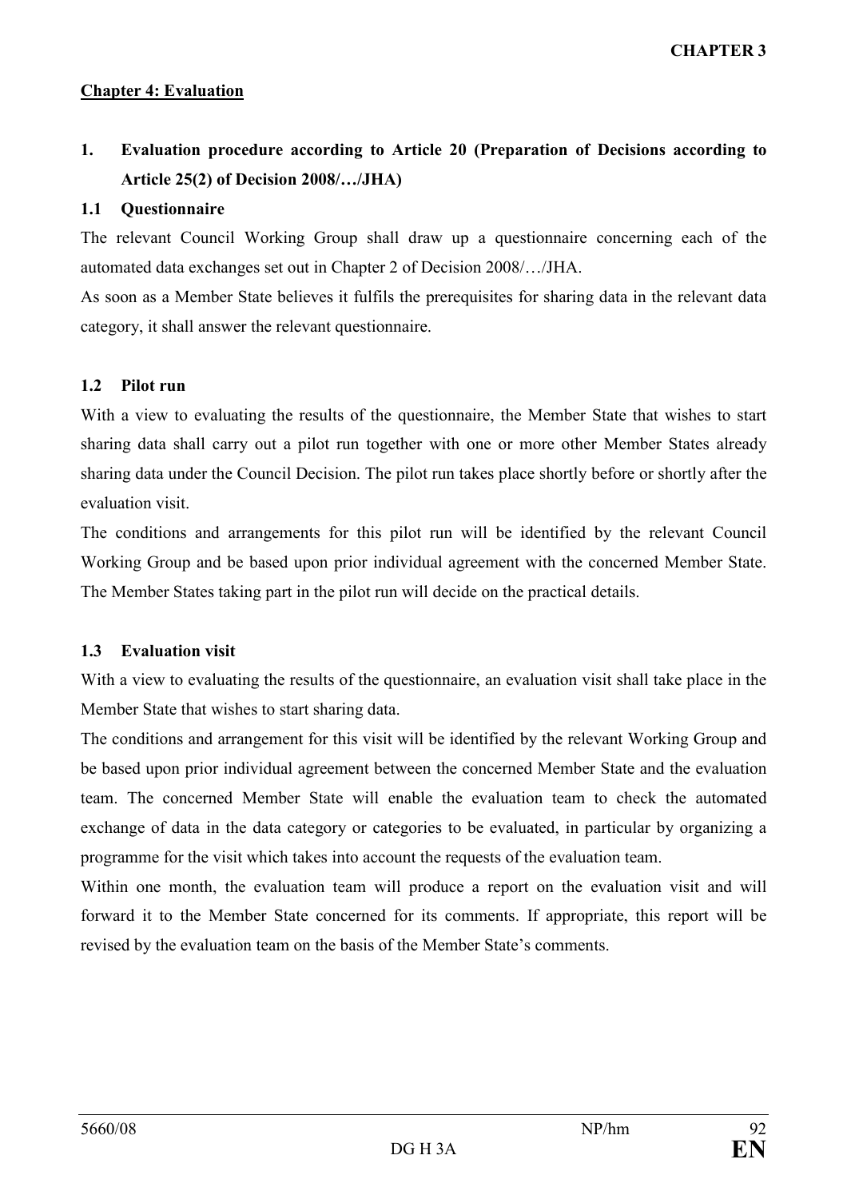**CHAPTER 3**

## Chapter 4: Evaluation

### 1. Evaluation procedure according to Article 20 (Preparation of Decisions according to Article 25(2) of Decision 2008/…/JHA)

#### 1.1 Questionnaire

The relevant Council Working Group shall draw up a questionnaire concerning each of the automated data exchanges set out in Chapter 2 of Decision 2008/…/JHA.

As soon as a Member State believes it fulfils the prerequisites for sharing data in the relevant data category, it shall answer the relevant questionnaire.

#### 1.2 Pilot run

With a view to evaluating the results of the questionnaire, the Member State that wishes to start sharing data shall carry out a pilot run together with one or more other Member States already sharing data under the Council Decision. The pilot run takes place shortly before or shortly after the evaluation visit.

The conditions and arrangements for this pilot run will be identified by the relevant Council Working Group and be based upon prior individual agreement with the concerned Member State. The Member States taking part in the pilot run will decide on the practical details.

#### 1.3 Evaluation visit

With a view to evaluating the results of the questionnaire, an evaluation visit shall take place in the Member State that wishes to start sharing data.

The conditions and arrangement for this visit will be identified by the relevant Working Group and be based upon prior individual agreement between the concerned Member State and the evaluation team. The concerned Member State will enable the evaluation team to check the automated exchange of data in the data category or categories to be evaluated, in particular by organizing a programme for the visit which takes into account the requests of the evaluation team.

Within one month, the evaluation team will produce a report on the evaluation visit and will forward it to the Member State concerned for its comments. If appropriate, this report will be revised by the evaluation team on the basis of the Member State's comments.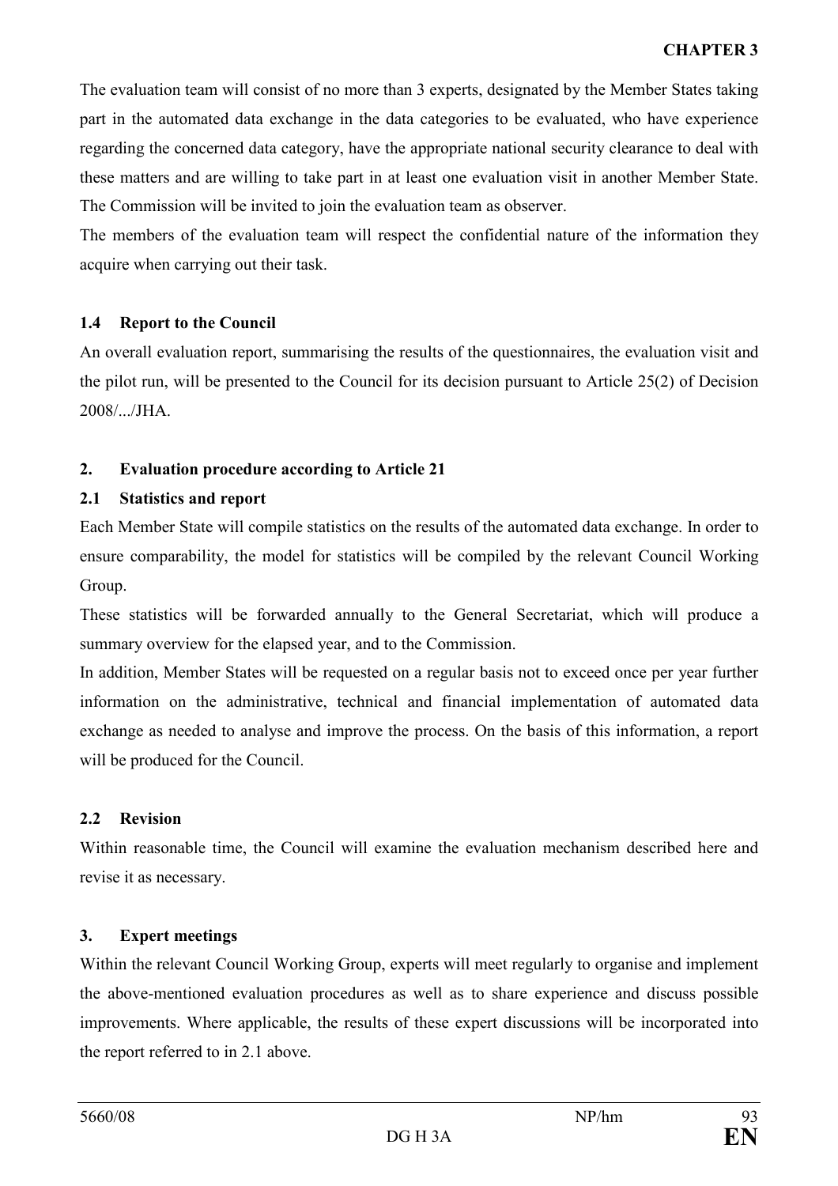**CHAPTER 3**

The evaluation team will consist of no more than 3 experts, designated by the Member States taking part in the automated data exchange in the data categories to be evaluated, who have experience regarding the concerned data category, have the appropriate national security clearance to deal with these matters and are willing to take part in at least one evaluation visit in another Member State. The Commission will be invited to join the evaluation team as observer.

The members of the evaluation team will respect the confidential nature of the information they acquire when carrying out their task.

### 1.4 Report to the Council

An overall evaluation report, summarising the results of the questionnaires, the evaluation visit and the pilot run, will be presented to the Council for its decision pursuant to Article 25(2) of Decision 2008/.../JHA.

## 2. Evaluation procedure according to Article 21

### 2.1 Statistics and report

Each Member State will compile statistics on the results of the automated data exchange. In order to ensure comparability, the model for statistics will be compiled by the relevant Council Working Group.

These statistics will be forwarded annually to the General Secretariat, which will produce a summary overview for the elapsed year, and to the Commission.

In addition, Member States will be requested on a regular basis not to exceed once per year further information on the administrative, technical and financial implementation of automated data exchange as needed to analyse and improve the process. On the basis of this information, a report will be produced for the Council.

### 2.2 Revision

Within reasonable time, the Council will examine the evaluation mechanism described here and revise it as necessary.

## 3. Expert meetings

Within the relevant Council Working Group, experts will meet regularly to organise and implement the above-mentioned evaluation procedures as well as to share experience and discuss possible improvements. Where applicable, the results of these expert discussions will be incorporated into the report referred to in 2.1 above.